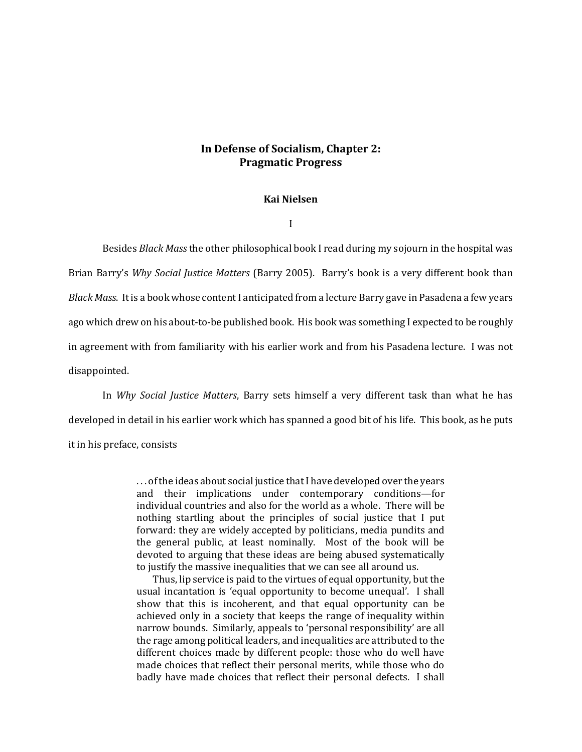# In Defense of Socialism, Chapter 2: Pragmatic Progress

**Kai Nielsen**

I

Besides *Black Mass* the other philosophical book I read during my sojourn in the hospital was Brian Barry's *Why Social Justice Matters* (Barry 2005). Barry's book is a very different book than *Black Mass*. It is a book whose content I anticipated from a lecture Barry gave in Pasadena a few years ago which drew on his about-to-be published book. His book was something I expected to be roughly in agreement with from familiarity with his earlier work and from his Pasadena lecture. I was not disappointed.

In *Why Social Justice Matters*, Barry sets himself a very different task than what he has developed in detail in his earlier work which has spanned a good bit of his life. This book, as he puts it in his preface, consists

> . . . of the ideas about social justice that I have developed over the years and their implications under contemporary conditions—for individual countries and also for the world as a whole. There will be nothing startling about the principles of social justice that I put forward: they are widely accepted by politicians, media pundits and the general public, at least nominally. Most of the book will be devoted to arguing that these ideas are being abused systematically to justify the massive inequalities that we can see all around us.
>
> Thus, lip service is paid to the virtues of equal opportunity, but the usual incantation is 'equal opportunity to become unequal'. I shall show that this is incoherent, and that equal opportunity can be achieved only in a society that keeps the range of inequality within narrow bounds. Similarly, appeals to 'personal responsibility' are all the rage among political leaders, and inequalities are attributed to the different choices made by different people: those who do well have made choices that reflect their personal merits, while those who do badly have made choices that reflect their personal defects. I shall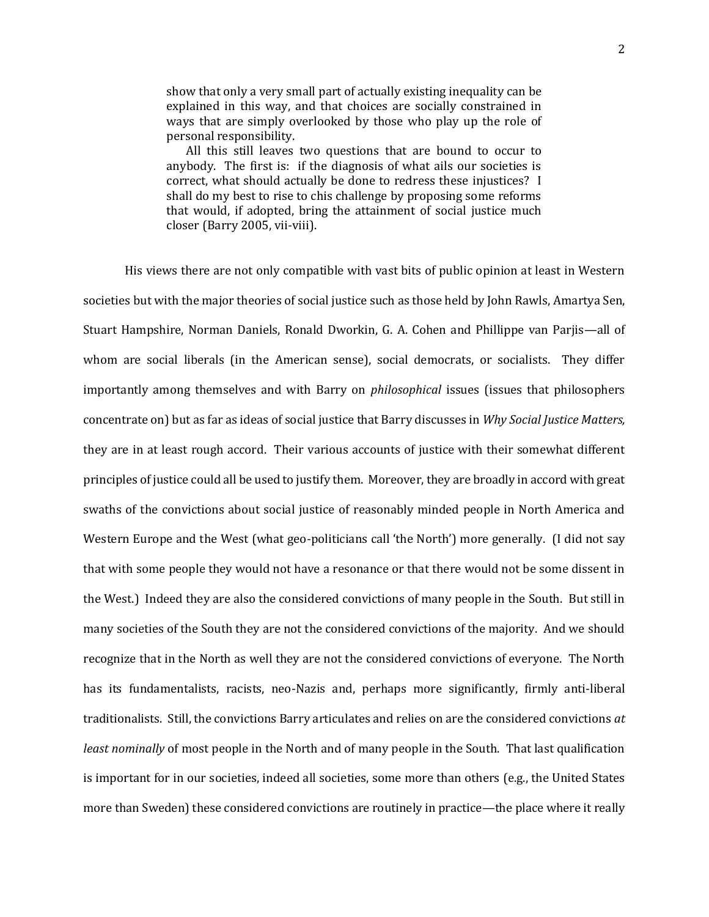> show that only a very small part of actually existing inequality can be explained in this way, and that choices are socially constrained in ways that are simply overlooked by those who play up the role of personal responsibility.
>
> All this still leaves two questions that are bound to occur to anybody. The first is: if the diagnosis of what ails our societies is correct, what should actually be done to redress these injustices? I shall do my best to rise to chis challenge by proposing some reforms that would, if adopted, bring the attainment of social justice much closer (Barry 2005, vii-viii).

His views there are not only compatible with vast bits of public opinion at least in Western societies but with the major theories of social justice such as those held by John Rawls, Amartya Sen, Stuart Hampshire, Norman Daniels, Ronald Dworkin, G. A. Cohen and Phillippe van Parjis—all of whom are social liberals (in the American sense), social democrats, or socialists. They differ importantly among themselves and with Barry on *philosophical* issues (issues that philosophers concentrate on) but as far as ideas of social justice that Barry discusses in *Why Social Justice Matters,* they are in at least rough accord. Their various accounts of justice with their somewhat different principles of justice could all be used to justify them. Moreover, they are broadly in accord with great swaths of the convictions about social justice of reasonably minded people in North America and Western Europe and the West (what geo-politicians call 'the North') more generally. (I did not say that with some people they would not have a resonance or that there would not be some dissent in the West.) Indeed they are also the considered convictions of many people in the South. But still in many societies of the South they are not the considered convictions of the majority. And we should recognize that in the North as well they are not the considered convictions of everyone. The North has its fundamentalists, racists, neo-Nazis and, perhaps more significantly, firmly anti-liberal traditionalists. Still, the convictions Barry articulates and relies on are the considered convictions *at least nominally* of most people in the North and of many people in the South. That last qualification is important for in our societies, indeed all societies, some more than others (e.g., the United States more than Sweden) these considered convictions are routinely in practice—the place where it really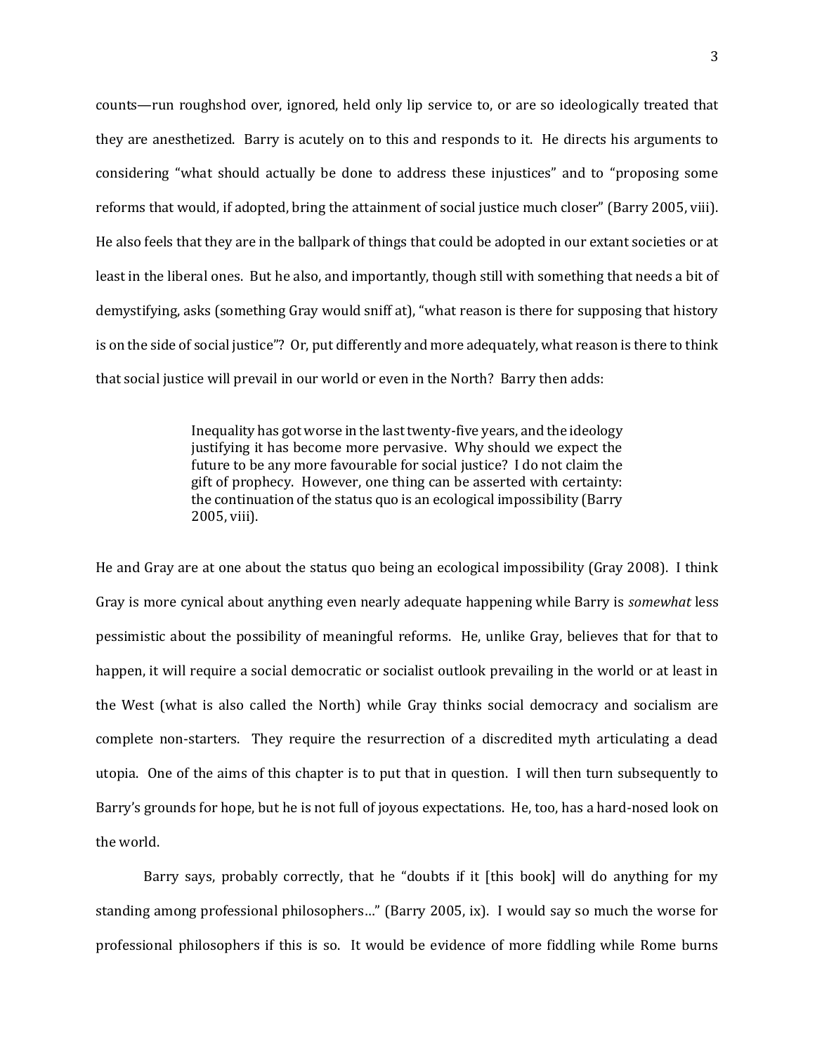counts—run roughshod over, ignored, held only lip service to, or are so ideologically treated that they are anesthetized. Barry is acutely on to this and responds to it. He directs his arguments to considering "what should actually be done to address these injustices" and to "proposing some reforms that would, if adopted, bring the attainment of social justice much closer" (Barry 2005, viii). He also feels that they are in the ballpark of things that could be adopted in our extant societies or at least in the liberal ones. But he also, and importantly, though still with something that needs a bit of demystifying, asks (something Gray would sniff at), "what reason is there for supposing that history is on the side of social justice"? Or, put differently and more adequately, what reason is there to think that social justice will prevail in our world or even in the North? Barry then adds:

> Inequality has got worse in the last twenty-five years, and the ideology justifying it has become more pervasive. Why should we expect the future to be any more favourable for social justice? I do not claim the gift of prophecy. However, one thing can be asserted with certainty: the continuation of the status quo is an ecological impossibility (Barry 2005, viii).

He and Gray are at one about the status quo being an ecological impossibility (Gray 2008). I think Gray is more cynical about anything even nearly adequate happening while Barry is *somewhat* less pessimistic about the possibility of meaningful reforms. He, unlike Gray, believes that for that to happen, it will require a social democratic or socialist outlook prevailing in the world or at least in the West (what is also called the North) while Gray thinks social democracy and socialism are complete non-starters. They require the resurrection of a discredited myth articulating a dead utopia. One of the aims of this chapter is to put that in question. I will then turn subsequently to Barry's grounds for hope, but he is not full of joyous expectations. He, too, has a hard-nosed look on the world.

Barry says, probably correctly, that he "doubts if it [this book] will do anything for my standing among professional philosophers…" (Barry 2005, ix). I would say so much the worse for professional philosophers if this is so. It would be evidence of more fiddling while Rome burns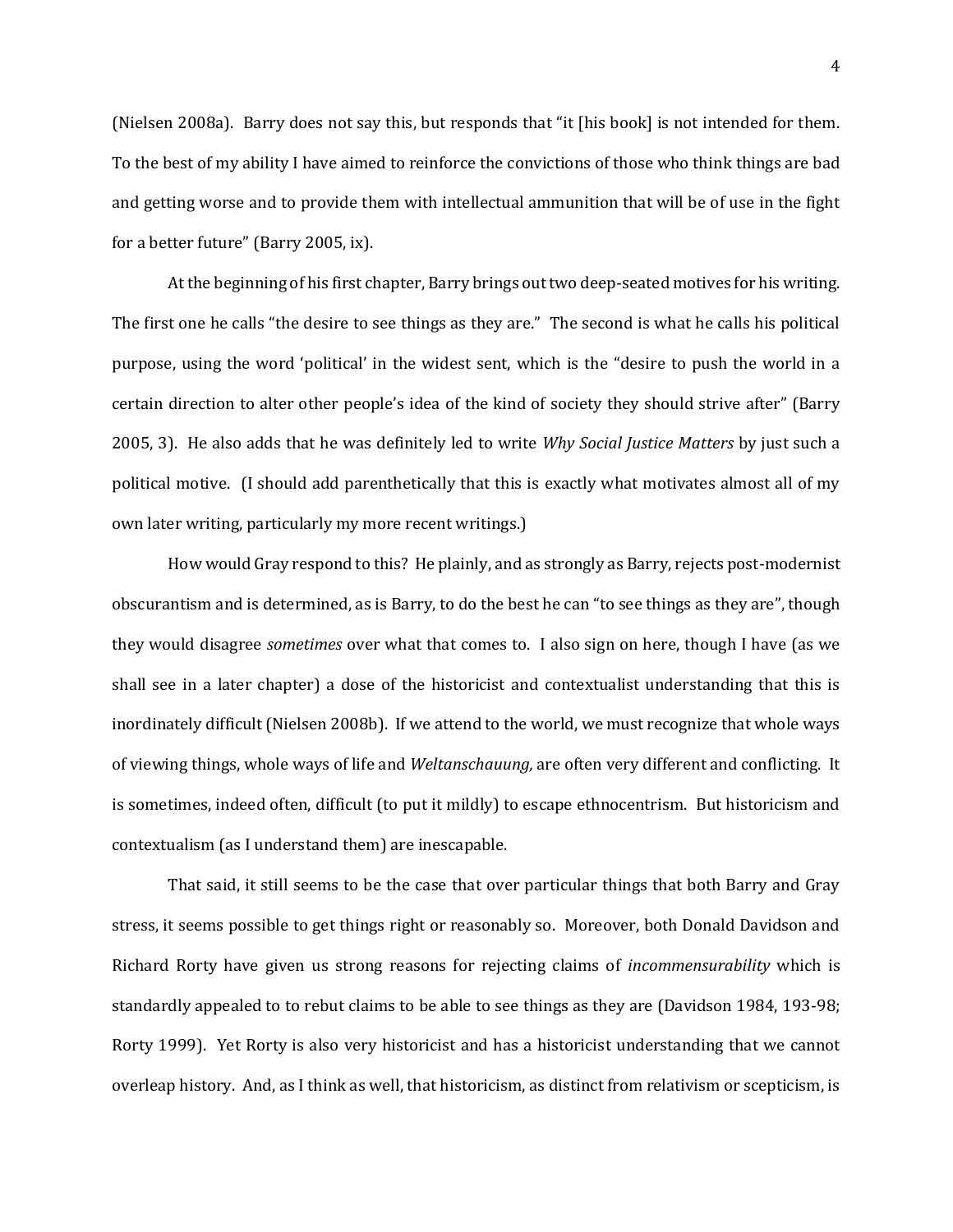(Nielsen 2008a). Barry does not say this, but responds that "it [his book] is not intended for them. To the best of my ability I have aimed to reinforce the convictions of those who think things are bad and getting worse and to provide them with intellectual ammunition that will be of use in the fight for a better future" (Barry 2005, ix).

At the beginning of his first chapter, Barry brings out two deep-seated motives for his writing. The first one he calls "the desire to see things as they are." The second is what he calls his political purpose, using the word 'political' in the widest sent, which is the "desire to push the world in a certain direction to alter other people's idea of the kind of society they should strive after" (Barry 2005, 3). He also adds that he was definitely led to write *Why Social Justice Matters* by just such a political motive. (I should add parenthetically that this is exactly what motivates almost all of my own later writing, particularly my more recent writings.)

How would Gray respond to this? He plainly, and as strongly as Barry, rejects post-modernist obscurantism and is determined, as is Barry, to do the best he can "to see things as they are", though they would disagree *sometimes* over what that comes to. I also sign on here, though I have (as we shall see in a later chapter) a dose of the historicist and contextualist understanding that this is inordinately difficult (Nielsen 2008b). If we attend to the world, we must recognize that whole ways of viewing things, whole ways of life and *Weltanschauung,* are often very different and conflicting. It is sometimes, indeed often, difficult (to put it mildly) to escape ethnocentrism. But historicism and contextualism (as I understand them) are inescapable.

That said, it still seems to be the case that over particular things that both Barry and Gray stress, it seems possible to get things right or reasonably so. Moreover, both Donald Davidson and Richard Rorty have given us strong reasons for rejecting claims of *incommensurability* which is standardly appealed to to rebut claims to be able to see things as they are (Davidson 1984, 193-98; Rorty 1999). Yet Rorty is also very historicist and has a historicist understanding that we cannot overleap history. And, as I think as well, that historicism, as distinct from relativism or scepticism, is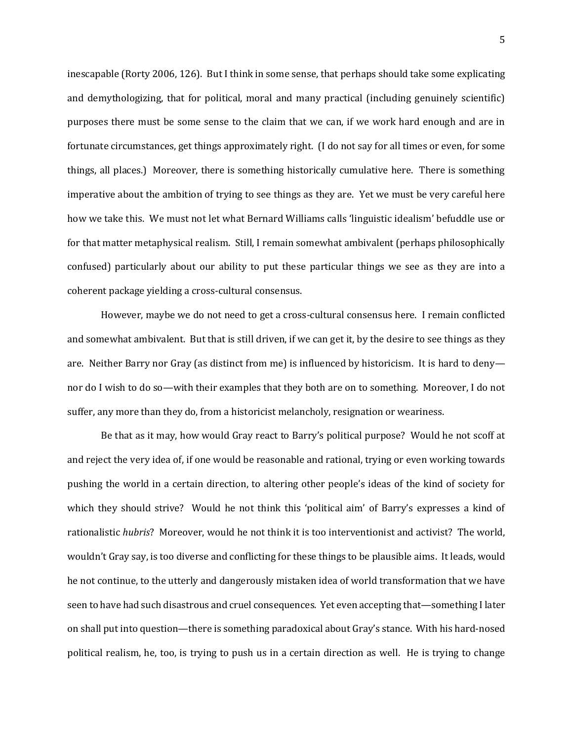inescapable (Rorty 2006, 126). But I think in some sense, that perhaps should take some explicating and demythologizing, that for political, moral and many practical (including genuinely scientific) purposes there must be some sense to the claim that we can, if we work hard enough and are in fortunate circumstances, get things approximately right. (I do not say for all times or even, for some things, all places.) Moreover, there is something historically cumulative here. There is something imperative about the ambition of trying to see things as they are. Yet we must be very careful here how we take this. We must not let what Bernard Williams calls 'linguistic idealism' befuddle use or for that matter metaphysical realism. Still, I remain somewhat ambivalent (perhaps philosophically confused) particularly about our ability to put these particular things we see as they are into a coherent package yielding a cross-cultural consensus.

However, maybe we do not need to get a cross-cultural consensus here. I remain conflicted and somewhat ambivalent. But that is still driven, if we can get it, by the desire to see things as they are. Neither Barry nor Gray (as distinct from me) is influenced by historicism. It is hard to deny—nor do I wish to do so—with their examples that they both are on to something. Moreover, I do not suffer, any more than they do, from a historicist melancholy, resignation or weariness.

Be that as it may, how would Gray react to Barry's political purpose? Would he not scoff at and reject the very idea of, if one would be reasonable and rational, trying or even working towards pushing the world in a certain direction, to altering other people's ideas of the kind of society for which they should strive? Would he not think this 'political aim' of Barry's expresses a kind of rationalistic *hubris*? Moreover, would he not think it is too interventionist and activist? The world, wouldn't Gray say, is too diverse and conflicting for these things to be plausible aims. It leads, would he not continue, to the utterly and dangerously mistaken idea of world transformation that we have seen to have had such disastrous and cruel consequences. Yet even accepting that—something I later on shall put into question—there is something paradoxical about Gray's stance. With his hard-nosed political realism, he, too, is trying to push us in a certain direction as well. He is trying to change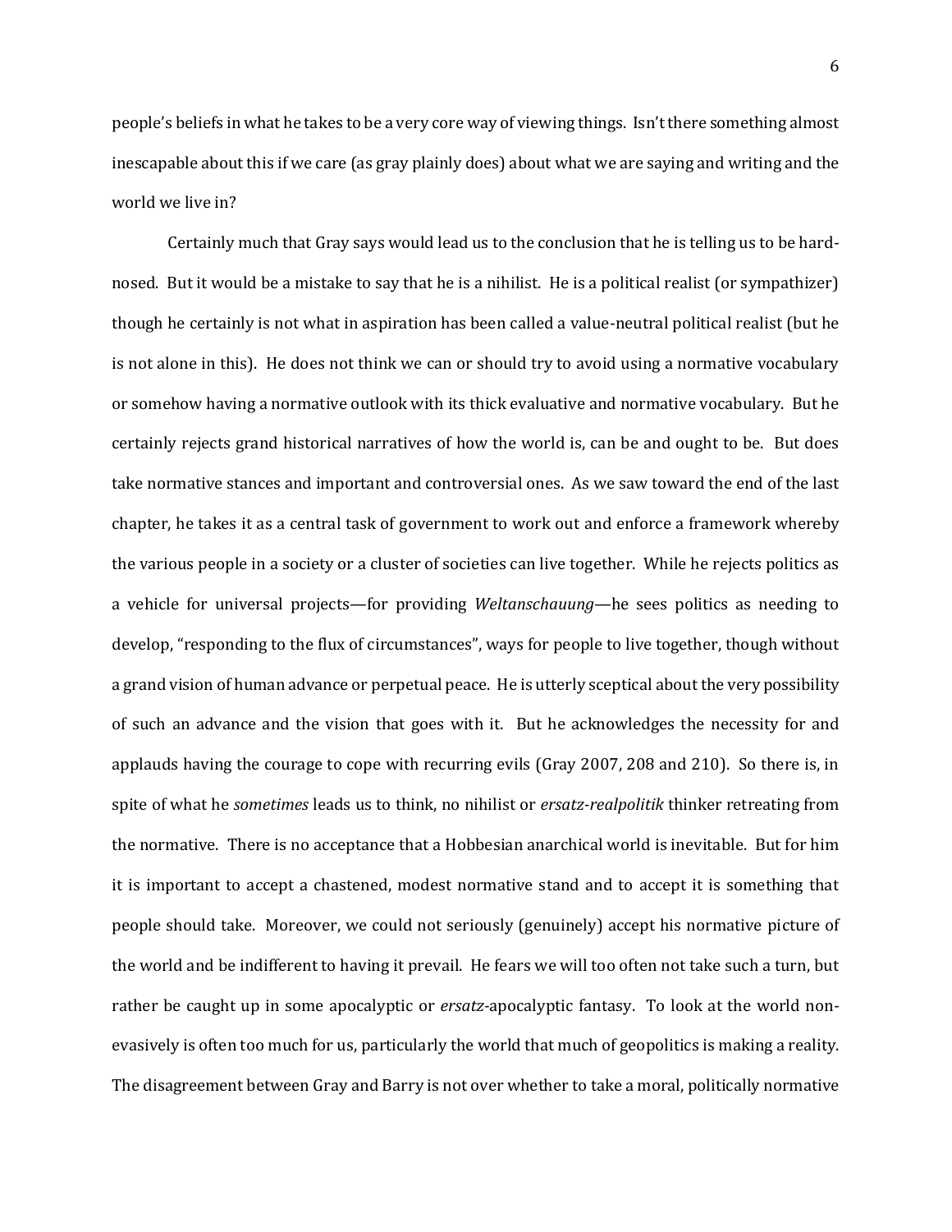people's beliefs in what he takes to be a very core way of viewing things. Isn't there something almost inescapable about this if we care (as gray plainly does) about what we are saying and writing and the world we live in?

Certainly much that Gray says would lead us to the conclusion that he is telling us to be hard-nosed. But it would be a mistake to say that he is a nihilist. He is a political realist (or sympathizer) though he certainly is not what in aspiration has been called a value-neutral political realist (but he is not alone in this). He does not think we can or should try to avoid using a normative vocabulary or somehow having a normative outlook with its thick evaluative and normative vocabulary. But he certainly rejects grand historical narratives of how the world is, can be and ought to be. But does take normative stances and important and controversial ones. As we saw toward the end of the last chapter, he takes it as a central task of government to work out and enforce a framework whereby the various people in a society or a cluster of societies can live together. While he rejects politics as a vehicle for universal projects—for providing *Weltanschauung*—he sees politics as needing to develop, "responding to the flux of circumstances", ways for people to live together, though without a grand vision of human advance or perpetual peace. He is utterly sceptical about the very possibility of such an advance and the vision that goes with it. But he acknowledges the necessity for and applauds having the courage to cope with recurring evils (Gray 2007, 208 and 210). So there is, in spite of what he *sometimes* leads us to think, no nihilist or *ersatz-realpolitik* thinker retreating from the normative. There is no acceptance that a Hobbesian anarchical world is inevitable. But for him it is important to accept a chastened, modest normative stand and to accept it is something that people should take. Moreover, we could not seriously (genuinely) accept his normative picture of the world and be indifferent to having it prevail. He fears we will too often not take such a turn, but rather be caught up in some apocalyptic or *ersatz*-apocalyptic fantasy. To look at the world non-evasively is often too much for us, particularly the world that much of geopolitics is making a reality. The disagreement between Gray and Barry is not over whether to take a moral, politically normative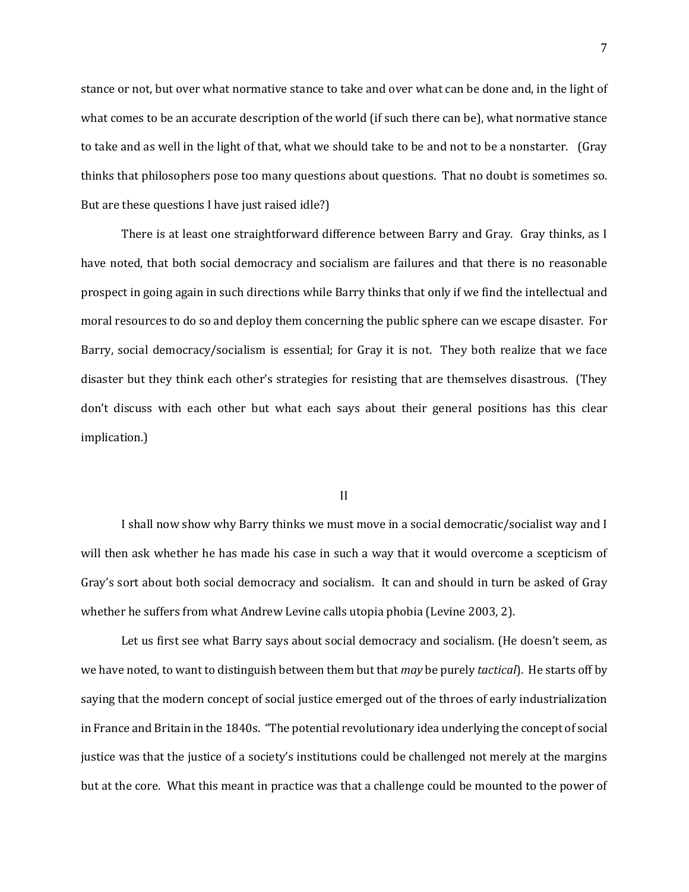stance or not, but over what normative stance to take and over what can be done and, in the light of what comes to be an accurate description of the world (if such there can be), what normative stance to take and as well in the light of that, what we should take to be and not to be a nonstarter. (Gray thinks that philosophers pose too many questions about questions. That no doubt is sometimes so. But are these questions I have just raised idle?)

There is at least one straightforward difference between Barry and Gray. Gray thinks, as I have noted, that both social democracy and socialism are failures and that there is no reasonable prospect in going again in such directions while Barry thinks that only if we find the intellectual and moral resources to do so and deploy them concerning the public sphere can we escape disaster. For Barry, social democracy/socialism is essential; for Gray it is not. They both realize that we face disaster but they think each other's strategies for resisting that are themselves disastrous. (They don't discuss with each other but what each says about their general positions has this clear implication.)

## II

I shall now show why Barry thinks we must move in a social democratic/socialist way and I will then ask whether he has made his case in such a way that it would overcome a scepticism of Gray's sort about both social democracy and socialism. It can and should in turn be asked of Gray whether he suffers from what Andrew Levine calls utopia phobia (Levine 2003, 2).

Let us first see what Barry says about social democracy and socialism. (He doesn't seem, as we have noted, to want to distinguish between them but that *may* be purely *tactical*). He starts off by saying that the modern concept of social justice emerged out of the throes of early industrialization in France and Britain in the 1840s. "The potential revolutionary idea underlying the concept of social justice was that the justice of a society's institutions could be challenged not merely at the margins but at the core. What this meant in practice was that a challenge could be mounted to the power of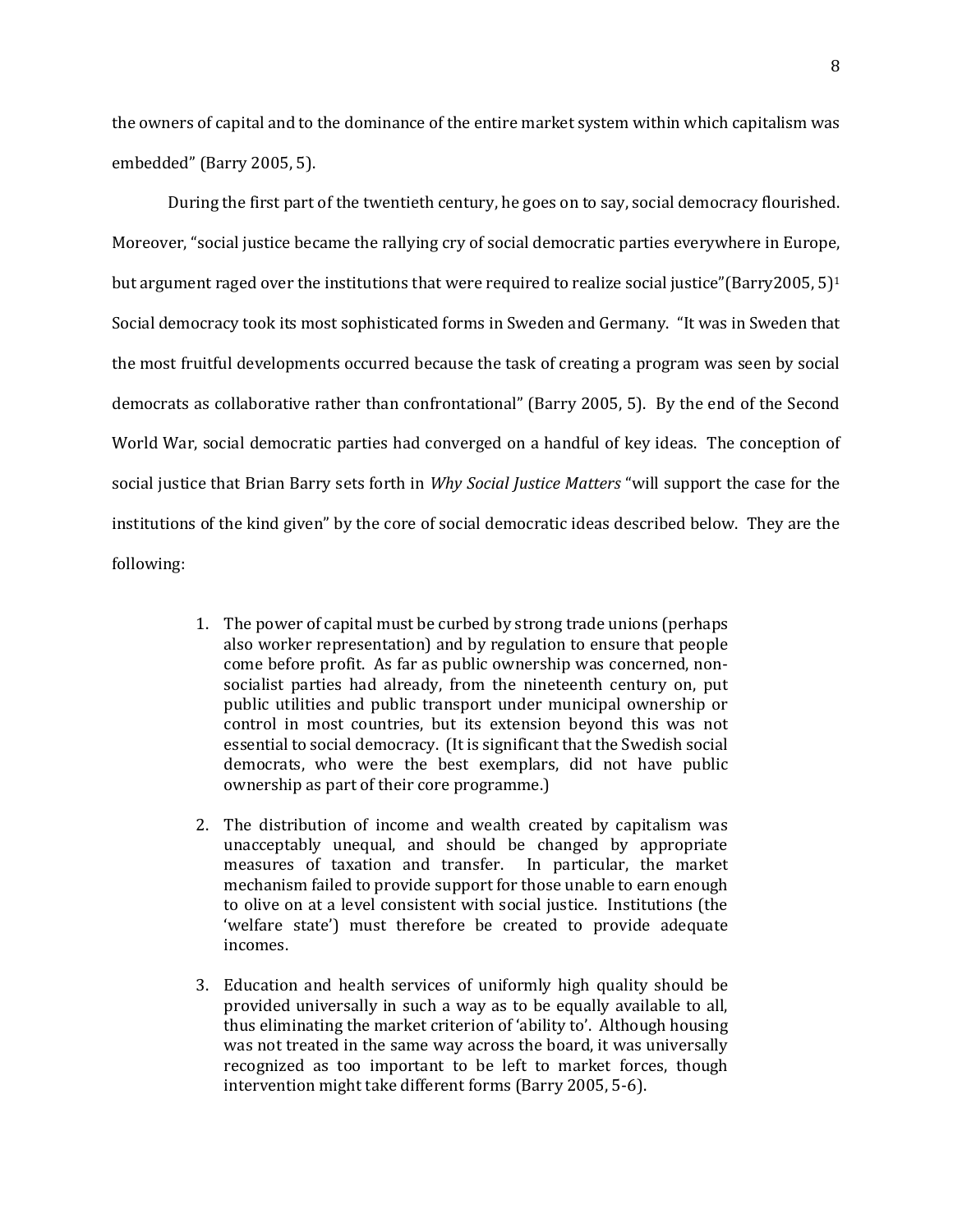the owners of capital and to the dominance of the entire market system within which capitalism was embedded" (Barry 2005, 5).

During the first part of the twentieth century, he goes on to say, social democracy flourished. Moreover, "social justice became the rallying cry of social democratic parties everywhere in Europe, but argument raged over the institutions that were required to realize social justice"(Barry2005, 5)[1] Social democracy took its most sophisticated forms in Sweden and Germany. "It was in Sweden that the most fruitful developments occurred because the task of creating a program was seen by social democrats as collaborative rather than confrontational" (Barry 2005, 5). By the end of the Second World War, social democratic parties had converged on a handful of key ideas. The conception of social justice that Brian Barry sets forth in *Why Social Justice Matters* "will support the case for the institutions of the kind given" by the core of social democratic ideas described below. They are the following:

> 1. The power of capital must be curbed by strong trade unions (perhaps also worker representation) and by regulation to ensure that people come before profit. As far as public ownership was concerned, non-socialist parties had already, from the nineteenth century on, put public utilities and public transport under municipal ownership or control in most countries, but its extension beyond this was not essential to social democracy. (It is significant that the Swedish social democrats, who were the best exemplars, did not have public ownership as part of their core programme.)
>
> 2. The distribution of income and wealth created by capitalism was unacceptably unequal, and should be changed by appropriate measures of taxation and transfer. In particular, the market mechanism failed to provide support for those unable to earn enough to olive on at a level consistent with social justice. Institutions (the 'welfare state') must therefore be created to provide adequate incomes.
>
> 3. Education and health services of uniformly high quality should be provided universally in such a way as to be equally available to all, thus eliminating the market criterion of 'ability to'. Although housing was not treated in the same way across the board, it was universally recognized as too important to be left to market forces, though intervention might take different forms (Barry 2005, 5-6).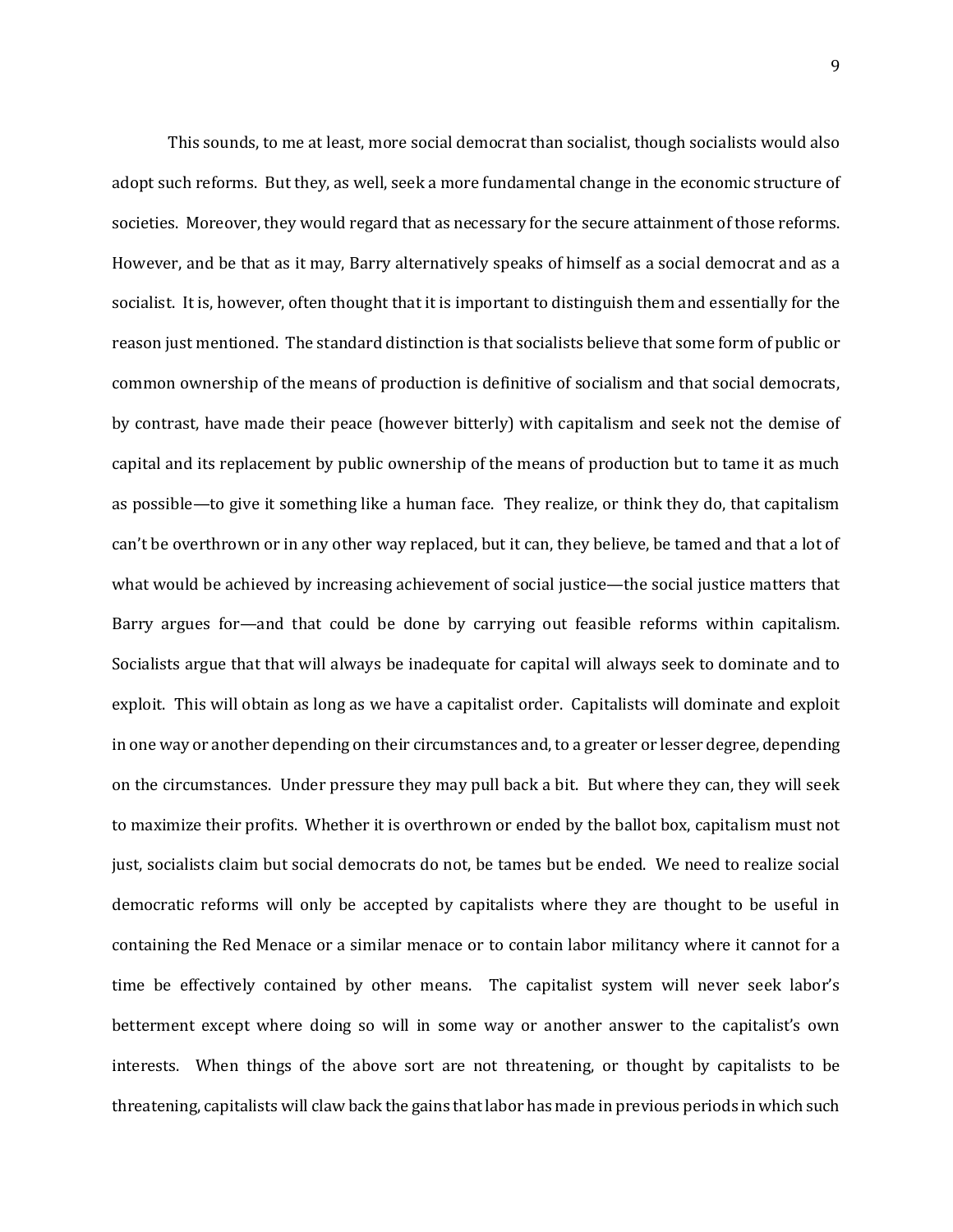This sounds, to me at least, more social democrat than socialist, though socialists would also adopt such reforms. But they, as well, seek a more fundamental change in the economic structure of societies. Moreover, they would regard that as necessary for the secure attainment of those reforms. However, and be that as it may, Barry alternatively speaks of himself as a social democrat and as a socialist. It is, however, often thought that it is important to distinguish them and essentially for the reason just mentioned. The standard distinction is that socialists believe that some form of public or common ownership of the means of production is definitive of socialism and that social democrats, by contrast, have made their peace (however bitterly) with capitalism and seek not the demise of capital and its replacement by public ownership of the means of production but to tame it as much as possible—to give it something like a human face. They realize, or think they do, that capitalism can't be overthrown or in any other way replaced, but it can, they believe, be tamed and that a lot of what would be achieved by increasing achievement of social justice—the social justice matters that Barry argues for—and that could be done by carrying out feasible reforms within capitalism. Socialists argue that that will always be inadequate for capital will always seek to dominate and to exploit. This will obtain as long as we have a capitalist order. Capitalists will dominate and exploit in one way or another depending on their circumstances and, to a greater or lesser degree, depending on the circumstances. Under pressure they may pull back a bit. But where they can, they will seek to maximize their profits. Whether it is overthrown or ended by the ballot box, capitalism must not just, socialists claim but social democrats do not, be tames but be ended. We need to realize social democratic reforms will only be accepted by capitalists where they are thought to be useful in containing the Red Menace or a similar menace or to contain labor militancy where it cannot for a time be effectively contained by other means. The capitalist system will never seek labor's betterment except where doing so will in some way or another answer to the capitalist's own interests. When things of the above sort are not threatening, or thought by capitalists to be threatening, capitalists will claw back the gains that labor has made in previous periods in which such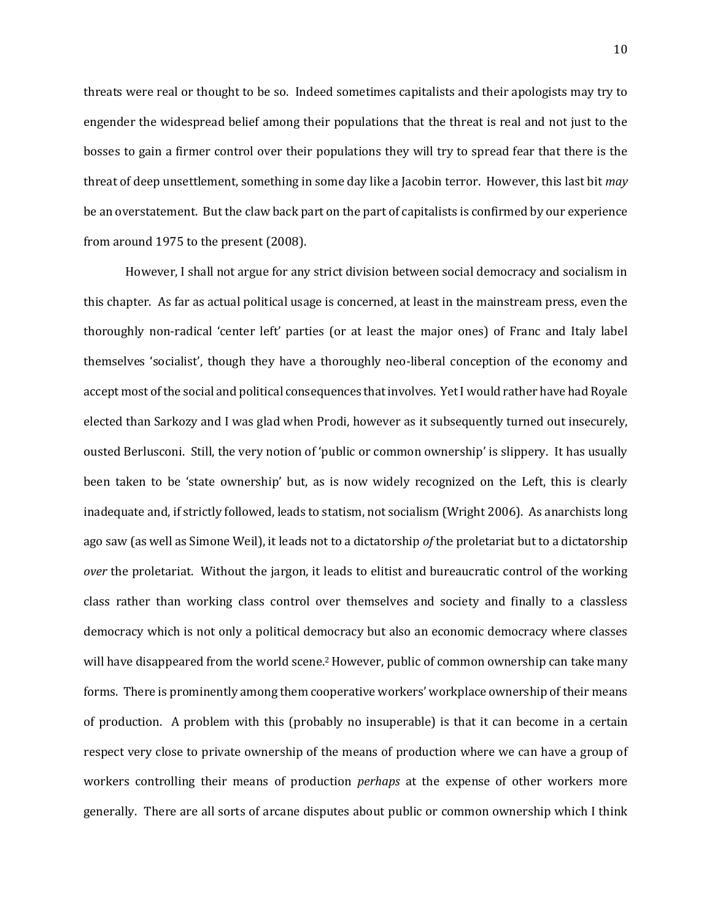threats were real or thought to be so. Indeed sometimes capitalists and their apologists may try to engender the widespread belief among their populations that the threat is real and not just to the bosses to gain a firmer control over their populations they will try to spread fear that there is the threat of deep unsettlement, something in some day like a Jacobin terror. However, this last bit *may* be an overstatement. But the claw back part on the part of capitalists is confirmed by our experience from around 1975 to the present (2008).

However, I shall not argue for any strict division between social democracy and socialism in this chapter. As far as actual political usage is concerned, at least in the mainstream press, even the thoroughly non-radical 'center left' parties (or at least the major ones) of Franc and Italy label themselves 'socialist', though they have a thoroughly neo-liberal conception of the economy and accept most of the social and political consequences that involves. Yet I would rather have had Royale elected than Sarkozy and I was glad when Prodi, however as it subsequently turned out insecurely, ousted Berlusconi. Still, the very notion of 'public or common ownership' is slippery. It has usually been taken to be 'state ownership' but, as is now widely recognized on the Left, this is clearly inadequate and, if strictly followed, leads to statism, not socialism (Wright 2006). As anarchists long ago saw (as well as Simone Weil), it leads not to a dictatorship *of* the proletariat but to a dictatorship *over* the proletariat. Without the jargon, it leads to elitist and bureaucratic control of the working class rather than working class control over themselves and society and finally to a classless democracy which is not only a political democracy but also an economic democracy where classes will have disappeared from the world scene.[2] However, public of common ownership can take many forms. There is prominently among them cooperative workers' workplace ownership of their means of production. A problem with this (probably no insuperable) is that it can become in a certain respect very close to private ownership of the means of production where we can have a group of workers controlling their means of production *perhaps* at the expense of other workers more generally. There are all sorts of arcane disputes about public or common ownership which I think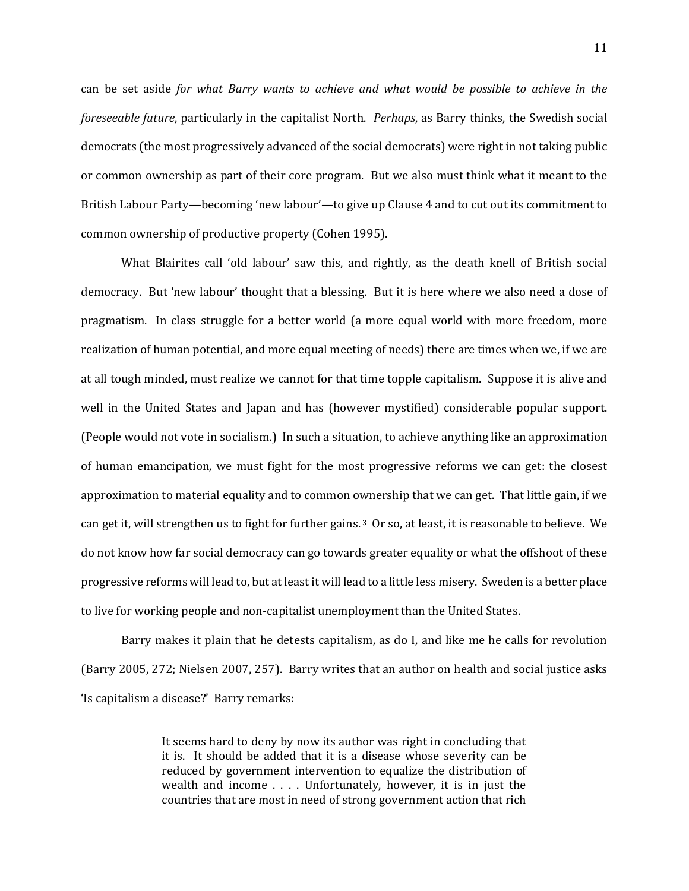can be set aside *for what Barry wants to achieve and what would be possible to achieve in the foreseeable future*, particularly in the capitalist North. *Perhaps*, as Barry thinks, the Swedish social democrats (the most progressively advanced of the social democrats) were right in not taking public or common ownership as part of their core program. But we also must think what it meant to the British Labour Party—becoming 'new labour'—to give up Clause 4 and to cut out its commitment to common ownership of productive property (Cohen 1995).

What Blairites call 'old labour' saw this, and rightly, as the death knell of British social democracy. But 'new labour' thought that a blessing. But it is here where we also need a dose of pragmatism. In class struggle for a better world (a more equal world with more freedom, more realization of human potential, and more equal meeting of needs) there are times when we, if we are at all tough minded, must realize we cannot for that time topple capitalism. Suppose it is alive and well in the United States and Japan and has (however mystified) considerable popular support. (People would not vote in socialism.) In such a situation, to achieve anything like an approximation of human emancipation, we must fight for the most progressive reforms we can get: the closest approximation to material equality and to common ownership that we can get. That little gain, if we can get it, will strengthen us to fight for further gains.[3] Or so, at least, it is reasonable to believe. We do not know how far social democracy can go towards greater equality or what the offshoot of these progressive reforms will lead to, but at least it will lead to a little less misery. Sweden is a better place to live for working people and non-capitalist unemployment than the United States.

Barry makes it plain that he detests capitalism, as do I, and like me he calls for revolution (Barry 2005, 272; Nielsen 2007, 257). Barry writes that an author on health and social justice asks 'Is capitalism a disease?' Barry remarks:

> It seems hard to deny by now its author was right in concluding that it is. It should be added that it is a disease whose severity can be reduced by government intervention to equalize the distribution of wealth and income . . . . Unfortunately, however, it is in just the countries that are most in need of strong government action that rich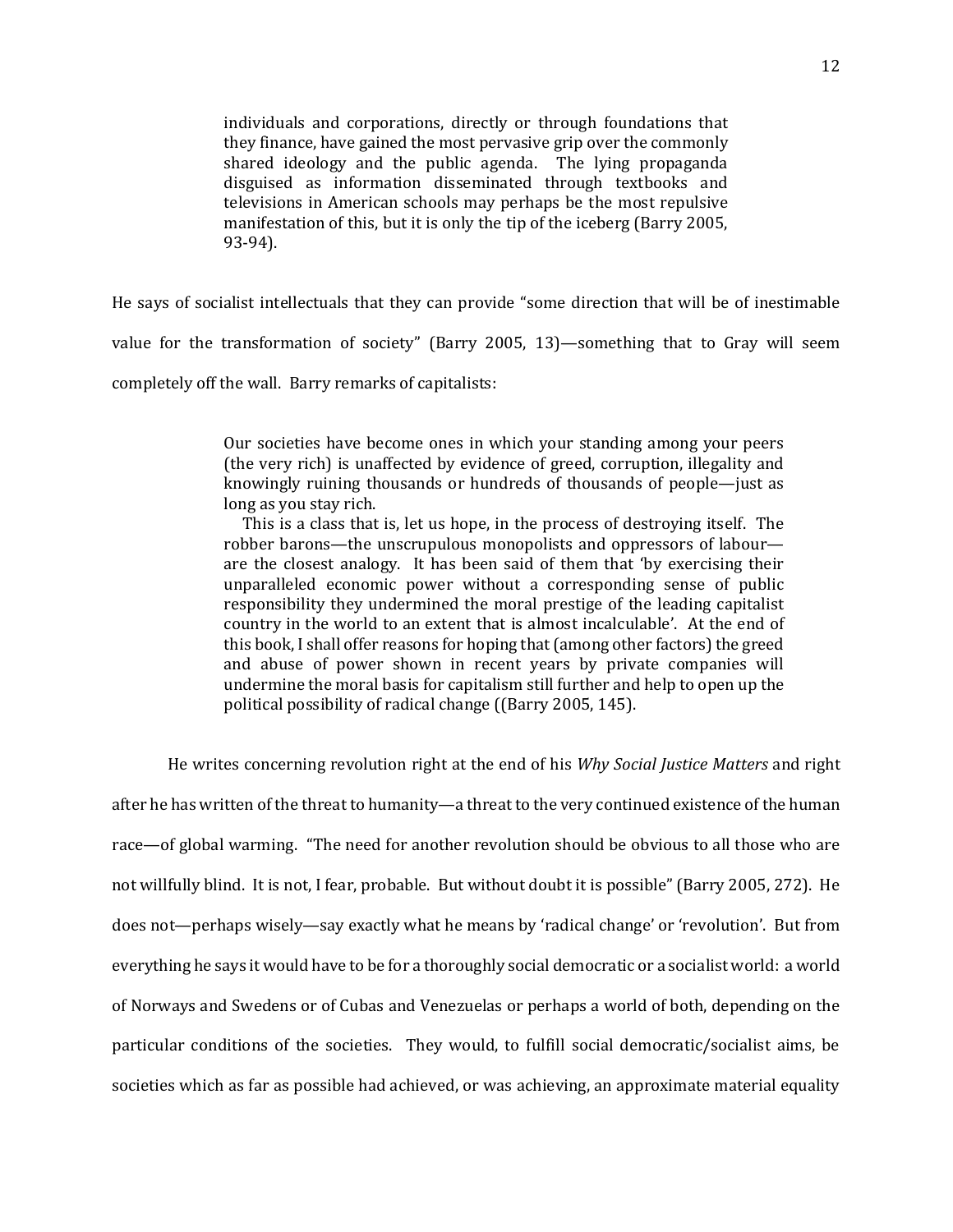> individuals and corporations, directly or through foundations that they finance, have gained the most pervasive grip over the commonly shared ideology and the public agenda. The lying propaganda disguised as information disseminated through textbooks and televisions in American schools may perhaps be the most repulsive manifestation of this, but it is only the tip of the iceberg (Barry 2005, 93-94).

He says of socialist intellectuals that they can provide "some direction that will be of inestimable value for the transformation of society" (Barry 2005, 13)—something that to Gray will seem completely off the wall. Barry remarks of capitalists:

> Our societies have become ones in which your standing among your peers (the very rich) is unaffected by evidence of greed, corruption, illegality and knowingly ruining thousands or hundreds of thousands of people—just as long as you stay rich.
>
> This is a class that is, let us hope, in the process of destroying itself. The robber barons—the unscrupulous monopolists and oppressors of labour—are the closest analogy. It has been said of them that 'by exercising their unparalleled economic power without a corresponding sense of public responsibility they undermined the moral prestige of the leading capitalist country in the world to an extent that is almost incalculable'. At the end of this book, I shall offer reasons for hoping that (among other factors) the greed and abuse of power shown in recent years by private companies will undermine the moral basis for capitalism still further and help to open up the political possibility of radical change ((Barry 2005, 145).

He writes concerning revolution right at the end of his *Why Social Justice Matters* and right after he has written of the threat to humanity—a threat to the very continued existence of the human race—of global warming. "The need for another revolution should be obvious to all those who are not willfully blind. It is not, I fear, probable. But without doubt it is possible" (Barry 2005, 272). He does not—perhaps wisely—say exactly what he means by 'radical change' or 'revolution'. But from everything he says it would have to be for a thoroughly social democratic or a socialist world: a world of Norways and Swedens or of Cubas and Venezuelas or perhaps a world of both, depending on the particular conditions of the societies. They would, to fulfill social democratic/socialist aims, be societies which as far as possible had achieved, or was achieving, an approximate material equality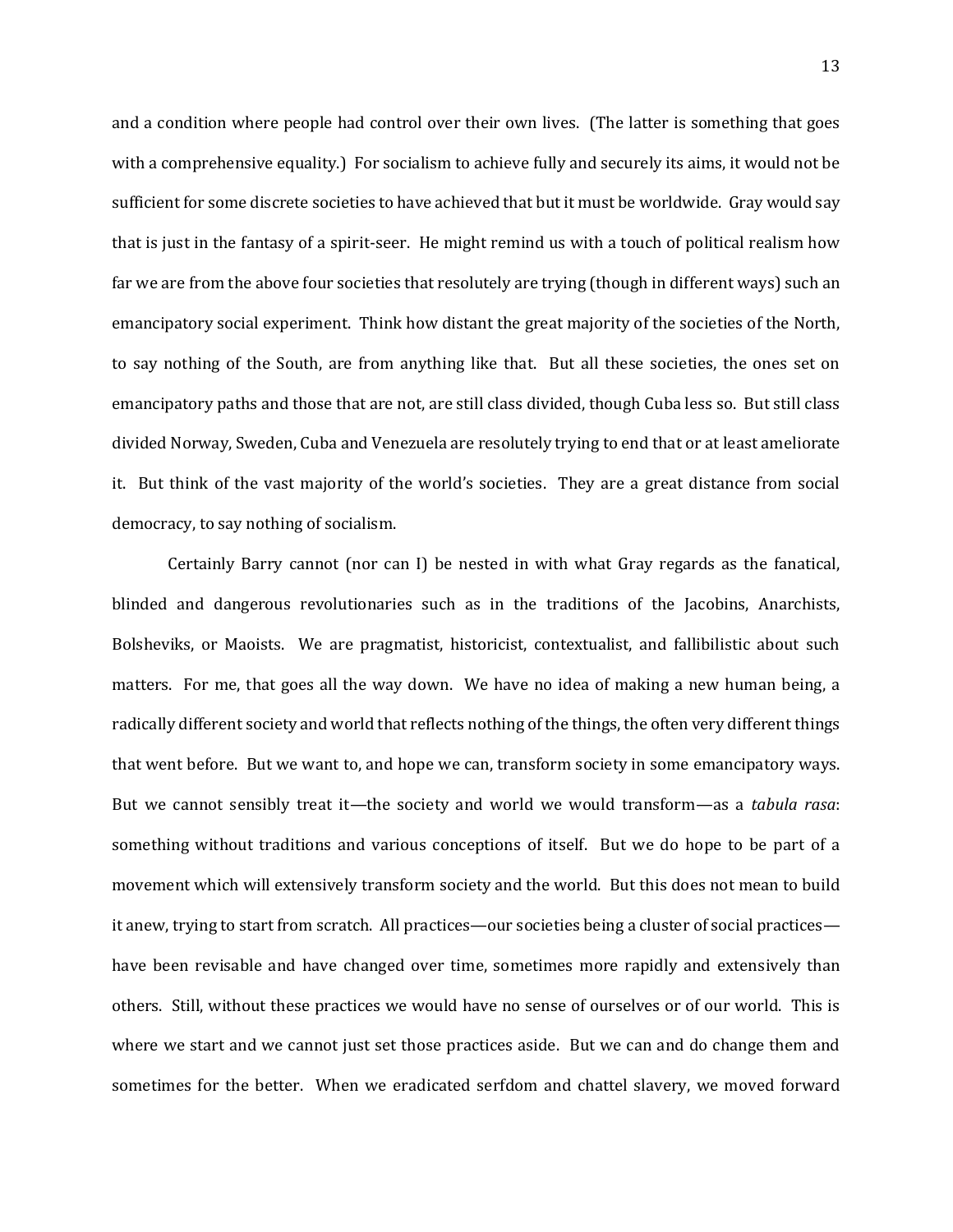and a condition where people had control over their own lives. (The latter is something that goes with a comprehensive equality.) For socialism to achieve fully and securely its aims, it would not be sufficient for some discrete societies to have achieved that but it must be worldwide. Gray would say that is just in the fantasy of a spirit-seer. He might remind us with a touch of political realism how far we are from the above four societies that resolutely are trying (though in different ways) such an emancipatory social experiment. Think how distant the great majority of the societies of the North, to say nothing of the South, are from anything like that. But all these societies, the ones set on emancipatory paths and those that are not, are still class divided, though Cuba less so. But still class divided Norway, Sweden, Cuba and Venezuela are resolutely trying to end that or at least ameliorate it. But think of the vast majority of the world's societies. They are a great distance from social democracy, to say nothing of socialism.

Certainly Barry cannot (nor can I) be nested in with what Gray regards as the fanatical, blinded and dangerous revolutionaries such as in the traditions of the Jacobins, Anarchists, Bolsheviks, or Maoists. We are pragmatist, historicist, contextualist, and fallibilistic about such matters. For me, that goes all the way down. We have no idea of making a new human being, a radically different society and world that reflects nothing of the things, the often very different things that went before. But we want to, and hope we can, transform society in some emancipatory ways. But we cannot sensibly treat it—the society and world we would transform—as a *tabula rasa*: something without traditions and various conceptions of itself. But we do hope to be part of a movement which will extensively transform society and the world. But this does not mean to build it anew, trying to start from scratch. All practices—our societies being a cluster of social practices—have been revisable and have changed over time, sometimes more rapidly and extensively than others. Still, without these practices we would have no sense of ourselves or of our world. This is where we start and we cannot just set those practices aside. But we can and do change them and sometimes for the better. When we eradicated serfdom and chattel slavery, we moved forward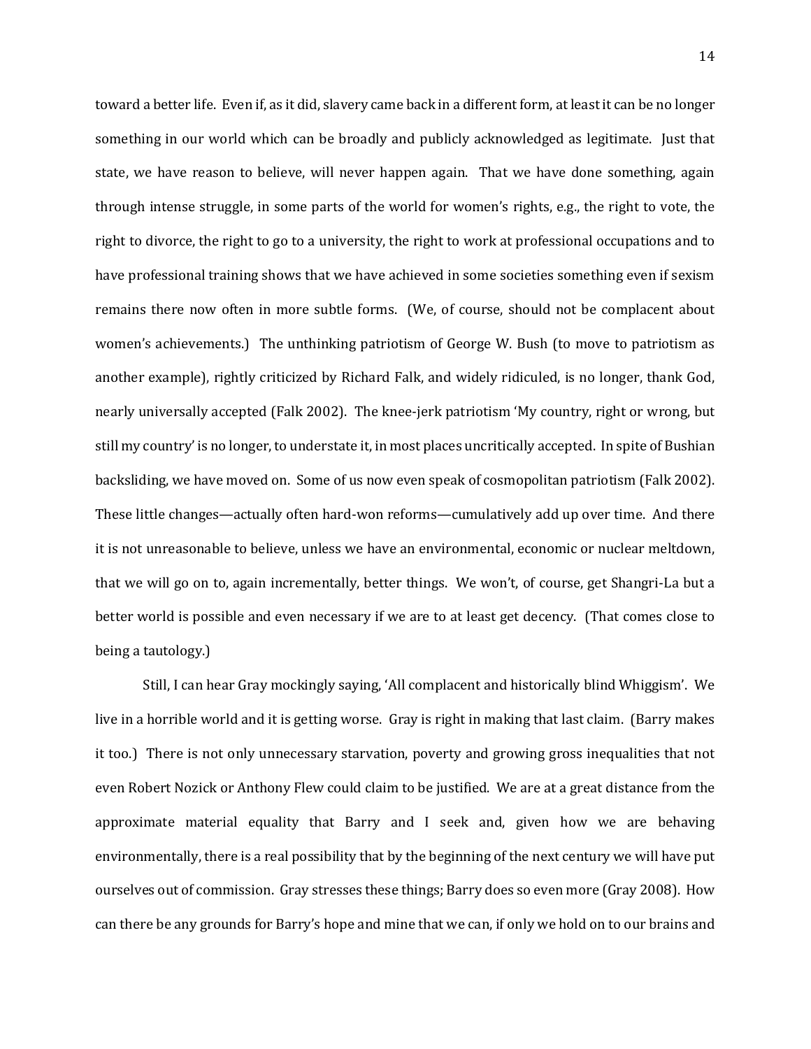toward a better life. Even if, as it did, slavery came back in a different form, at least it can be no longer something in our world which can be broadly and publicly acknowledged as legitimate. Just that state, we have reason to believe, will never happen again. That we have done something, again through intense struggle, in some parts of the world for women's rights, e.g., the right to vote, the right to divorce, the right to go to a university, the right to work at professional occupations and to have professional training shows that we have achieved in some societies something even if sexism remains there now often in more subtle forms. (We, of course, should not be complacent about women's achievements.) The unthinking patriotism of George W. Bush (to move to patriotism as another example), rightly criticized by Richard Falk, and widely ridiculed, is no longer, thank God, nearly universally accepted (Falk 2002). The knee-jerk patriotism 'My country, right or wrong, but still my country' is no longer, to understate it, in most places uncritically accepted. In spite of Bushian backsliding, we have moved on. Some of us now even speak of cosmopolitan patriotism (Falk 2002). These little changes—actually often hard-won reforms—cumulatively add up over time. And there it is not unreasonable to believe, unless we have an environmental, economic or nuclear meltdown, that we will go on to, again incrementally, better things. We won't, of course, get Shangri-La but a better world is possible and even necessary if we are to at least get decency. (That comes close to being a tautology.)

Still, I can hear Gray mockingly saying, 'All complacent and historically blind Whiggism'. We live in a horrible world and it is getting worse. Gray is right in making that last claim. (Barry makes it too.) There is not only unnecessary starvation, poverty and growing gross inequalities that not even Robert Nozick or Anthony Flew could claim to be justified. We are at a great distance from the approximate material equality that Barry and I seek and, given how we are behaving environmentally, there is a real possibility that by the beginning of the next century we will have put ourselves out of commission. Gray stresses these things; Barry does so even more (Gray 2008). How can there be any grounds for Barry's hope and mine that we can, if only we hold on to our brains and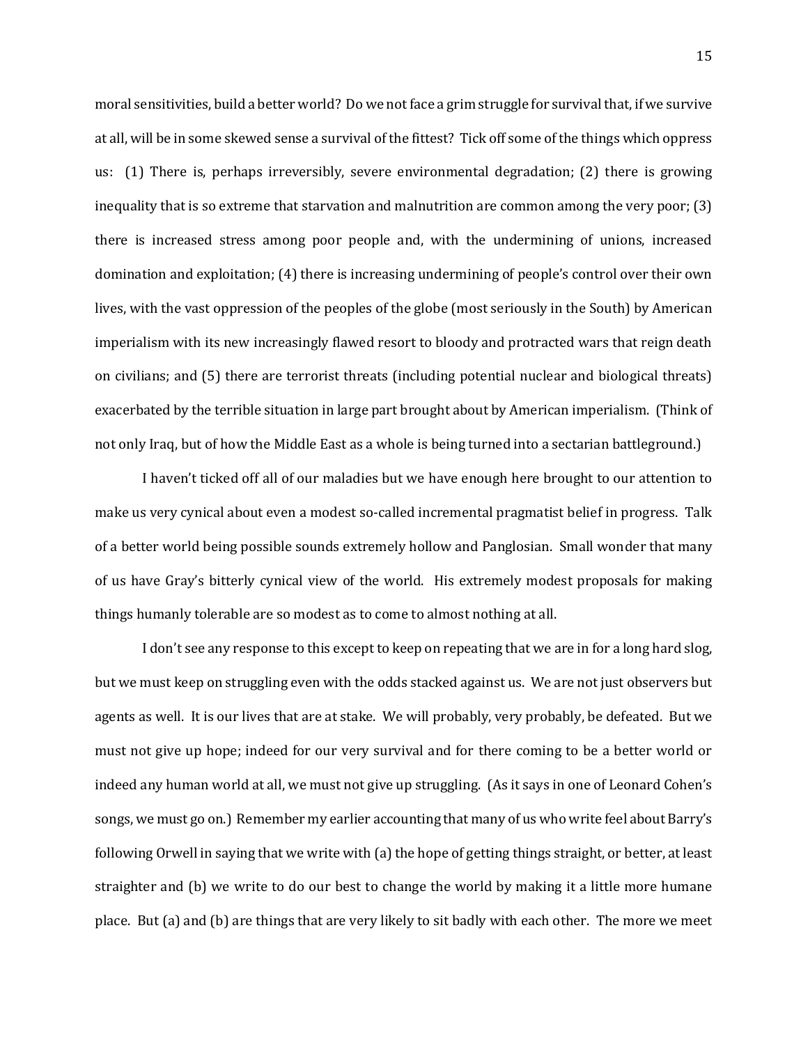moral sensitivities, build a better world? Do we not face a grim struggle for survival that, if we survive at all, will be in some skewed sense a survival of the fittest? Tick off some of the things which oppress us: (1) There is, perhaps irreversibly, severe environmental degradation; (2) there is growing inequality that is so extreme that starvation and malnutrition are common among the very poor; (3) there is increased stress among poor people and, with the undermining of unions, increased domination and exploitation; (4) there is increasing undermining of people's control over their own lives, with the vast oppression of the peoples of the globe (most seriously in the South) by American imperialism with its new increasingly flawed resort to bloody and protracted wars that reign death on civilians; and (5) there are terrorist threats (including potential nuclear and biological threats) exacerbated by the terrible situation in large part brought about by American imperialism. (Think of not only Iraq, but of how the Middle East as a whole is being turned into a sectarian battleground.)

I haven't ticked off all of our maladies but we have enough here brought to our attention to make us very cynical about even a modest so-called incremental pragmatist belief in progress. Talk of a better world being possible sounds extremely hollow and Panglosian. Small wonder that many of us have Gray's bitterly cynical view of the world. His extremely modest proposals for making things humanly tolerable are so modest as to come to almost nothing at all.

I don't see any response to this except to keep on repeating that we are in for a long hard slog, but we must keep on struggling even with the odds stacked against us. We are not just observers but agents as well. It is our lives that are at stake. We will probably, very probably, be defeated. But we must not give up hope; indeed for our very survival and for there coming to be a better world or indeed any human world at all, we must not give up struggling. (As it says in one of Leonard Cohen's songs, we must go on.) Remember my earlier accounting that many of us who write feel about Barry's following Orwell in saying that we write with (a) the hope of getting things straight, or better, at least straighter and (b) we write to do our best to change the world by making it a little more humane place. But (a) and (b) are things that are very likely to sit badly with each other. The more we meet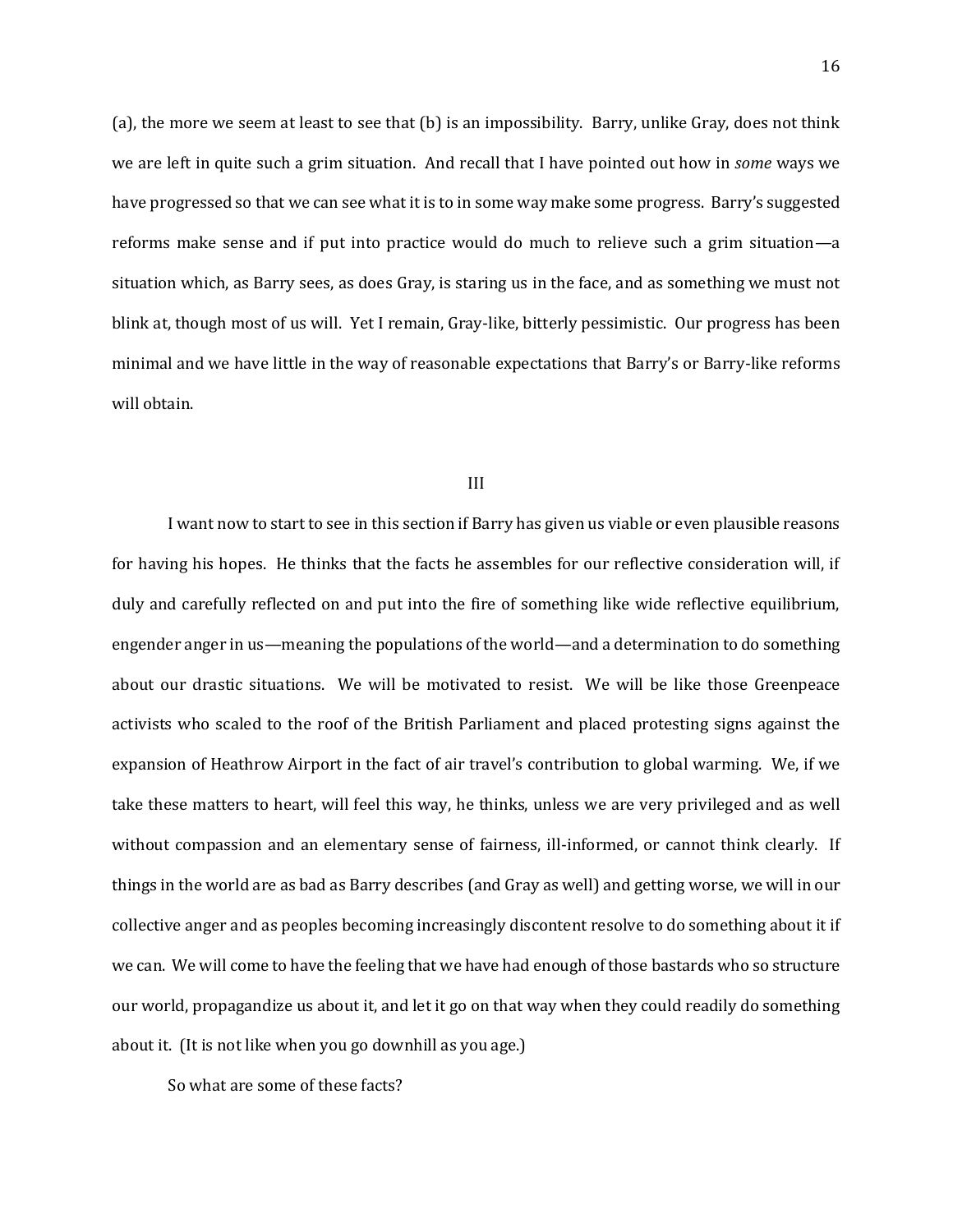(a), the more we seem at least to see that (b) is an impossibility. Barry, unlike Gray, does not think we are left in quite such a grim situation. And recall that I have pointed out how in *some* ways we have progressed so that we can see what it is to in some way make some progress. Barry's suggested reforms make sense and if put into practice would do much to relieve such a grim situation—a situation which, as Barry sees, as does Gray, is staring us in the face, and as something we must not blink at, though most of us will. Yet I remain, Gray-like, bitterly pessimistic. Our progress has been minimal and we have little in the way of reasonable expectations that Barry's or Barry-like reforms will obtain.

## III

I want now to start to see in this section if Barry has given us viable or even plausible reasons for having his hopes. He thinks that the facts he assembles for our reflective consideration will, if duly and carefully reflected on and put into the fire of something like wide reflective equilibrium, engender anger in us—meaning the populations of the world—and a determination to do something about our drastic situations. We will be motivated to resist. We will be like those Greenpeace activists who scaled to the roof of the British Parliament and placed protesting signs against the expansion of Heathrow Airport in the fact of air travel's contribution to global warming. We, if we take these matters to heart, will feel this way, he thinks, unless we are very privileged and as well without compassion and an elementary sense of fairness, ill-informed, or cannot think clearly. If things in the world are as bad as Barry describes (and Gray as well) and getting worse, we will in our collective anger and as peoples becoming increasingly discontent resolve to do something about it if we can. We will come to have the feeling that we have had enough of those bastards who so structure our world, propagandize us about it, and let it go on that way when they could readily do something about it. (It is not like when you go downhill as you age.)

So what are some of these facts?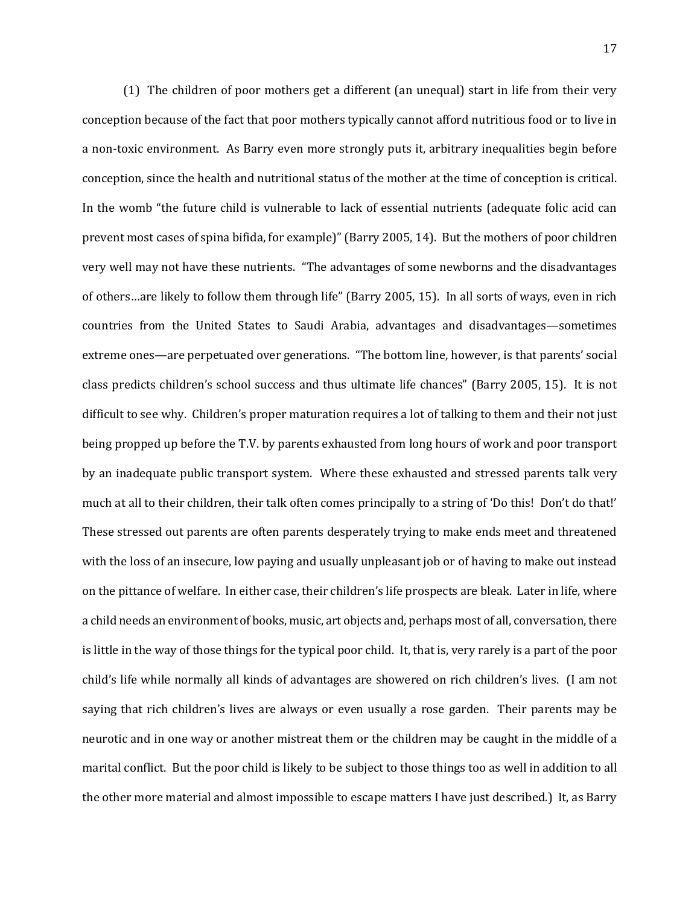(1) The children of poor mothers get a different (an unequal) start in life from their very conception because of the fact that poor mothers typically cannot afford nutritious food or to live in a non-toxic environment. As Barry even more strongly puts it, arbitrary inequalities begin before conception, since the health and nutritional status of the mother at the time of conception is critical. In the womb "the future child is vulnerable to lack of essential nutrients (adequate folic acid can prevent most cases of spina bifida, for example)" (Barry 2005, 14). But the mothers of poor children very well may not have these nutrients. "The advantages of some newborns and the disadvantages of others…are likely to follow them through life" (Barry 2005, 15). In all sorts of ways, even in rich countries from the United States to Saudi Arabia, advantages and disadvantages—sometimes extreme ones—are perpetuated over generations. "The bottom line, however, is that parents' social class predicts children's school success and thus ultimate life chances" (Barry 2005, 15). It is not difficult to see why. Children's proper maturation requires a lot of talking to them and their not just being propped up before the T.V. by parents exhausted from long hours of work and poor transport by an inadequate public transport system. Where these exhausted and stressed parents talk very much at all to their children, their talk often comes principally to a string of 'Do this! Don't do that!' These stressed out parents are often parents desperately trying to make ends meet and threatened with the loss of an insecure, low paying and usually unpleasant job or of having to make out instead on the pittance of welfare. In either case, their children's life prospects are bleak. Later in life, where a child needs an environment of books, music, art objects and, perhaps most of all, conversation, there is little in the way of those things for the typical poor child. It, that is, very rarely is a part of the poor child's life while normally all kinds of advantages are showered on rich children's lives. (I am not saying that rich children's lives are always or even usually a rose garden. Their parents may be neurotic and in one way or another mistreat them or the children may be caught in the middle of a marital conflict. But the poor child is likely to be subject to those things too as well in addition to all the other more material and almost impossible to escape matters I have just described.) It, as Barry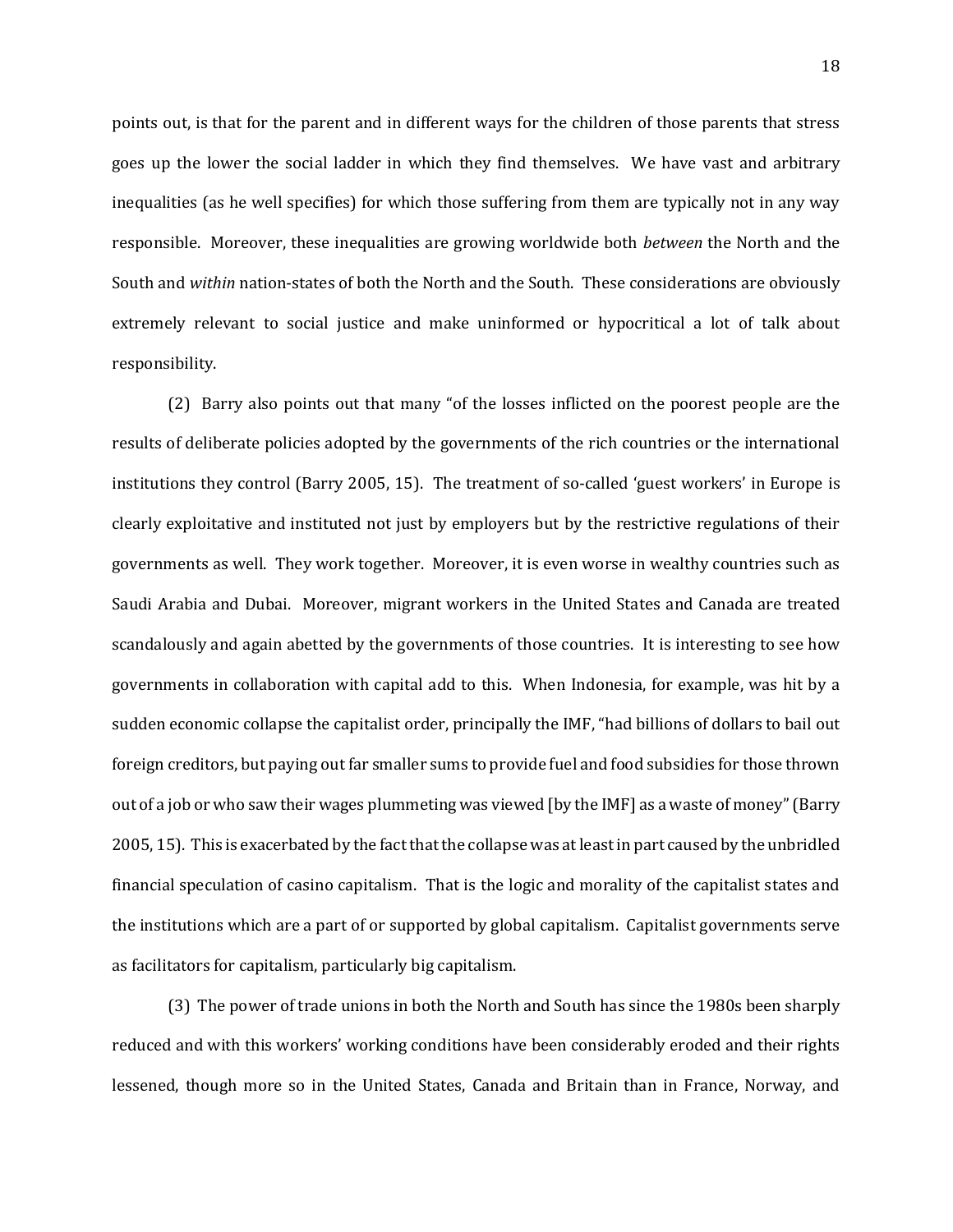points out, is that for the parent and in different ways for the children of those parents that stress goes up the lower the social ladder in which they find themselves. We have vast and arbitrary inequalities (as he well specifies) for which those suffering from them are typically not in any way responsible. Moreover, these inequalities are growing worldwide both *between* the North and the South and *within* nation-states of both the North and the South. These considerations are obviously extremely relevant to social justice and make uninformed or hypocritical a lot of talk about responsibility.

(2) Barry also points out that many "of the losses inflicted on the poorest people are the results of deliberate policies adopted by the governments of the rich countries or the international institutions they control (Barry 2005, 15). The treatment of so-called 'guest workers' in Europe is clearly exploitative and instituted not just by employers but by the restrictive regulations of their governments as well. They work together. Moreover, it is even worse in wealthy countries such as Saudi Arabia and Dubai. Moreover, migrant workers in the United States and Canada are treated scandalously and again abetted by the governments of those countries. It is interesting to see how governments in collaboration with capital add to this. When Indonesia, for example, was hit by a sudden economic collapse the capitalist order, principally the IMF, "had billions of dollars to bail out foreign creditors, but paying out far smaller sums to provide fuel and food subsidies for those thrown out of a job or who saw their wages plummeting was viewed [by the IMF] as a waste of money" (Barry 2005, 15). This is exacerbated by the fact that the collapse was at least in part caused by the unbridled financial speculation of casino capitalism. That is the logic and morality of the capitalist states and the institutions which are a part of or supported by global capitalism. Capitalist governments serve as facilitators for capitalism, particularly big capitalism.

(3) The power of trade unions in both the North and South has since the 1980s been sharply reduced and with this workers' working conditions have been considerably eroded and their rights lessened, though more so in the United States, Canada and Britain than in France, Norway, and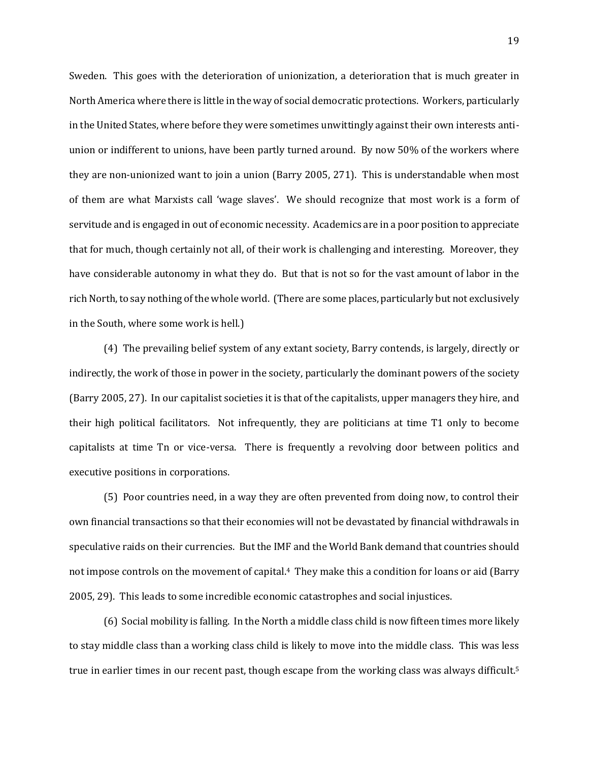Sweden. This goes with the deterioration of unionization, a deterioration that is much greater in North America where there is little in the way of social democratic protections. Workers, particularly in the United States, where before they were sometimes unwittingly against their own interests anti-union or indifferent to unions, have been partly turned around. By now 50% of the workers where they are non-unionized want to join a union (Barry 2005, 271). This is understandable when most of them are what Marxists call 'wage slaves'. We should recognize that most work is a form of servitude and is engaged in out of economic necessity. Academics are in a poor position to appreciate that for much, though certainly not all, of their work is challenging and interesting. Moreover, they have considerable autonomy in what they do. But that is not so for the vast amount of labor in the rich North, to say nothing of the whole world. (There are some places, particularly but not exclusively in the South, where some work is hell.)

(4) The prevailing belief system of any extant society, Barry contends, is largely, directly or indirectly, the work of those in power in the society, particularly the dominant powers of the society (Barry 2005, 27). In our capitalist societies it is that of the capitalists, upper managers they hire, and their high political facilitators. Not infrequently, they are politicians at time T1 only to become capitalists at time Tn or vice-versa. There is frequently a revolving door between politics and executive positions in corporations.

(5) Poor countries need, in a way they are often prevented from doing now, to control their own financial transactions so that their economies will not be devastated by financial withdrawals in speculative raids on their currencies. But the IMF and the World Bank demand that countries should not impose controls on the movement of capital.[4] They make this a condition for loans or aid (Barry 2005, 29). This leads to some incredible economic catastrophes and social injustices.

(6) Social mobility is falling. In the North a middle class child is now fifteen times more likely to stay middle class than a working class child is likely to move into the middle class. This was less true in earlier times in our recent past, though escape from the working class was always difficult.[5]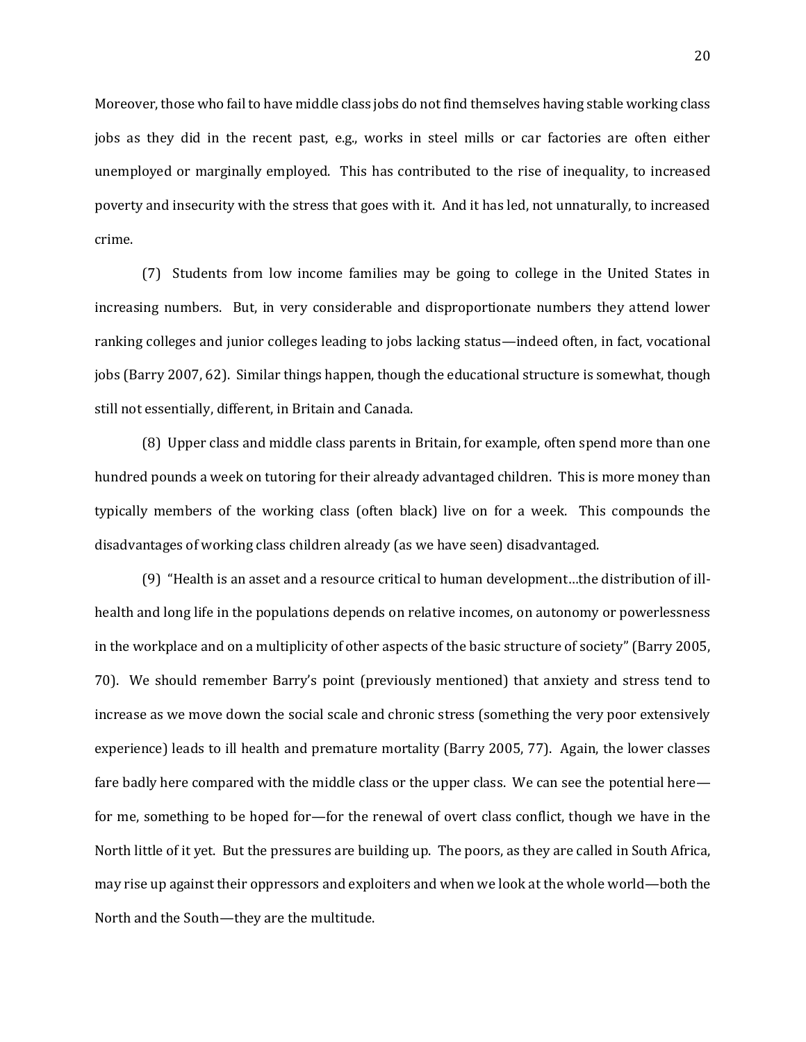Moreover, those who fail to have middle class jobs do not find themselves having stable working class jobs as they did in the recent past, e.g., works in steel mills or car factories are often either unemployed or marginally employed. This has contributed to the rise of inequality, to increased poverty and insecurity with the stress that goes with it. And it has led, not unnaturally, to increased crime.

(7) Students from low income families may be going to college in the United States in increasing numbers. But, in very considerable and disproportionate numbers they attend lower ranking colleges and junior colleges leading to jobs lacking status—indeed often, in fact, vocational jobs (Barry 2007, 62). Similar things happen, though the educational structure is somewhat, though still not essentially, different, in Britain and Canada.

(8) Upper class and middle class parents in Britain, for example, often spend more than one hundred pounds a week on tutoring for their already advantaged children. This is more money than typically members of the working class (often black) live on for a week. This compounds the disadvantages of working class children already (as we have seen) disadvantaged.

(9) "Health is an asset and a resource critical to human development…the distribution of ill-health and long life in the populations depends on relative incomes, on autonomy or powerlessness in the workplace and on a multiplicity of other aspects of the basic structure of society" (Barry 2005, 70). We should remember Barry's point (previously mentioned) that anxiety and stress tend to increase as we move down the social scale and chronic stress (something the very poor extensively experience) leads to ill health and premature mortality (Barry 2005, 77). Again, the lower classes fare badly here compared with the middle class or the upper class. We can see the potential here—for me, something to be hoped for—for the renewal of overt class conflict, though we have in the North little of it yet. But the pressures are building up. The poors, as they are called in South Africa, may rise up against their oppressors and exploiters and when we look at the whole world—both the North and the South—they are the multitude.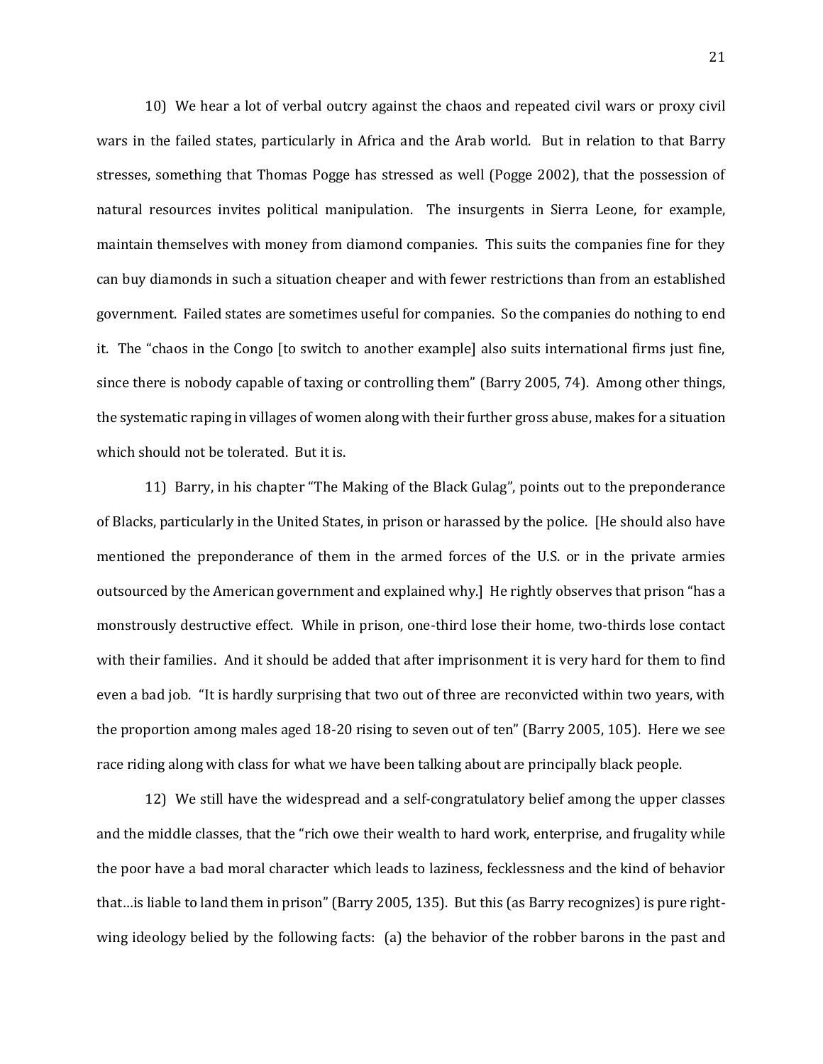10) We hear a lot of verbal outcry against the chaos and repeated civil wars or proxy civil wars in the failed states, particularly in Africa and the Arab world. But in relation to that Barry stresses, something that Thomas Pogge has stressed as well (Pogge 2002), that the possession of natural resources invites political manipulation. The insurgents in Sierra Leone, for example, maintain themselves with money from diamond companies. This suits the companies fine for they can buy diamonds in such a situation cheaper and with fewer restrictions than from an established government. Failed states are sometimes useful for companies. So the companies do nothing to end it. The "chaos in the Congo [to switch to another example] also suits international firms just fine, since there is nobody capable of taxing or controlling them" (Barry 2005, 74). Among other things, the systematic raping in villages of women along with their further gross abuse, makes for a situation which should not be tolerated. But it is.

11) Barry, in his chapter "The Making of the Black Gulag", points out to the preponderance of Blacks, particularly in the United States, in prison or harassed by the police. [He should also have mentioned the preponderance of them in the armed forces of the U.S. or in the private armies outsourced by the American government and explained why.] He rightly observes that prison "has a monstrously destructive effect. While in prison, one-third lose their home, two-thirds lose contact with their families. And it should be added that after imprisonment it is very hard for them to find even a bad job. "It is hardly surprising that two out of three are reconvicted within two years, with the proportion among males aged 18-20 rising to seven out of ten" (Barry 2005, 105). Here we see race riding along with class for what we have been talking about are principally black people.

12) We still have the widespread and a self-congratulatory belief among the upper classes and the middle classes, that the "rich owe their wealth to hard work, enterprise, and frugality while the poor have a bad moral character which leads to laziness, fecklessness and the kind of behavior that…is liable to land them in prison" (Barry 2005, 135). But this (as Barry recognizes) is pure right-wing ideology belied by the following facts: (a) the behavior of the robber barons in the past and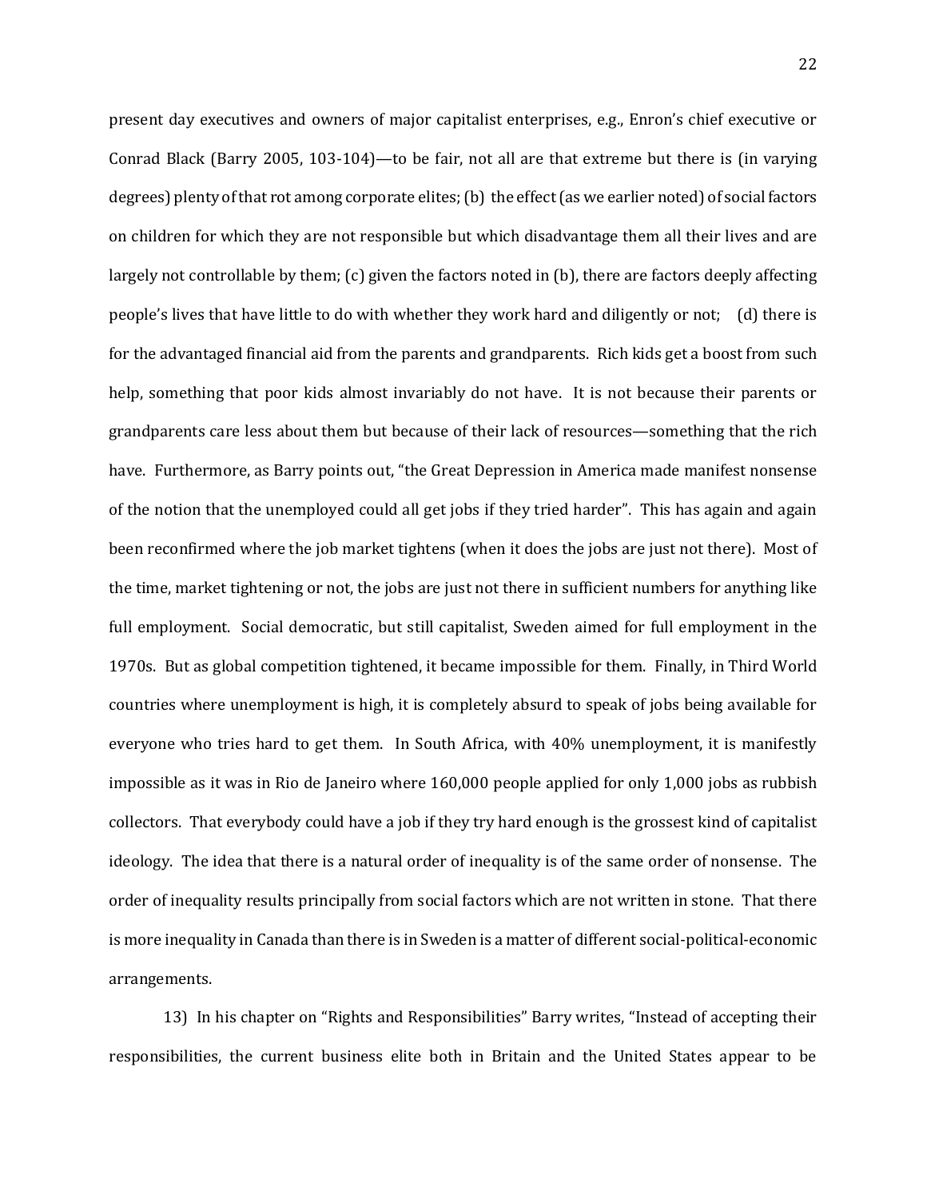present day executives and owners of major capitalist enterprises, e.g., Enron's chief executive or Conrad Black (Barry 2005, 103-104)—to be fair, not all are that extreme but there is (in varying degrees) plenty of that rot among corporate elites; (b) the effect (as we earlier noted) of social factors on children for which they are not responsible but which disadvantage them all their lives and are largely not controllable by them; (c) given the factors noted in (b), there are factors deeply affecting people's lives that have little to do with whether they work hard and diligently or not; (d) there is for the advantaged financial aid from the parents and grandparents. Rich kids get a boost from such help, something that poor kids almost invariably do not have. It is not because their parents or grandparents care less about them but because of their lack of resources—something that the rich have. Furthermore, as Barry points out, "the Great Depression in America made manifest nonsense of the notion that the unemployed could all get jobs if they tried harder". This has again and again been reconfirmed where the job market tightens (when it does the jobs are just not there). Most of the time, market tightening or not, the jobs are just not there in sufficient numbers for anything like full employment. Social democratic, but still capitalist, Sweden aimed for full employment in the 1970s. But as global competition tightened, it became impossible for them. Finally, in Third World countries where unemployment is high, it is completely absurd to speak of jobs being available for everyone who tries hard to get them. In South Africa, with 40% unemployment, it is manifestly impossible as it was in Rio de Janeiro where 160,000 people applied for only 1,000 jobs as rubbish collectors. That everybody could have a job if they try hard enough is the grossest kind of capitalist ideology. The idea that there is a natural order of inequality is of the same order of nonsense. The order of inequality results principally from social factors which are not written in stone. That there is more inequality in Canada than there is in Sweden is a matter of different social-political-economic arrangements.

13) In his chapter on "Rights and Responsibilities" Barry writes, "Instead of accepting their responsibilities, the current business elite both in Britain and the United States appear to be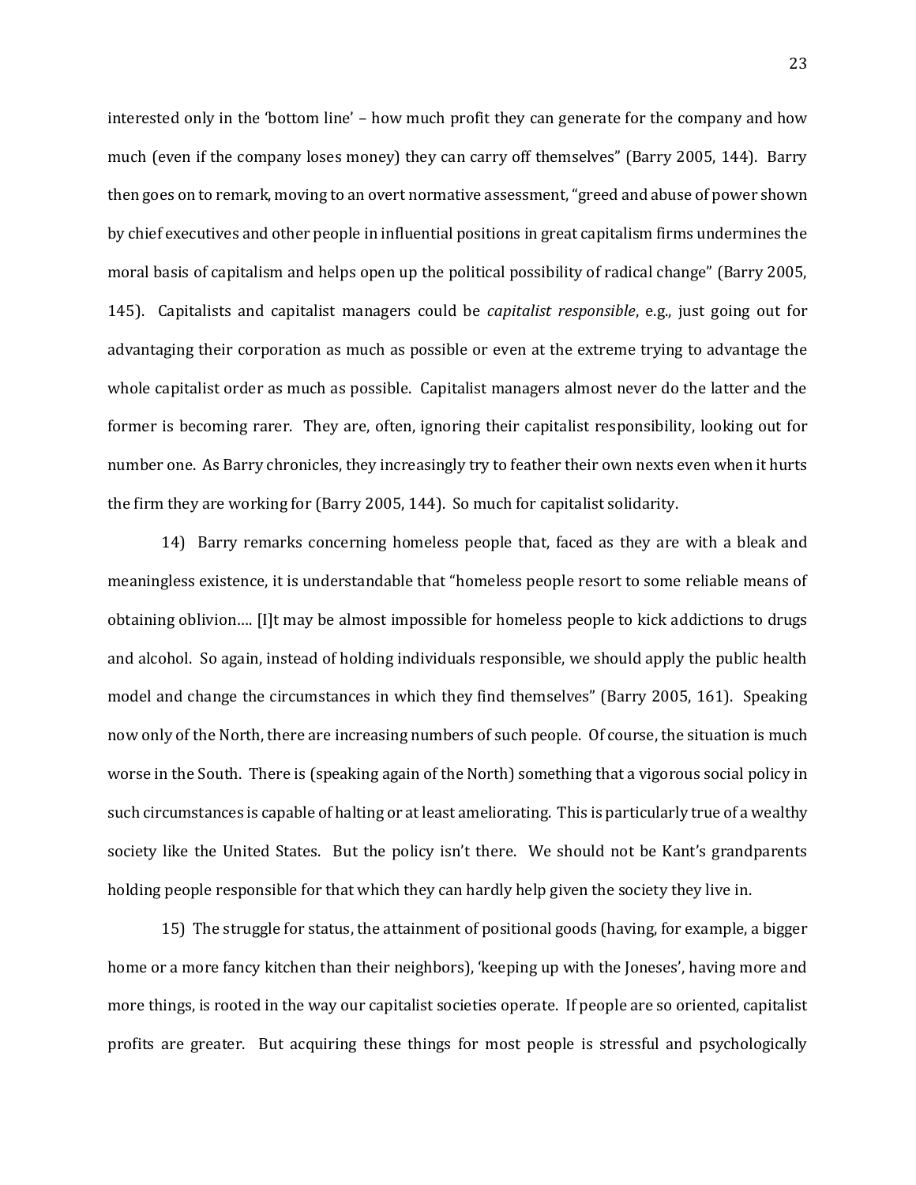interested only in the 'bottom line' – how much profit they can generate for the company and how much (even if the company loses money) they can carry off themselves" (Barry 2005, 144). Barry then goes on to remark, moving to an overt normative assessment, "greed and abuse of power shown by chief executives and other people in influential positions in great capitalism firms undermines the moral basis of capitalism and helps open up the political possibility of radical change" (Barry 2005, 145). Capitalists and capitalist managers could be *capitalist responsible*, e.g., just going out for advantaging their corporation as much as possible or even at the extreme trying to advantage the whole capitalist order as much as possible. Capitalist managers almost never do the latter and the former is becoming rarer. They are, often, ignoring their capitalist responsibility, looking out for number one. As Barry chronicles, they increasingly try to feather their own nexts even when it hurts the firm they are working for (Barry 2005, 144). So much for capitalist solidarity.

14) Barry remarks concerning homeless people that, faced as they are with a bleak and meaningless existence, it is understandable that "homeless people resort to some reliable means of obtaining oblivion…. [I]t may be almost impossible for homeless people to kick addictions to drugs and alcohol. So again, instead of holding individuals responsible, we should apply the public health model and change the circumstances in which they find themselves" (Barry 2005, 161). Speaking now only of the North, there are increasing numbers of such people. Of course, the situation is much worse in the South. There is (speaking again of the North) something that a vigorous social policy in such circumstances is capable of halting or at least ameliorating. This is particularly true of a wealthy society like the United States. But the policy isn't there. We should not be Kant's grandparents holding people responsible for that which they can hardly help given the society they live in.

15) The struggle for status, the attainment of positional goods (having, for example, a bigger home or a more fancy kitchen than their neighbors), 'keeping up with the Joneses', having more and more things, is rooted in the way our capitalist societies operate. If people are so oriented, capitalist profits are greater. But acquiring these things for most people is stressful and psychologically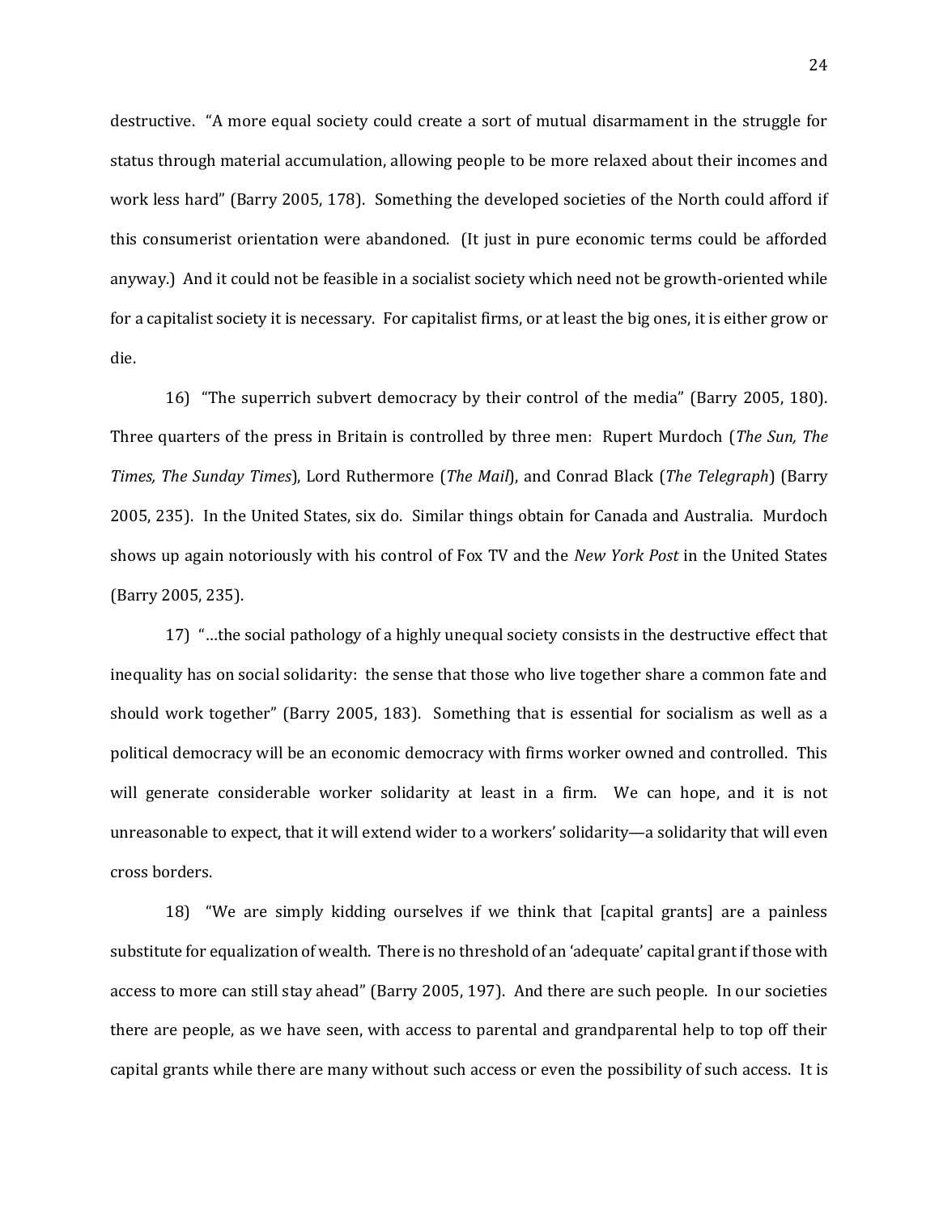destructive. "A more equal society could create a sort of mutual disarmament in the struggle for status through material accumulation, allowing people to be more relaxed about their incomes and work less hard" (Barry 2005, 178). Something the developed societies of the North could afford if this consumerist orientation were abandoned. (It just in pure economic terms could be afforded anyway.) And it could not be feasible in a socialist society which need not be growth-oriented while for a capitalist society it is necessary. For capitalist firms, or at least the big ones, it is either grow or die.

16) "The superrich subvert democracy by their control of the media" (Barry 2005, 180). Three quarters of the press in Britain is controlled by three men: Rupert Murdoch (*The Sun, The Times, The Sunday Times*), Lord Ruthermore (*The Mail*), and Conrad Black (*The Telegraph*) (Barry 2005, 235). In the United States, six do. Similar things obtain for Canada and Australia. Murdoch shows up again notoriously with his control of Fox TV and the *New York Post* in the United States (Barry 2005, 235).

17) "…the social pathology of a highly unequal society consists in the destructive effect that inequality has on social solidarity: the sense that those who live together share a common fate and should work together" (Barry 2005, 183). Something that is essential for socialism as well as a political democracy will be an economic democracy with firms worker owned and controlled. This will generate considerable worker solidarity at least in a firm. We can hope, and it is not unreasonable to expect, that it will extend wider to a workers' solidarity—a solidarity that will even cross borders.

18) "We are simply kidding ourselves if we think that [capital grants] are a painless substitute for equalization of wealth. There is no threshold of an 'adequate' capital grant if those with access to more can still stay ahead" (Barry 2005, 197). And there are such people. In our societies there are people, as we have seen, with access to parental and grandparental help to top off their capital grants while there are many without such access or even the possibility of such access. It is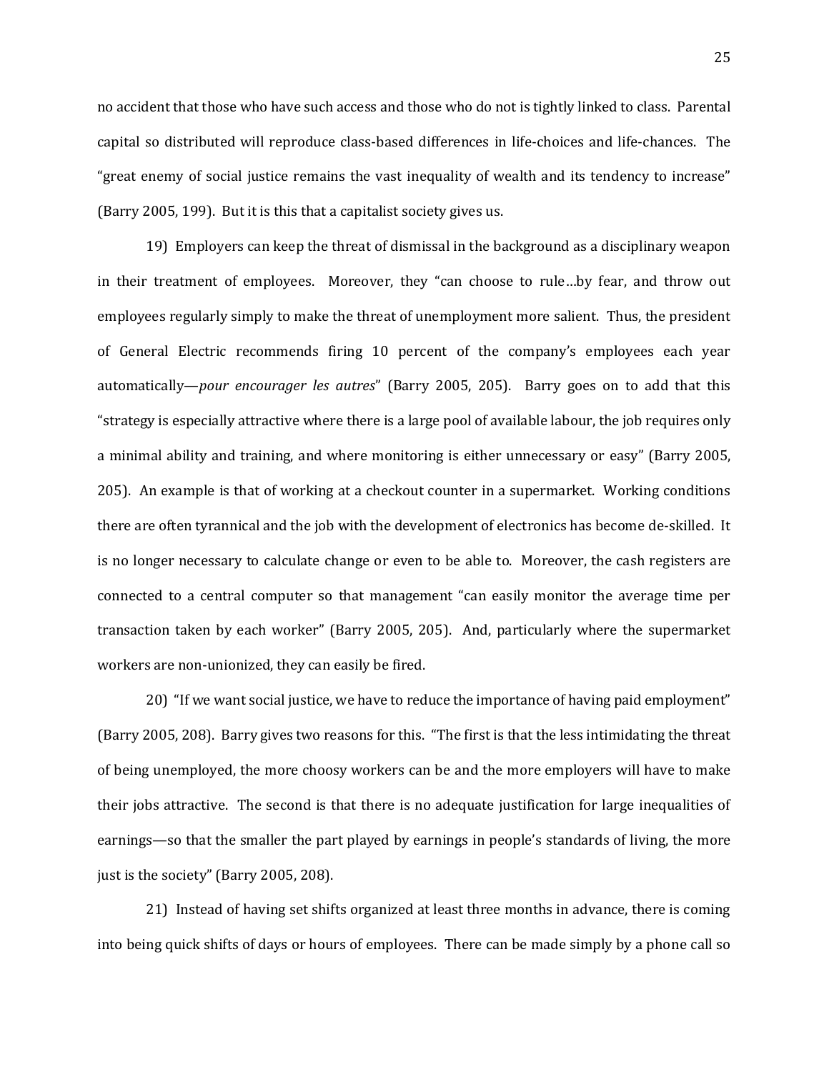no accident that those who have such access and those who do not is tightly linked to class. Parental capital so distributed will reproduce class-based differences in life-choices and life-chances. The "great enemy of social justice remains the vast inequality of wealth and its tendency to increase" (Barry 2005, 199). But it is this that a capitalist society gives us.

19) Employers can keep the threat of dismissal in the background as a disciplinary weapon in their treatment of employees. Moreover, they "can choose to rule…by fear, and throw out employees regularly simply to make the threat of unemployment more salient. Thus, the president of General Electric recommends firing 10 percent of the company's employees each year automatically—*pour encourager les autres*" (Barry 2005, 205). Barry goes on to add that this "strategy is especially attractive where there is a large pool of available labour, the job requires only a minimal ability and training, and where monitoring is either unnecessary or easy" (Barry 2005, 205). An example is that of working at a checkout counter in a supermarket. Working conditions there are often tyrannical and the job with the development of electronics has become de-skilled. It is no longer necessary to calculate change or even to be able to. Moreover, the cash registers are connected to a central computer so that management "can easily monitor the average time per transaction taken by each worker" (Barry 2005, 205). And, particularly where the supermarket workers are non-unionized, they can easily be fired.

20) "If we want social justice, we have to reduce the importance of having paid employment" (Barry 2005, 208). Barry gives two reasons for this. "The first is that the less intimidating the threat of being unemployed, the more choosy workers can be and the more employers will have to make their jobs attractive. The second is that there is no adequate justification for large inequalities of earnings—so that the smaller the part played by earnings in people's standards of living, the more just is the society" (Barry 2005, 208).

21) Instead of having set shifts organized at least three months in advance, there is coming into being quick shifts of days or hours of employees. There can be made simply by a phone call so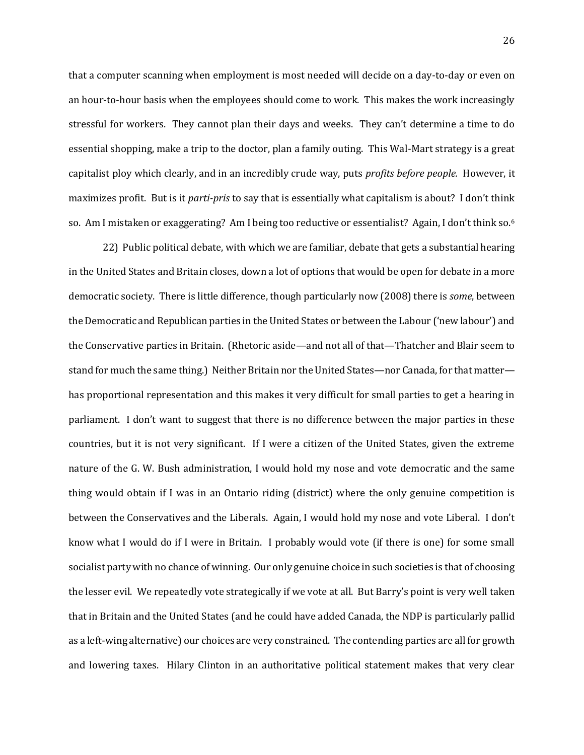that a computer scanning when employment is most needed will decide on a day-to-day or even on an hour-to-hour basis when the employees should come to work. This makes the work increasingly stressful for workers. They cannot plan their days and weeks. They can't determine a time to do essential shopping, make a trip to the doctor, plan a family outing. This Wal-Mart strategy is a great capitalist ploy which clearly, and in an incredibly crude way, puts *profits before people.* However, it maximizes profit. But is it *parti-pris* to say that is essentially what capitalism is about? I don't think so. Am I mistaken or exaggerating? Am I being too reductive or essentialist? Again, I don't think so.[6]

22) Public political debate, with which we are familiar, debate that gets a substantial hearing in the United States and Britain closes, down a lot of options that would be open for debate in a more democratic society. There is little difference, though particularly now (2008) there is *some*, between the Democratic and Republican parties in the United States or between the Labour ('new labour') and the Conservative parties in Britain. (Rhetoric aside—and not all of that—Thatcher and Blair seem to stand for much the same thing.) Neither Britain nor the United States—nor Canada, for that matter—has proportional representation and this makes it very difficult for small parties to get a hearing in parliament. I don't want to suggest that there is no difference between the major parties in these countries, but it is not very significant. If I were a citizen of the United States, given the extreme nature of the G. W. Bush administration, I would hold my nose and vote democratic and the same thing would obtain if I was in an Ontario riding (district) where the only genuine competition is between the Conservatives and the Liberals. Again, I would hold my nose and vote Liberal. I don't know what I would do if I were in Britain. I probably would vote (if there is one) for some small socialist party with no chance of winning. Our only genuine choice in such societies is that of choosing the lesser evil. We repeatedly vote strategically if we vote at all. But Barry's point is very well taken that in Britain and the United States (and he could have added Canada, the NDP is particularly pallid as a left-wing alternative) our choices are very constrained. The contending parties are all for growth and lowering taxes. Hilary Clinton in an authoritative political statement makes that very clear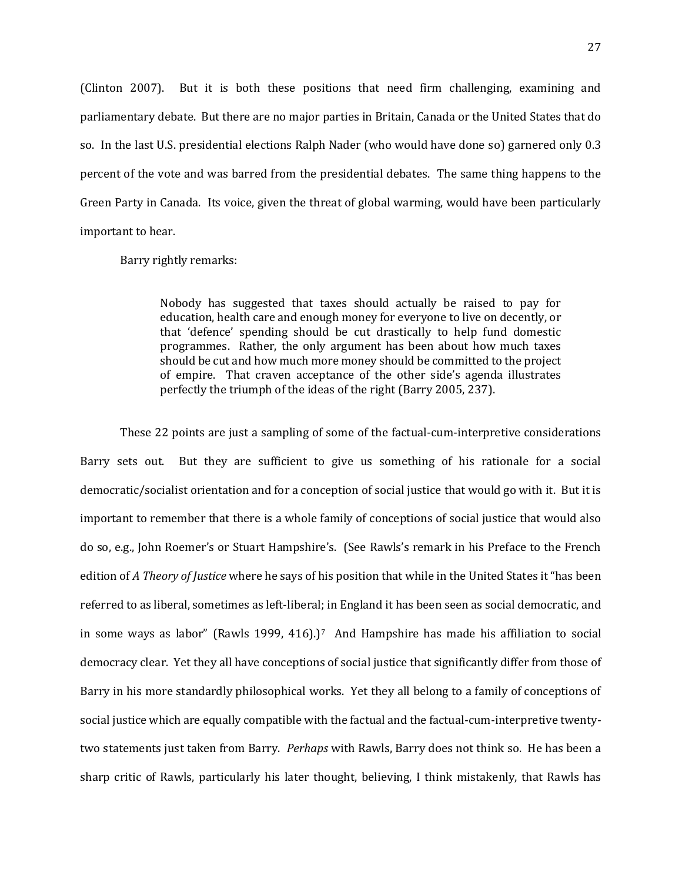(Clinton 2007). But it is both these positions that need firm challenging, examining and parliamentary debate. But there are no major parties in Britain, Canada or the United States that do so. In the last U.S. presidential elections Ralph Nader (who would have done so) garnered only 0.3 percent of the vote and was barred from the presidential debates. The same thing happens to the Green Party in Canada. Its voice, given the threat of global warming, would have been particularly important to hear.

Barry rightly remarks:

> Nobody has suggested that taxes should actually be raised to pay for education, health care and enough money for everyone to live on decently, or that 'defence' spending should be cut drastically to help fund domestic programmes. Rather, the only argument has been about how much taxes should be cut and how much more money should be committed to the project of empire. That craven acceptance of the other side's agenda illustrates perfectly the triumph of the ideas of the right (Barry 2005, 237).

These 22 points are just a sampling of some of the factual-cum-interpretive considerations Barry sets out. But they are sufficient to give us something of his rationale for a social democratic/socialist orientation and for a conception of social justice that would go with it. But it is important to remember that there is a whole family of conceptions of social justice that would also do so, e.g., John Roemer's or Stuart Hampshire's. (See Rawls's remark in his Preface to the French edition of *A Theory of Justice* where he says of his position that while in the United States it "has been referred to as liberal, sometimes as left-liberal; in England it has been seen as social democratic, and in some ways as labor" (Rawls 1999, 416).)[7] And Hampshire has made his affiliation to social democracy clear. Yet they all have conceptions of social justice that significantly differ from those of Barry in his more standardly philosophical works. Yet they all belong to a family of conceptions of social justice which are equally compatible with the factual and the factual-cum-interpretive twenty-two statements just taken from Barry. *Perhaps* with Rawls, Barry does not think so. He has been a sharp critic of Rawls, particularly his later thought, believing, I think mistakenly, that Rawls has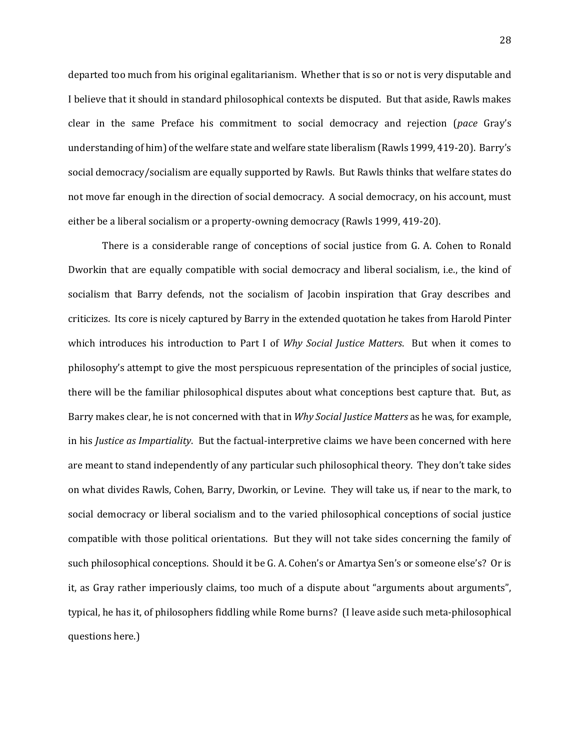departed too much from his original egalitarianism. Whether that is so or not is very disputable and I believe that it should in standard philosophical contexts be disputed. But that aside, Rawls makes clear in the same Preface his commitment to social democracy and rejection (*pace* Gray's understanding of him) of the welfare state and welfare state liberalism (Rawls 1999, 419-20). Barry's social democracy/socialism are equally supported by Rawls. But Rawls thinks that welfare states do not move far enough in the direction of social democracy. A social democracy, on his account, must either be a liberal socialism or a property-owning democracy (Rawls 1999, 419-20).

There is a considerable range of conceptions of social justice from G. A. Cohen to Ronald Dworkin that are equally compatible with social democracy and liberal socialism, i.e., the kind of socialism that Barry defends, not the socialism of Jacobin inspiration that Gray describes and criticizes. Its core is nicely captured by Barry in the extended quotation he takes from Harold Pinter which introduces his introduction to Part I of *Why Social Justice Matters*. But when it comes to philosophy's attempt to give the most perspicuous representation of the principles of social justice, there will be the familiar philosophical disputes about what conceptions best capture that. But, as Barry makes clear, he is not concerned with that in *Why Social Justice Matters* as he was, for example, in his *Justice as Impartiality*. But the factual-interpretive claims we have been concerned with here are meant to stand independently of any particular such philosophical theory. They don't take sides on what divides Rawls, Cohen, Barry, Dworkin, or Levine. They will take us, if near to the mark, to social democracy or liberal socialism and to the varied philosophical conceptions of social justice compatible with those political orientations. But they will not take sides concerning the family of such philosophical conceptions. Should it be G. A. Cohen's or Amartya Sen's or someone else's? Or is it, as Gray rather imperiously claims, too much of a dispute about "arguments about arguments", typical, he has it, of philosophers fiddling while Rome burns? (I leave aside such meta-philosophical questions here.)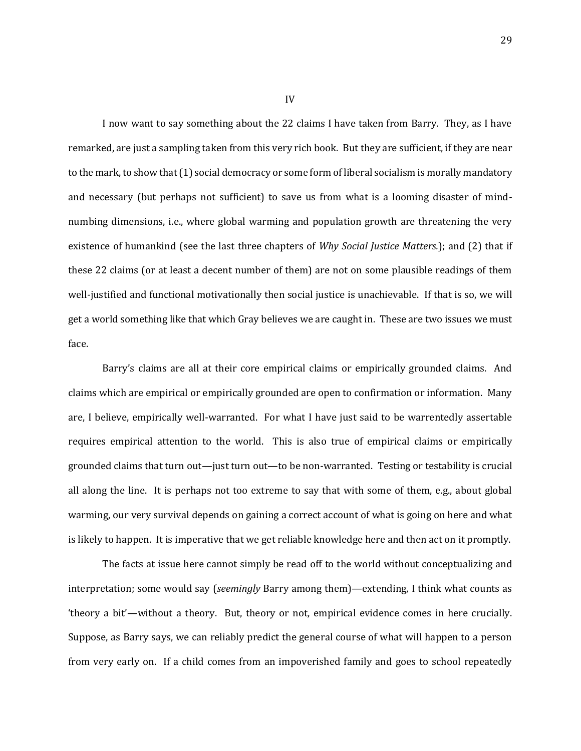IV

I now want to say something about the 22 claims I have taken from Barry. They, as I have remarked, are just a sampling taken from this very rich book. But they are sufficient, if they are near to the mark, to show that (1) social democracy or some form of liberal socialism is morally mandatory and necessary (but perhaps not sufficient) to save us from what is a looming disaster of mind-numbing dimensions, i.e., where global warming and population growth are threatening the very existence of humankind (see the last three chapters of *Why Social Justice Matters.*); and (2) that if these 22 claims (or at least a decent number of them) are not on some plausible readings of them well-justified and functional motivationally then social justice is unachievable. If that is so, we will get a world something like that which Gray believes we are caught in. These are two issues we must face.

Barry's claims are all at their core empirical claims or empirically grounded claims. And claims which are empirical or empirically grounded are open to confirmation or information. Many are, I believe, empirically well-warranted. For what I have just said to be warrentedly assertable requires empirical attention to the world. This is also true of empirical claims or empirically grounded claims that turn out—just turn out—to be non-warranted. Testing or testability is crucial all along the line. It is perhaps not too extreme to say that with some of them, e.g., about global warming, our very survival depends on gaining a correct account of what is going on here and what is likely to happen. It is imperative that we get reliable knowledge here and then act on it promptly.

The facts at issue here cannot simply be read off to the world without conceptualizing and interpretation; some would say (*seemingly* Barry among them)—extending, I think what counts as 'theory a bit'—without a theory. But, theory or not, empirical evidence comes in here crucially. Suppose, as Barry says, we can reliably predict the general course of what will happen to a person from very early on. If a child comes from an impoverished family and goes to school repeatedly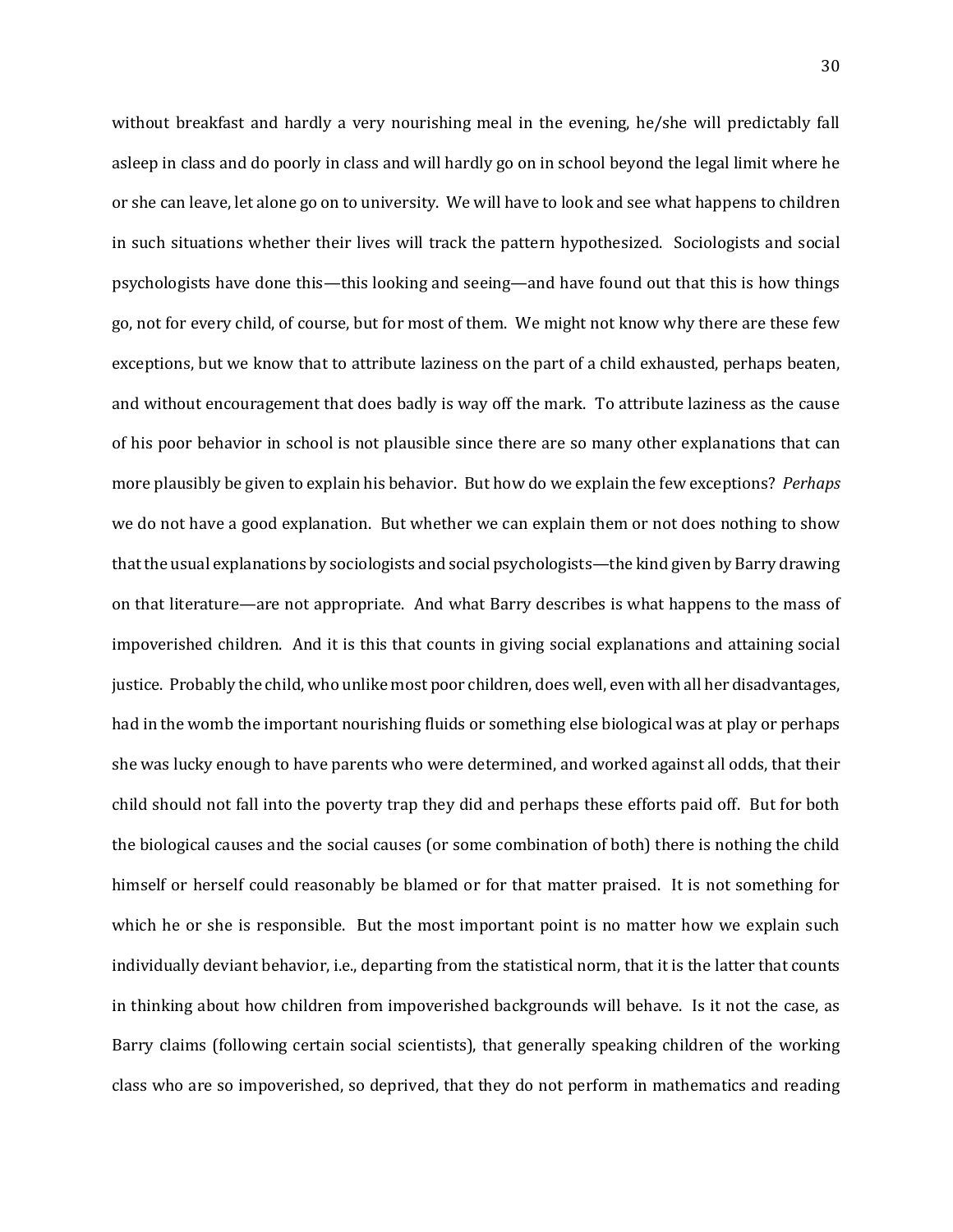without breakfast and hardly a very nourishing meal in the evening, he/she will predictably fall asleep in class and do poorly in class and will hardly go on in school beyond the legal limit where he or she can leave, let alone go on to university. We will have to look and see what happens to children in such situations whether their lives will track the pattern hypothesized. Sociologists and social psychologists have done this—this looking and seeing—and have found out that this is how things go, not for every child, of course, but for most of them. We might not know why there are these few exceptions, but we know that to attribute laziness on the part of a child exhausted, perhaps beaten, and without encouragement that does badly is way off the mark. To attribute laziness as the cause of his poor behavior in school is not plausible since there are so many other explanations that can more plausibly be given to explain his behavior. But how do we explain the few exceptions? *Perhaps* we do not have a good explanation. But whether we can explain them or not does nothing to show that the usual explanations by sociologists and social psychologists—the kind given by Barry drawing on that literature—are not appropriate. And what Barry describes is what happens to the mass of impoverished children. And it is this that counts in giving social explanations and attaining social justice. Probably the child, who unlike most poor children, does well, even with all her disadvantages, had in the womb the important nourishing fluids or something else biological was at play or perhaps she was lucky enough to have parents who were determined, and worked against all odds, that their child should not fall into the poverty trap they did and perhaps these efforts paid off. But for both the biological causes and the social causes (or some combination of both) there is nothing the child himself or herself could reasonably be blamed or for that matter praised. It is not something for which he or she is responsible. But the most important point is no matter how we explain such individually deviant behavior, i.e., departing from the statistical norm, that it is the latter that counts in thinking about how children from impoverished backgrounds will behave. Is it not the case, as Barry claims (following certain social scientists), that generally speaking children of the working class who are so impoverished, so deprived, that they do not perform in mathematics and reading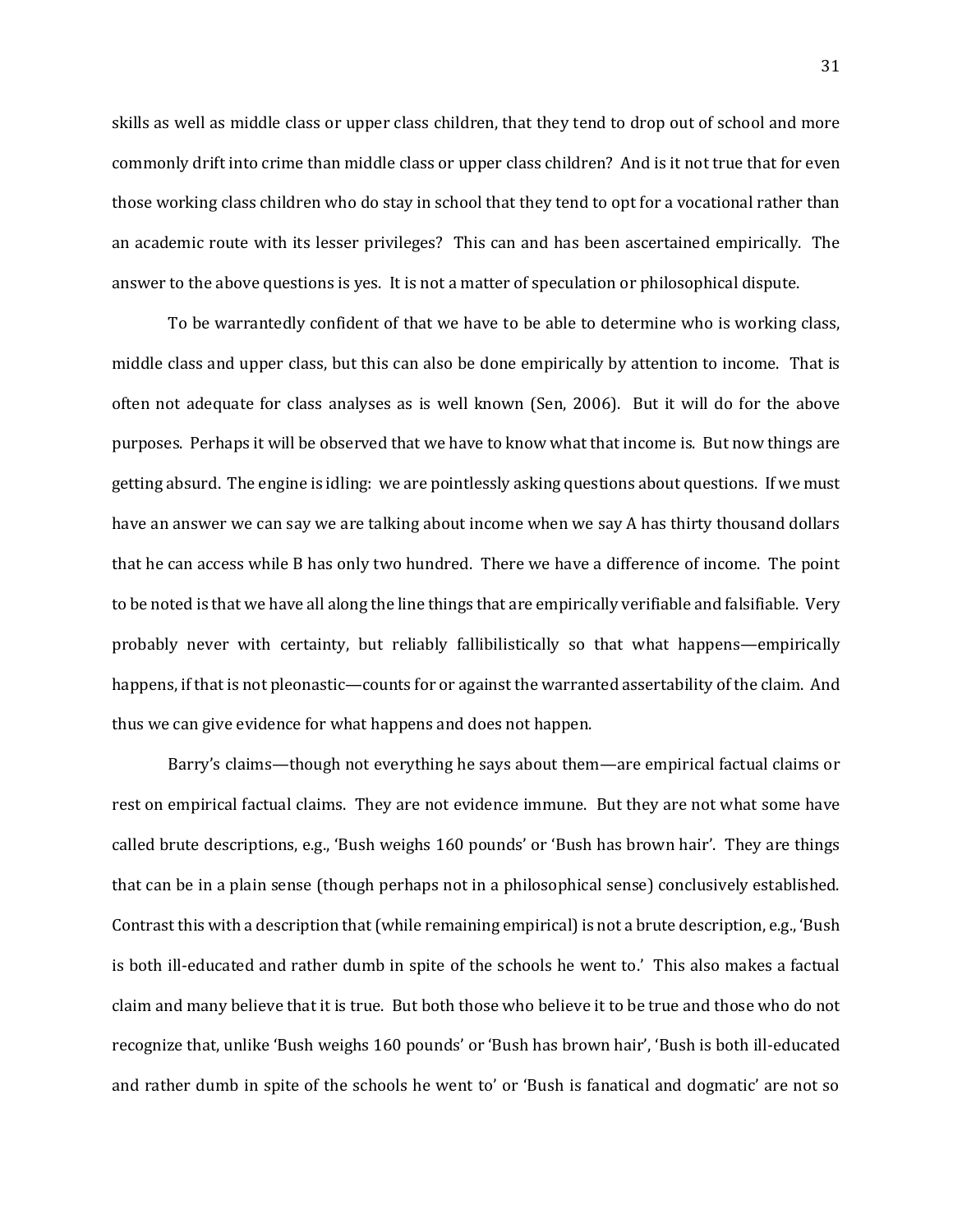skills as well as middle class or upper class children, that they tend to drop out of school and more commonly drift into crime than middle class or upper class children? And is it not true that for even those working class children who do stay in school that they tend to opt for a vocational rather than an academic route with its lesser privileges? This can and has been ascertained empirically. The answer to the above questions is yes. It is not a matter of speculation or philosophical dispute.

To be warrantedly confident of that we have to be able to determine who is working class, middle class and upper class, but this can also be done empirically by attention to income. That is often not adequate for class analyses as is well known (Sen, 2006). But it will do for the above purposes. Perhaps it will be observed that we have to know what that income is. But now things are getting absurd. The engine is idling: we are pointlessly asking questions about questions. If we must have an answer we can say we are talking about income when we say A has thirty thousand dollars that he can access while B has only two hundred. There we have a difference of income. The point to be noted is that we have all along the line things that are empirically verifiable and falsifiable. Very probably never with certainty, but reliably fallibilistically so that what happens—empirically happens, if that is not pleonastic—counts for or against the warranted assertability of the claim. And thus we can give evidence for what happens and does not happen.

Barry's claims—though not everything he says about them—are empirical factual claims or rest on empirical factual claims. They are not evidence immune. But they are not what some have called brute descriptions, e.g., 'Bush weighs 160 pounds' or 'Bush has brown hair'. They are things that can be in a plain sense (though perhaps not in a philosophical sense) conclusively established. Contrast this with a description that (while remaining empirical) is not a brute description, e.g., 'Bush is both ill-educated and rather dumb in spite of the schools he went to.' This also makes a factual claim and many believe that it is true. But both those who believe it to be true and those who do not recognize that, unlike 'Bush weighs 160 pounds' or 'Bush has brown hair', 'Bush is both ill-educated and rather dumb in spite of the schools he went to' or 'Bush is fanatical and dogmatic' are not so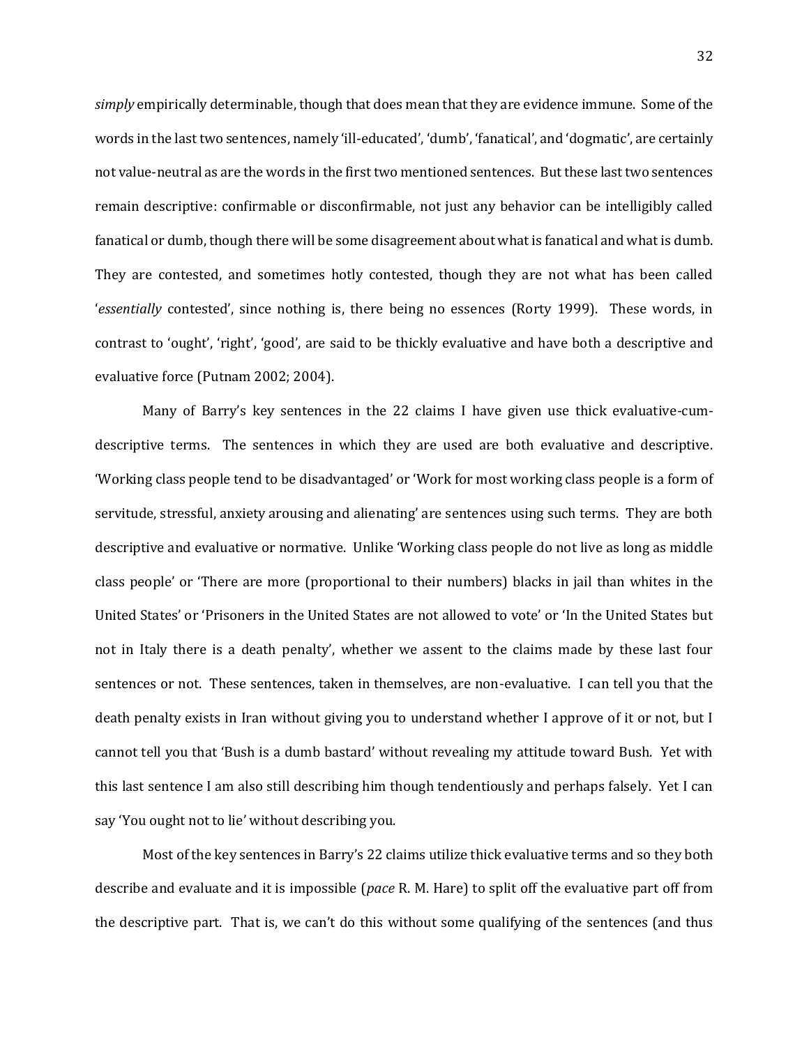*simply* empirically determinable, though that does mean that they are evidence immune. Some of the words in the last two sentences, namely 'ill-educated', 'dumb', 'fanatical', and 'dogmatic', are certainly not value-neutral as are the words in the first two mentioned sentences. But these last two sentences remain descriptive: confirmable or disconfirmable, not just any behavior can be intelligibly called fanatical or dumb, though there will be some disagreement about what is fanatical and what is dumb. They are contested, and sometimes hotly contested, though they are not what has been called '*essentially* contested', since nothing is, there being no essences (Rorty 1999). These words, in contrast to 'ought', 'right', 'good', are said to be thickly evaluative and have both a descriptive and evaluative force (Putnam 2002; 2004).

Many of Barry's key sentences in the 22 claims I have given use thick evaluative-cum-descriptive terms. The sentences in which they are used are both evaluative and descriptive. 'Working class people tend to be disadvantaged' or 'Work for most working class people is a form of servitude, stressful, anxiety arousing and alienating' are sentences using such terms. They are both descriptive and evaluative or normative. Unlike 'Working class people do not live as long as middle class people' or 'There are more (proportional to their numbers) blacks in jail than whites in the United States' or 'Prisoners in the United States are not allowed to vote' or 'In the United States but not in Italy there is a death penalty', whether we assent to the claims made by these last four sentences or not. These sentences, taken in themselves, are non-evaluative. I can tell you that the death penalty exists in Iran without giving you to understand whether I approve of it or not, but I cannot tell you that 'Bush is a dumb bastard' without revealing my attitude toward Bush. Yet with this last sentence I am also still describing him though tendentiously and perhaps falsely. Yet I can say 'You ought not to lie' without describing you.

Most of the key sentences in Barry's 22 claims utilize thick evaluative terms and so they both describe and evaluate and it is impossible (*pace* R. M. Hare) to split off the evaluative part off from the descriptive part. That is, we can't do this without some qualifying of the sentences (and thus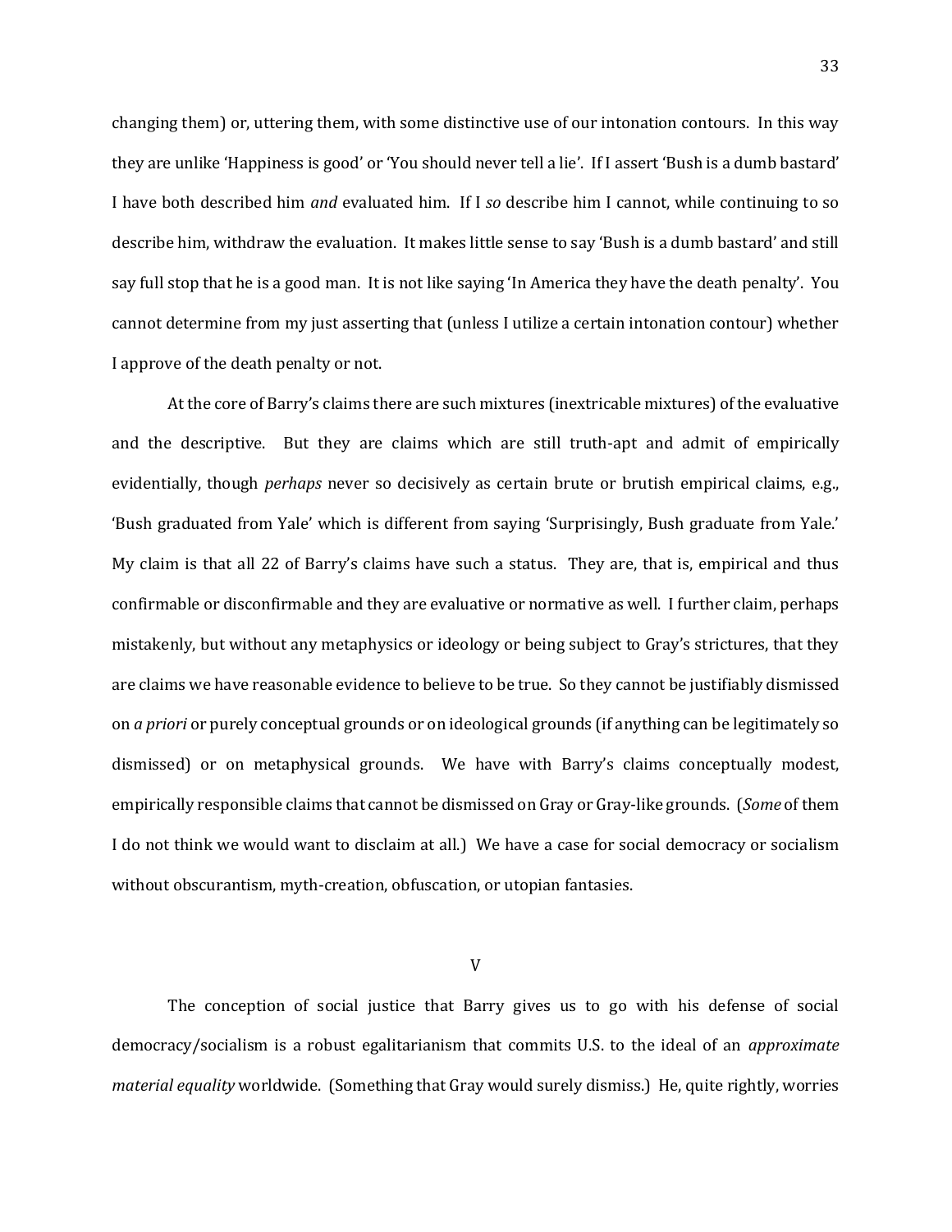changing them) or, uttering them, with some distinctive use of our intonation contours. In this way they are unlike 'Happiness is good' or 'You should never tell a lie'. If I assert 'Bush is a dumb bastard' I have both described him *and* evaluated him. If I *so* describe him I cannot, while continuing to so describe him, withdraw the evaluation. It makes little sense to say 'Bush is a dumb bastard' and still say full stop that he is a good man. It is not like saying 'In America they have the death penalty'. You cannot determine from my just asserting that (unless I utilize a certain intonation contour) whether I approve of the death penalty or not.

At the core of Barry's claims there are such mixtures (inextricable mixtures) of the evaluative and the descriptive. But they are claims which are still truth-apt and admit of empirically evidentially, though *perhaps* never so decisively as certain brute or brutish empirical claims, e.g., 'Bush graduated from Yale' which is different from saying 'Surprisingly, Bush graduate from Yale.' My claim is that all 22 of Barry's claims have such a status. They are, that is, empirical and thus confirmable or disconfirmable and they are evaluative or normative as well. I further claim, perhaps mistakenly, but without any metaphysics or ideology or being subject to Gray's strictures, that they are claims we have reasonable evidence to believe to be true. So they cannot be justifiably dismissed on *a priori* or purely conceptual grounds or on ideological grounds (if anything can be legitimately so dismissed) or on metaphysical grounds. We have with Barry's claims conceptually modest, empirically responsible claims that cannot be dismissed on Gray or Gray-like grounds. (*Some* of them I do not think we would want to disclaim at all.) We have a case for social democracy or socialism without obscurantism, myth-creation, obfuscation, or utopian fantasies.

## V

The conception of social justice that Barry gives us to go with his defense of social democracy/socialism is a robust egalitarianism that commits U.S. to the ideal of an *approximate material equality* worldwide. (Something that Gray would surely dismiss.) He, quite rightly, worries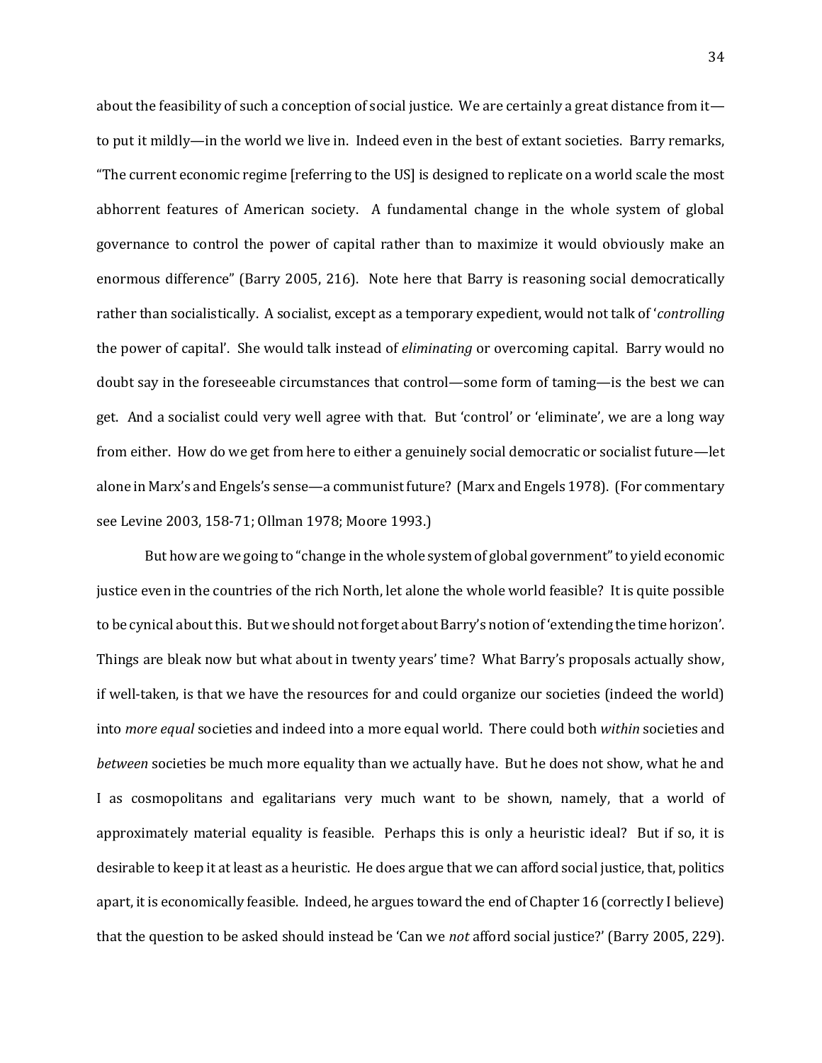about the feasibility of such a conception of social justice. We are certainly a great distance from it—to put it mildly—in the world we live in. Indeed even in the best of extant societies. Barry remarks, "The current economic regime [referring to the US] is designed to replicate on a world scale the most abhorrent features of American society. A fundamental change in the whole system of global governance to control the power of capital rather than to maximize it would obviously make an enormous difference" (Barry 2005, 216). Note here that Barry is reasoning social democratically rather than socialistically. A socialist, except as a temporary expedient, would not talk of '*controlling* the power of capital'. She would talk instead of *eliminating* or overcoming capital. Barry would no doubt say in the foreseeable circumstances that control—some form of taming—is the best we can get. And a socialist could very well agree with that. But 'control' or 'eliminate', we are a long way from either. How do we get from here to either a genuinely social democratic or socialist future—let alone in Marx's and Engels's sense—a communist future? (Marx and Engels 1978). (For commentary see Levine 2003, 158-71; Ollman 1978; Moore 1993.)

But how are we going to "change in the whole system of global government" to yield economic justice even in the countries of the rich North, let alone the whole world feasible? It is quite possible to be cynical about this. But we should not forget about Barry's notion of 'extending the time horizon'. Things are bleak now but what about in twenty years' time? What Barry's proposals actually show, if well-taken, is that we have the resources for and could organize our societies (indeed the world) into *more equal* societies and indeed into a more equal world. There could both *within* societies and *between* societies be much more equality than we actually have. But he does not show, what he and I as cosmopolitans and egalitarians very much want to be shown, namely, that a world of approximately material equality is feasible. Perhaps this is only a heuristic ideal? But if so, it is desirable to keep it at least as a heuristic. He does argue that we can afford social justice, that, politics apart, it is economically feasible. Indeed, he argues toward the end of Chapter 16 (correctly I believe) that the question to be asked should instead be 'Can we *not* afford social justice?' (Barry 2005, 229).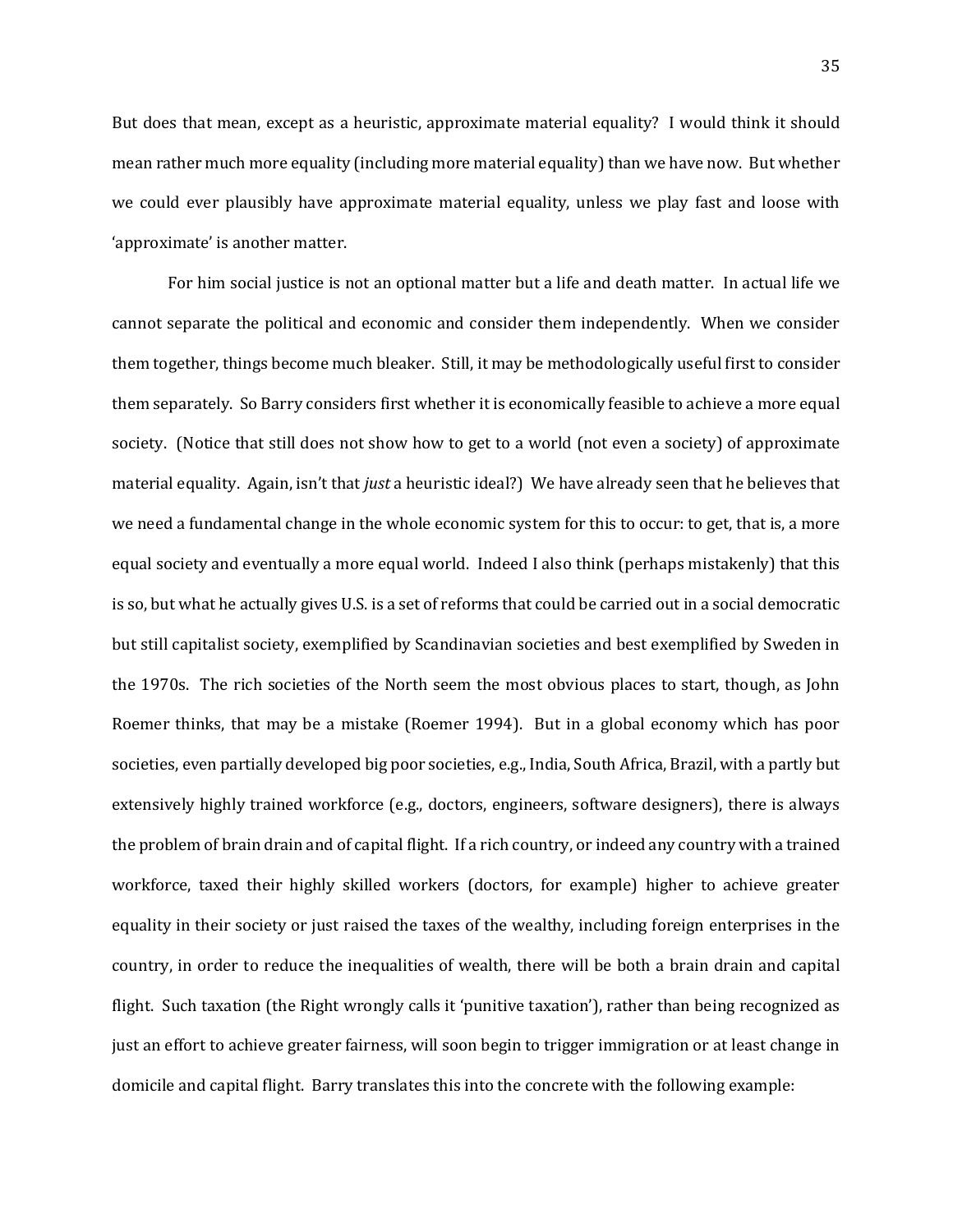But does that mean, except as a heuristic, approximate material equality? I would think it should mean rather much more equality (including more material equality) than we have now. But whether we could ever plausibly have approximate material equality, unless we play fast and loose with 'approximate' is another matter.

For him social justice is not an optional matter but a life and death matter. In actual life we cannot separate the political and economic and consider them independently. When we consider them together, things become much bleaker. Still, it may be methodologically useful first to consider them separately. So Barry considers first whether it is economically feasible to achieve a more equal society. (Notice that still does not show how to get to a world (not even a society) of approximate material equality. Again, isn't that *just* a heuristic ideal?) We have already seen that he believes that we need a fundamental change in the whole economic system for this to occur: to get, that is, a more equal society and eventually a more equal world. Indeed I also think (perhaps mistakenly) that this is so, but what he actually gives U.S. is a set of reforms that could be carried out in a social democratic but still capitalist society, exemplified by Scandinavian societies and best exemplified by Sweden in the 1970s. The rich societies of the North seem the most obvious places to start, though, as John Roemer thinks, that may be a mistake (Roemer 1994). But in a global economy which has poor societies, even partially developed big poor societies, e.g., India, South Africa, Brazil, with a partly but extensively highly trained workforce (e.g., doctors, engineers, software designers), there is always the problem of brain drain and of capital flight. If a rich country, or indeed any country with a trained workforce, taxed their highly skilled workers (doctors, for example) higher to achieve greater equality in their society or just raised the taxes of the wealthy, including foreign enterprises in the country, in order to reduce the inequalities of wealth, there will be both a brain drain and capital flight. Such taxation (the Right wrongly calls it 'punitive taxation'), rather than being recognized as just an effort to achieve greater fairness, will soon begin to trigger immigration or at least change in domicile and capital flight. Barry translates this into the concrete with the following example: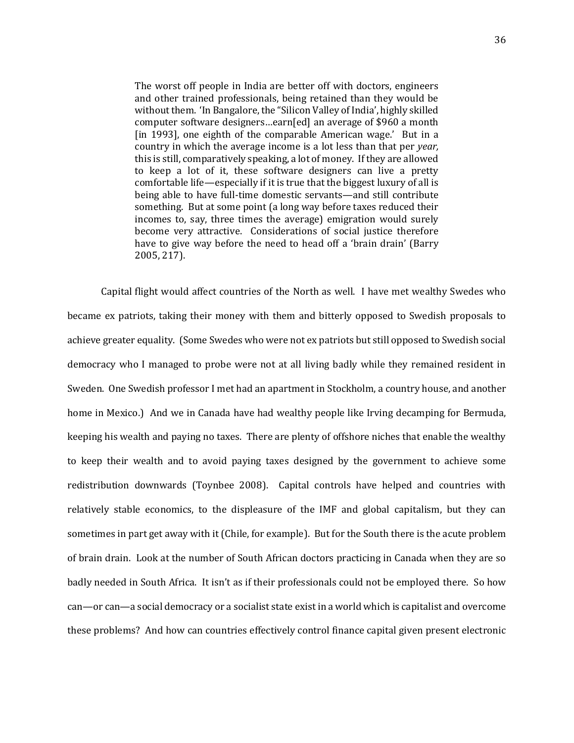> The worst off people in India are better off with doctors, engineers and other trained professionals, being retained than they would be without them. 'In Bangalore, the "Silicon Valley of India', highly skilled computer software designers…earn[ed] an average of $960 a month [in 1993], one eighth of the comparable American wage.' But in a country in which the average income is a lot less than that per *year,* this is still, comparatively speaking, a lot of money. If they are allowed to keep a lot of it, these software designers can live a pretty comfortable life—especially if it is true that the biggest luxury of all is being able to have full-time domestic servants—and still contribute something. But at some point (a long way before taxes reduced their incomes to, say, three times the average) emigration would surely become very attractive. Considerations of social justice therefore have to give way before the need to head off a 'brain drain' (Barry 2005, 217).

Capital flight would affect countries of the North as well. I have met wealthy Swedes who became ex patriots, taking their money with them and bitterly opposed to Swedish proposals to achieve greater equality. (Some Swedes who were not ex patriots but still opposed to Swedish social democracy who I managed to probe were not at all living badly while they remained resident in Sweden. One Swedish professor I met had an apartment in Stockholm, a country house, and another home in Mexico.) And we in Canada have had wealthy people like Irving decamping for Bermuda, keeping his wealth and paying no taxes. There are plenty of offshore niches that enable the wealthy to keep their wealth and to avoid paying taxes designed by the government to achieve some redistribution downwards (Toynbee 2008). Capital controls have helped and countries with relatively stable economics, to the displeasure of the IMF and global capitalism, but they can sometimes in part get away with it (Chile, for example). But for the South there is the acute problem of brain drain. Look at the number of South African doctors practicing in Canada when they are so badly needed in South Africa. It isn't as if their professionals could not be employed there. So how can—or can—a social democracy or a socialist state exist in a world which is capitalist and overcome these problems? And how can countries effectively control finance capital given present electronic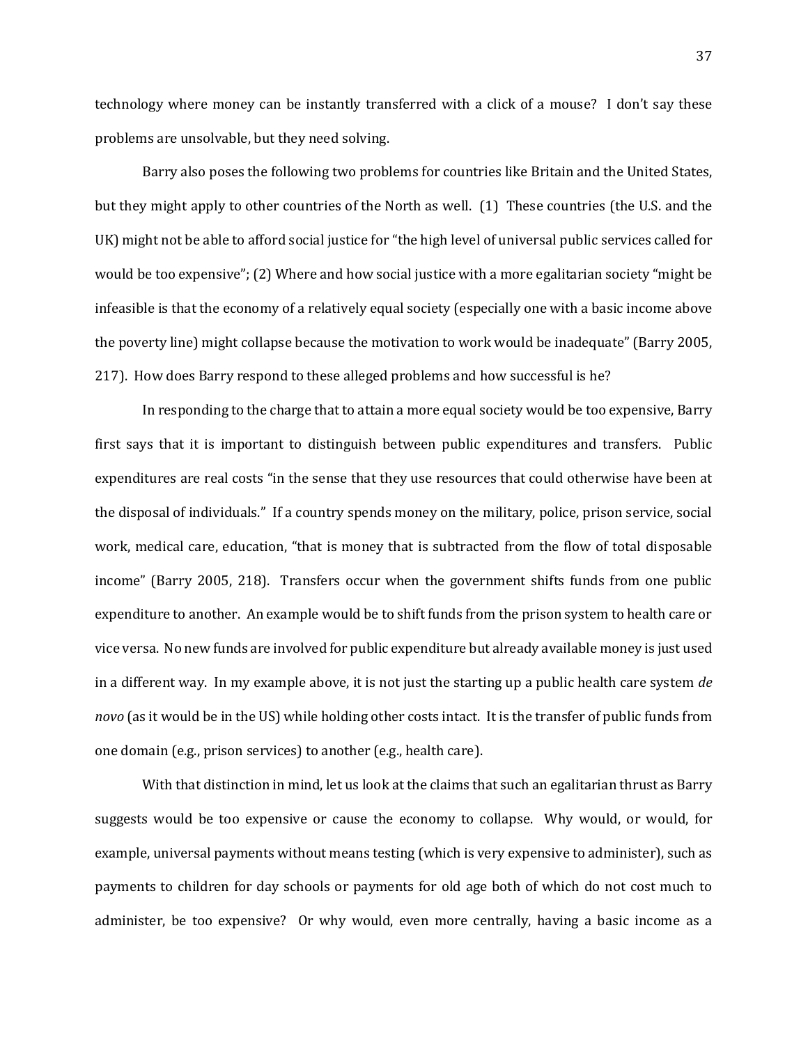technology where money can be instantly transferred with a click of a mouse? I don't say these problems are unsolvable, but they need solving.

Barry also poses the following two problems for countries like Britain and the United States, but they might apply to other countries of the North as well. (1) These countries (the U.S. and the UK) might not be able to afford social justice for "the high level of universal public services called for would be too expensive"; (2) Where and how social justice with a more egalitarian society "might be infeasible is that the economy of a relatively equal society (especially one with a basic income above the poverty line) might collapse because the motivation to work would be inadequate" (Barry 2005, 217). How does Barry respond to these alleged problems and how successful is he?

In responding to the charge that to attain a more equal society would be too expensive, Barry first says that it is important to distinguish between public expenditures and transfers. Public expenditures are real costs "in the sense that they use resources that could otherwise have been at the disposal of individuals." If a country spends money on the military, police, prison service, social work, medical care, education, "that is money that is subtracted from the flow of total disposable income" (Barry 2005, 218). Transfers occur when the government shifts funds from one public expenditure to another. An example would be to shift funds from the prison system to health care or vice versa. No new funds are involved for public expenditure but already available money is just used in a different way. In my example above, it is not just the starting up a public health care system *de novo* (as it would be in the US) while holding other costs intact. It is the transfer of public funds from one domain (e.g., prison services) to another (e.g., health care).

With that distinction in mind, let us look at the claims that such an egalitarian thrust as Barry suggests would be too expensive or cause the economy to collapse. Why would, or would, for example, universal payments without means testing (which is very expensive to administer), such as payments to children for day schools or payments for old age both of which do not cost much to administer, be too expensive? Or why would, even more centrally, having a basic income as a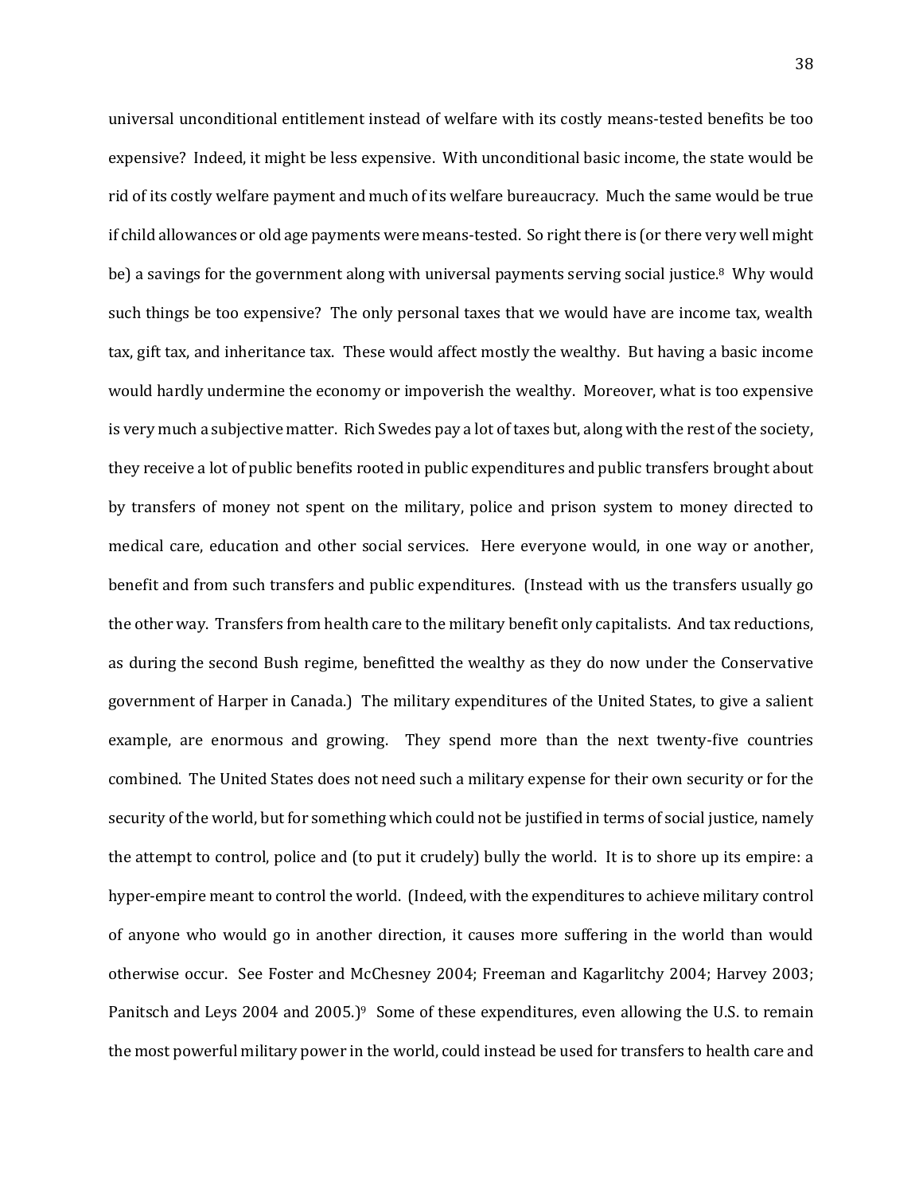universal unconditional entitlement instead of welfare with its costly means-tested benefits be too expensive? Indeed, it might be less expensive. With unconditional basic income, the state would be rid of its costly welfare payment and much of its welfare bureaucracy. Much the same would be true if child allowances or old age payments were means-tested. So right there is (or there very well might be) a savings for the government along with universal payments serving social justice.[8] Why would such things be too expensive? The only personal taxes that we would have are income tax, wealth tax, gift tax, and inheritance tax. These would affect mostly the wealthy. But having a basic income would hardly undermine the economy or impoverish the wealthy. Moreover, what is too expensive is very much a subjective matter. Rich Swedes pay a lot of taxes but, along with the rest of the society, they receive a lot of public benefits rooted in public expenditures and public transfers brought about by transfers of money not spent on the military, police and prison system to money directed to medical care, education and other social services. Here everyone would, in one way or another, benefit and from such transfers and public expenditures. (Instead with us the transfers usually go the other way. Transfers from health care to the military benefit only capitalists. And tax reductions, as during the second Bush regime, benefitted the wealthy as they do now under the Conservative government of Harper in Canada.) The military expenditures of the United States, to give a salient example, are enormous and growing. They spend more than the next twenty-five countries combined. The United States does not need such a military expense for their own security or for the security of the world, but for something which could not be justified in terms of social justice, namely the attempt to control, police and (to put it crudely) bully the world. It is to shore up its empire: a hyper-empire meant to control the world. (Indeed, with the expenditures to achieve military control of anyone who would go in another direction, it causes more suffering in the world than would otherwise occur. See Foster and McChesney 2004; Freeman and Kagarlitchy 2004; Harvey 2003; Panitsch and Leys 2004 and 2005.)[9] Some of these expenditures, even allowing the U.S. to remain the most powerful military power in the world, could instead be used for transfers to health care and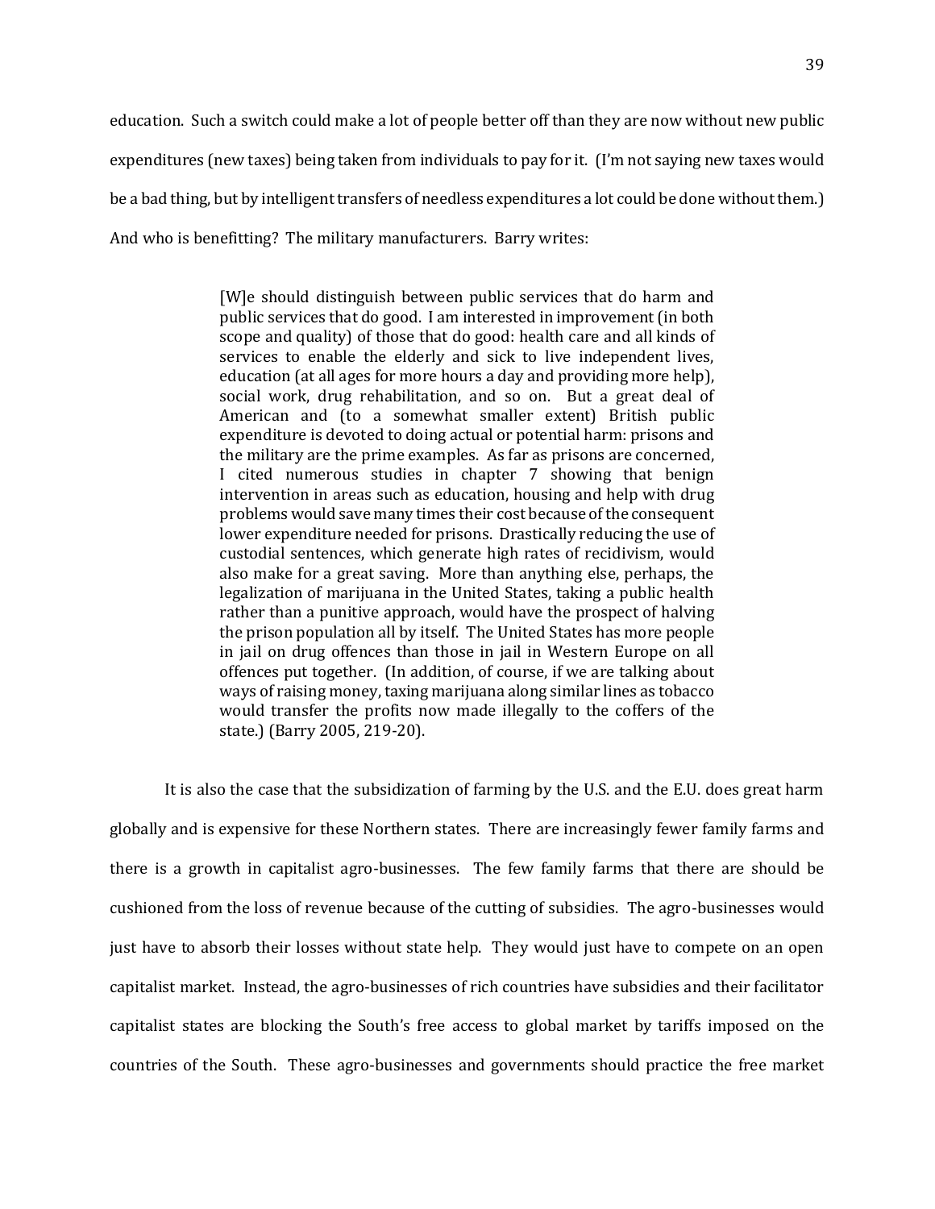education. Such a switch could make a lot of people better off than they are now without new public expenditures (new taxes) being taken from individuals to pay for it. (I'm not saying new taxes would be a bad thing, but by intelligent transfers of needless expenditures a lot could be done without them.) And who is benefitting? The military manufacturers. Barry writes:

> [W]e should distinguish between public services that do harm and public services that do good. I am interested in improvement (in both scope and quality) of those that do good: health care and all kinds of services to enable the elderly and sick to live independent lives, education (at all ages for more hours a day and providing more help), social work, drug rehabilitation, and so on. But a great deal of American and (to a somewhat smaller extent) British public expenditure is devoted to doing actual or potential harm: prisons and the military are the prime examples. As far as prisons are concerned, I cited numerous studies in chapter 7 showing that benign intervention in areas such as education, housing and help with drug problems would save many times their cost because of the consequent lower expenditure needed for prisons. Drastically reducing the use of custodial sentences, which generate high rates of recidivism, would also make for a great saving. More than anything else, perhaps, the legalization of marijuana in the United States, taking a public health rather than a punitive approach, would have the prospect of halving the prison population all by itself. The United States has more people in jail on drug offences than those in jail in Western Europe on all offences put together. (In addition, of course, if we are talking about ways of raising money, taxing marijuana along similar lines as tobacco would transfer the profits now made illegally to the coffers of the state.) (Barry 2005, 219-20).

It is also the case that the subsidization of farming by the U.S. and the E.U. does great harm globally and is expensive for these Northern states. There are increasingly fewer family farms and there is a growth in capitalist agro-businesses. The few family farms that there are should be cushioned from the loss of revenue because of the cutting of subsidies. The agro-businesses would just have to absorb their losses without state help. They would just have to compete on an open capitalist market. Instead, the agro-businesses of rich countries have subsidies and their facilitator capitalist states are blocking the South's free access to global market by tariffs imposed on the countries of the South. These agro-businesses and governments should practice the free market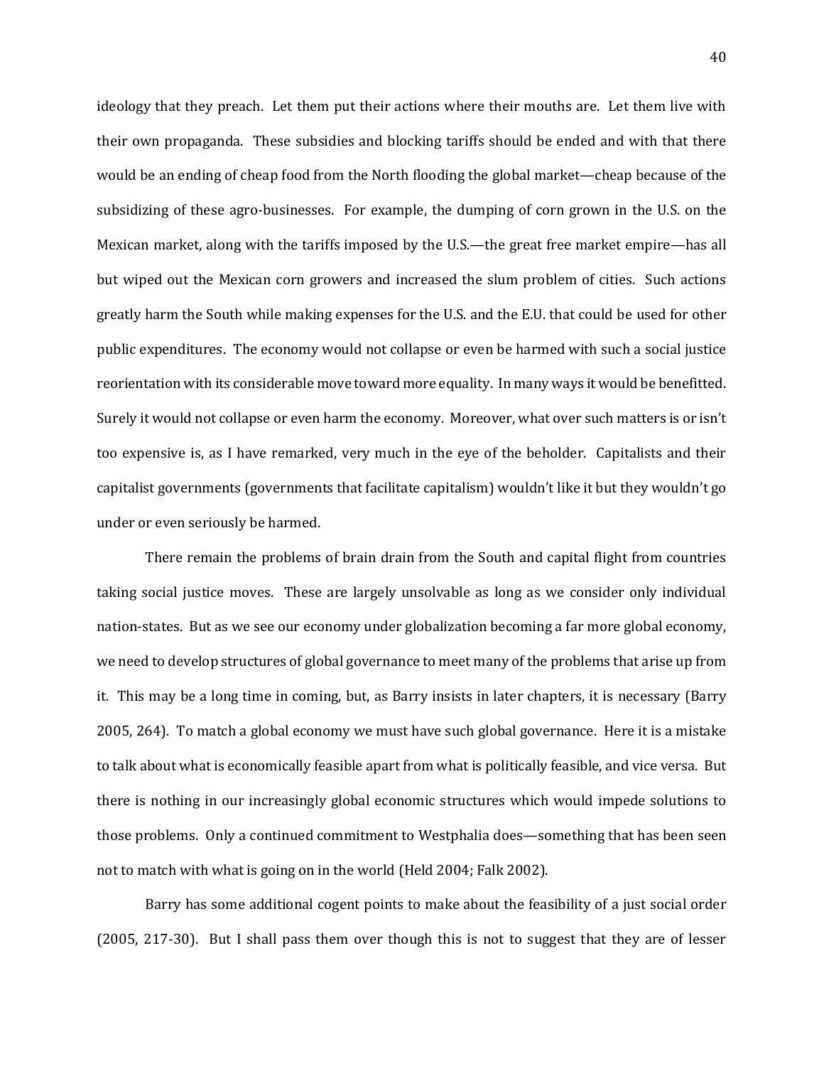ideology that they preach. Let them put their actions where their mouths are. Let them live with their own propaganda. These subsidies and blocking tariffs should be ended and with that there would be an ending of cheap food from the North flooding the global market—cheap because of the subsidizing of these agro-businesses. For example, the dumping of corn grown in the U.S. on the Mexican market, along with the tariffs imposed by the U.S.—the great free market empire—has all but wiped out the Mexican corn growers and increased the slum problem of cities. Such actions greatly harm the South while making expenses for the U.S. and the E.U. that could be used for other public expenditures. The economy would not collapse or even be harmed with such a social justice reorientation with its considerable move toward more equality. In many ways it would be benefitted. Surely it would not collapse or even harm the economy. Moreover, what over such matters is or isn't too expensive is, as I have remarked, very much in the eye of the beholder. Capitalists and their capitalist governments (governments that facilitate capitalism) wouldn't like it but they wouldn't go under or even seriously be harmed.

There remain the problems of brain drain from the South and capital flight from countries taking social justice moves. These are largely unsolvable as long as we consider only individual nation-states. But as we see our economy under globalization becoming a far more global economy, we need to develop structures of global governance to meet many of the problems that arise up from it. This may be a long time in coming, but, as Barry insists in later chapters, it is necessary (Barry 2005, 264). To match a global economy we must have such global governance. Here it is a mistake to talk about what is economically feasible apart from what is politically feasible, and vice versa. But there is nothing in our increasingly global economic structures which would impede solutions to those problems. Only a continued commitment to Westphalia does—something that has been seen not to match with what is going on in the world (Held 2004; Falk 2002).

Barry has some additional cogent points to make about the feasibility of a just social order (2005, 217-30). But I shall pass them over though this is not to suggest that they are of lesser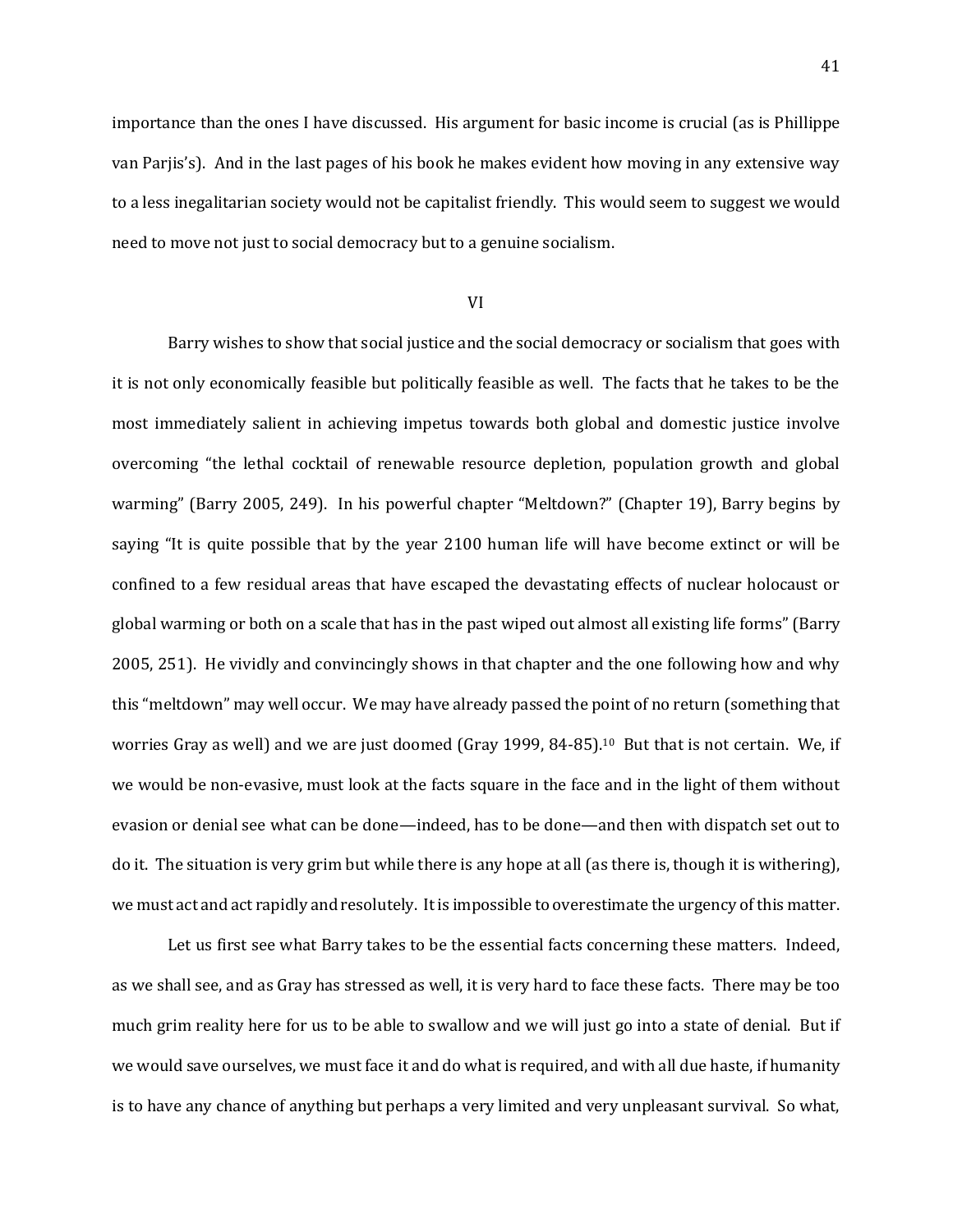importance than the ones I have discussed. His argument for basic income is crucial (as is Phillippe van Parjis's). And in the last pages of his book he makes evident how moving in any extensive way to a less inegalitarian society would not be capitalist friendly. This would seem to suggest we would need to move not just to social democracy but to a genuine socialism.

## VI

Barry wishes to show that social justice and the social democracy or socialism that goes with it is not only economically feasible but politically feasible as well. The facts that he takes to be the most immediately salient in achieving impetus towards both global and domestic justice involve overcoming "the lethal cocktail of renewable resource depletion, population growth and global warming" (Barry 2005, 249). In his powerful chapter "Meltdown?" (Chapter 19), Barry begins by saying "It is quite possible that by the year 2100 human life will have become extinct or will be confined to a few residual areas that have escaped the devastating effects of nuclear holocaust or global warming or both on a scale that has in the past wiped out almost all existing life forms" (Barry 2005, 251). He vividly and convincingly shows in that chapter and the one following how and why this "meltdown" may well occur. We may have already passed the point of no return (something that worries Gray as well) and we are just doomed (Gray 1999, 84-85).[10] But that is not certain. We, if we would be non-evasive, must look at the facts square in the face and in the light of them without evasion or denial see what can be done—indeed, has to be done—and then with dispatch set out to do it. The situation is very grim but while there is any hope at all (as there is, though it is withering), we must act and act rapidly and resolutely. It is impossible to overestimate the urgency of this matter.

Let us first see what Barry takes to be the essential facts concerning these matters. Indeed, as we shall see, and as Gray has stressed as well, it is very hard to face these facts. There may be too much grim reality here for us to be able to swallow and we will just go into a state of denial. But if we would save ourselves, we must face it and do what is required, and with all due haste, if humanity is to have any chance of anything but perhaps a very limited and very unpleasant survival. So what,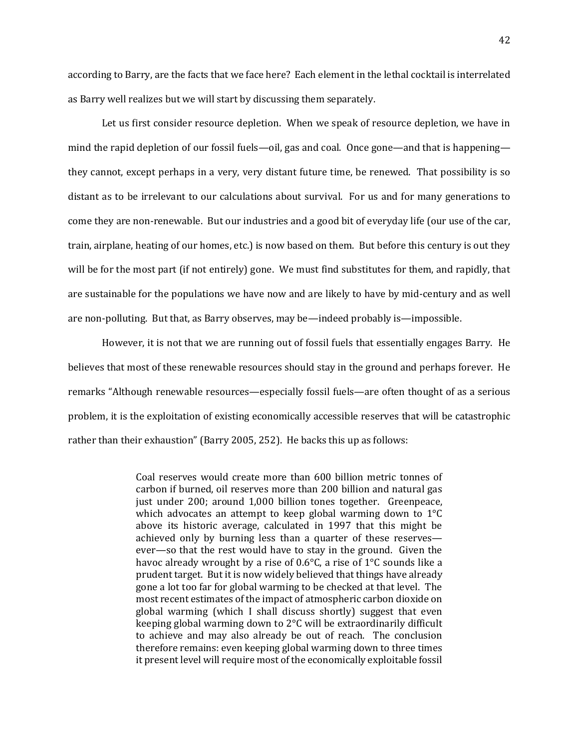according to Barry, are the facts that we face here? Each element in the lethal cocktail is interrelated as Barry well realizes but we will start by discussing them separately.

Let us first consider resource depletion. When we speak of resource depletion, we have in mind the rapid depletion of our fossil fuels—oil, gas and coal. Once gone—and that is happening—they cannot, except perhaps in a very, very distant future time, be renewed. That possibility is so distant as to be irrelevant to our calculations about survival. For us and for many generations to come they are non-renewable. But our industries and a good bit of everyday life (our use of the car, train, airplane, heating of our homes, etc.) is now based on them. But before this century is out they will be for the most part (if not entirely) gone. We must find substitutes for them, and rapidly, that are sustainable for the populations we have now and are likely to have by mid-century and as well are non-polluting. But that, as Barry observes, may be—indeed probably is—impossible.

However, it is not that we are running out of fossil fuels that essentially engages Barry. He believes that most of these renewable resources should stay in the ground and perhaps forever. He remarks "Although renewable resources—especially fossil fuels—are often thought of as a serious problem, it is the exploitation of existing economically accessible reserves that will be catastrophic rather than their exhaustion" (Barry 2005, 252). He backs this up as follows:

> Coal reserves would create more than 600 billion metric tonnes of carbon if burned, oil reserves more than 200 billion and natural gas just under 200; around 1,000 billion tones together. Greenpeace, which advocates an attempt to keep global warming down to 1°C above its historic average, calculated in 1997 that this might be achieved only by burning less than a quarter of these reserves—ever—so that the rest would have to stay in the ground. Given the havoc already wrought by a rise of 0.6°C, a rise of 1°C sounds like a prudent target. But it is now widely believed that things have already gone a lot too far for global warming to be checked at that level. The most recent estimates of the impact of atmospheric carbon dioxide on global warming (which I shall discuss shortly) suggest that even keeping global warming down to 2°C will be extraordinarily difficult to achieve and may also already be out of reach. The conclusion therefore remains: even keeping global warming down to three times it present level will require most of the economically exploitable fossil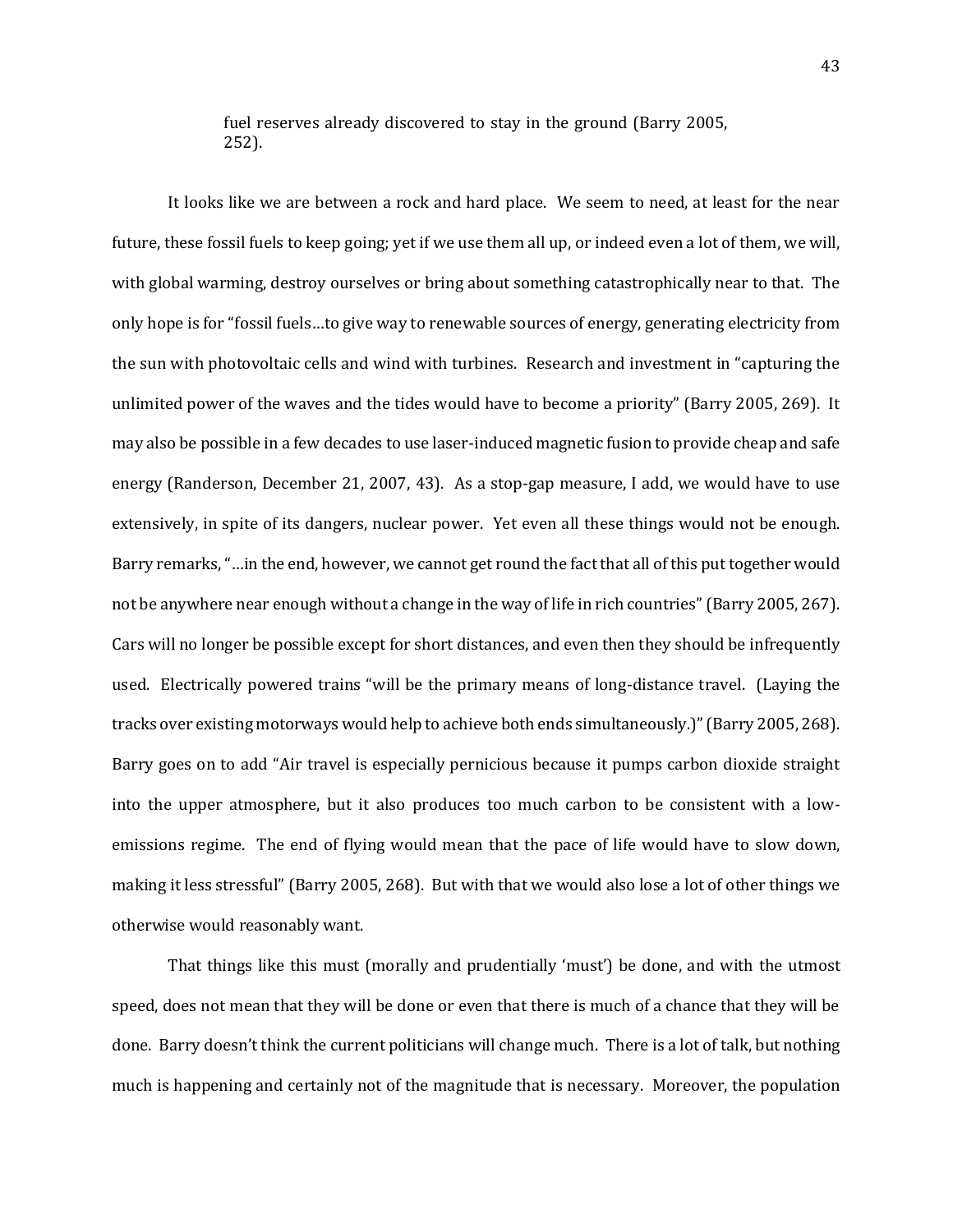fuel reserves already discovered to stay in the ground (Barry 2005, 252).

It looks like we are between a rock and hard place. We seem to need, at least for the near future, these fossil fuels to keep going; yet if we use them all up, or indeed even a lot of them, we will, with global warming, destroy ourselves or bring about something catastrophically near to that. The only hope is for "fossil fuels…to give way to renewable sources of energy, generating electricity from the sun with photovoltaic cells and wind with turbines. Research and investment in "capturing the unlimited power of the waves and the tides would have to become a priority" (Barry 2005, 269). It may also be possible in a few decades to use laser-induced magnetic fusion to provide cheap and safe energy (Randerson, December 21, 2007, 43). As a stop-gap measure, I add, we would have to use extensively, in spite of its dangers, nuclear power. Yet even all these things would not be enough. Barry remarks, "…in the end, however, we cannot get round the fact that all of this put together would not be anywhere near enough without a change in the way of life in rich countries" (Barry 2005, 267). Cars will no longer be possible except for short distances, and even then they should be infrequently used. Electrically powered trains "will be the primary means of long-distance travel. (Laying the tracks over existing motorways would help to achieve both ends simultaneously.)" (Barry 2005, 268). Barry goes on to add "Air travel is especially pernicious because it pumps carbon dioxide straight into the upper atmosphere, but it also produces too much carbon to be consistent with a low-emissions regime. The end of flying would mean that the pace of life would have to slow down, making it less stressful" (Barry 2005, 268). But with that we would also lose a lot of other things we otherwise would reasonably want.

That things like this must (morally and prudentially 'must') be done, and with the utmost speed, does not mean that they will be done or even that there is much of a chance that they will be done. Barry doesn't think the current politicians will change much. There is a lot of talk, but nothing much is happening and certainly not of the magnitude that is necessary. Moreover, the population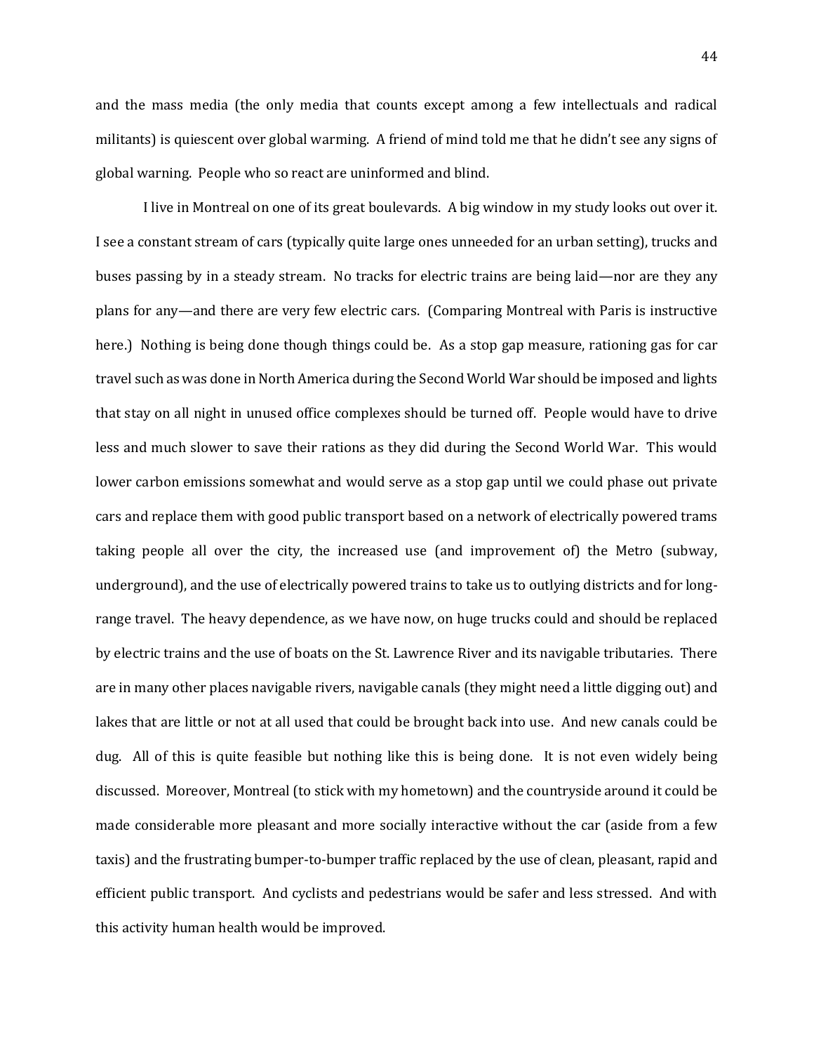and the mass media (the only media that counts except among a few intellectuals and radical militants) is quiescent over global warming. A friend of mind told me that he didn't see any signs of global warning. People who so react are uninformed and blind.

I live in Montreal on one of its great boulevards. A big window in my study looks out over it. I see a constant stream of cars (typically quite large ones unneeded for an urban setting), trucks and buses passing by in a steady stream. No tracks for electric trains are being laid—nor are they any plans for any—and there are very few electric cars. (Comparing Montreal with Paris is instructive here.) Nothing is being done though things could be. As a stop gap measure, rationing gas for car travel such as was done in North America during the Second World War should be imposed and lights that stay on all night in unused office complexes should be turned off. People would have to drive less and much slower to save their rations as they did during the Second World War. This would lower carbon emissions somewhat and would serve as a stop gap until we could phase out private cars and replace them with good public transport based on a network of electrically powered trams taking people all over the city, the increased use (and improvement of) the Metro (subway, underground), and the use of electrically powered trains to take us to outlying districts and for long-range travel. The heavy dependence, as we have now, on huge trucks could and should be replaced by electric trains and the use of boats on the St. Lawrence River and its navigable tributaries. There are in many other places navigable rivers, navigable canals (they might need a little digging out) and lakes that are little or not at all used that could be brought back into use. And new canals could be dug. All of this is quite feasible but nothing like this is being done. It is not even widely being discussed. Moreover, Montreal (to stick with my hometown) and the countryside around it could be made considerable more pleasant and more socially interactive without the car (aside from a few taxis) and the frustrating bumper-to-bumper traffic replaced by the use of clean, pleasant, rapid and efficient public transport. And cyclists and pedestrians would be safer and less stressed. And with this activity human health would be improved.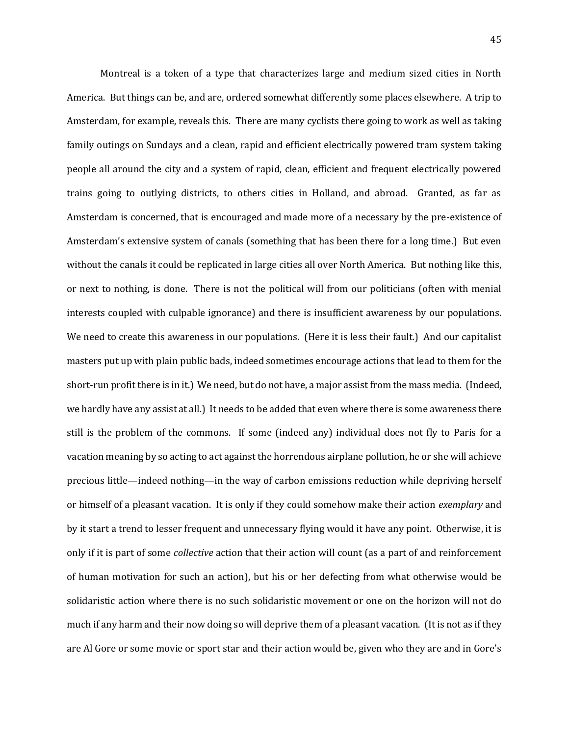Montreal is a token of a type that characterizes large and medium sized cities in North America. But things can be, and are, ordered somewhat differently some places elsewhere. A trip to Amsterdam, for example, reveals this. There are many cyclists there going to work as well as taking family outings on Sundays and a clean, rapid and efficient electrically powered tram system taking people all around the city and a system of rapid, clean, efficient and frequent electrically powered trains going to outlying districts, to others cities in Holland, and abroad. Granted, as far as Amsterdam is concerned, that is encouraged and made more of a necessary by the pre-existence of Amsterdam's extensive system of canals (something that has been there for a long time.) But even without the canals it could be replicated in large cities all over North America. But nothing like this, or next to nothing, is done. There is not the political will from our politicians (often with menial interests coupled with culpable ignorance) and there is insufficient awareness by our populations. We need to create this awareness in our populations. (Here it is less their fault.) And our capitalist masters put up with plain public bads, indeed sometimes encourage actions that lead to them for the short-run profit there is in it.) We need, but do not have, a major assist from the mass media. (Indeed, we hardly have any assist at all.) It needs to be added that even where there is some awareness there still is the problem of the commons. If some (indeed any) individual does not fly to Paris for a vacation meaning by so acting to act against the horrendous airplane pollution, he or she will achieve precious little—indeed nothing—in the way of carbon emissions reduction while depriving herself or himself of a pleasant vacation. It is only if they could somehow make their action *exemplary* and by it start a trend to lesser frequent and unnecessary flying would it have any point. Otherwise, it is only if it is part of some *collective* action that their action will count (as a part of and reinforcement of human motivation for such an action), but his or her defecting from what otherwise would be solidaristic action where there is no such solidaristic movement or one on the horizon will not do much if any harm and their now doing so will deprive them of a pleasant vacation. (It is not as if they are Al Gore or some movie or sport star and their action would be, given who they are and in Gore's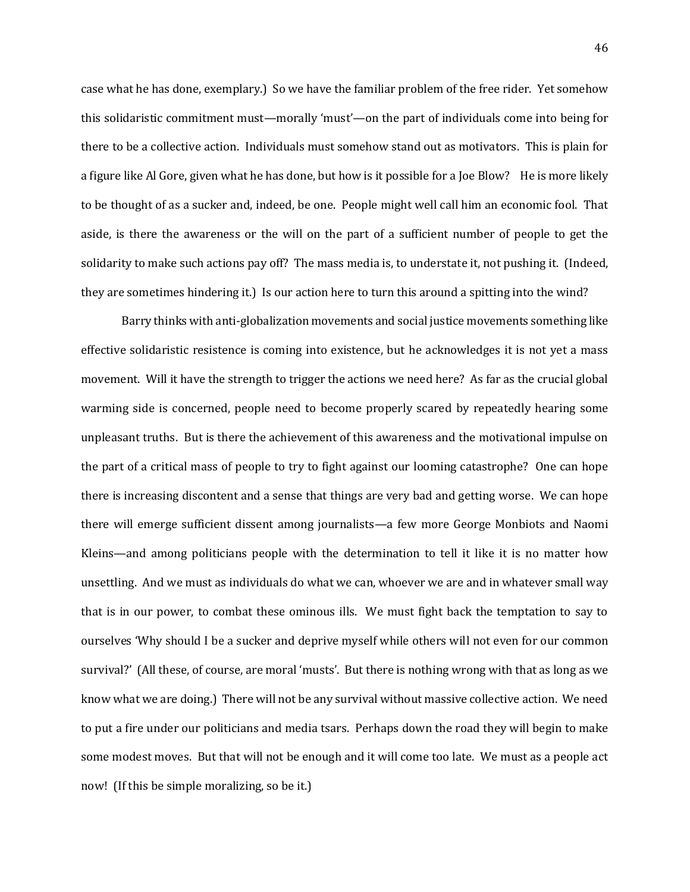case what he has done, exemplary.) So we have the familiar problem of the free rider. Yet somehow this solidaristic commitment must—morally 'must'—on the part of individuals come into being for there to be a collective action. Individuals must somehow stand out as motivators. This is plain for a figure like Al Gore, given what he has done, but how is it possible for a Joe Blow? He is more likely to be thought of as a sucker and, indeed, be one. People might well call him an economic fool. That aside, is there the awareness or the will on the part of a sufficient number of people to get the solidarity to make such actions pay off? The mass media is, to understate it, not pushing it. (Indeed, they are sometimes hindering it.) Is our action here to turn this around a spitting into the wind?

Barry thinks with anti-globalization movements and social justice movements something like effective solidaristic resistence is coming into existence, but he acknowledges it is not yet a mass movement. Will it have the strength to trigger the actions we need here? As far as the crucial global warming side is concerned, people need to become properly scared by repeatedly hearing some unpleasant truths. But is there the achievement of this awareness and the motivational impulse on the part of a critical mass of people to try to fight against our looming catastrophe? One can hope there is increasing discontent and a sense that things are very bad and getting worse. We can hope there will emerge sufficient dissent among journalists—a few more George Monbiots and Naomi Kleins—and among politicians people with the determination to tell it like it is no matter how unsettling. And we must as individuals do what we can, whoever we are and in whatever small way that is in our power, to combat these ominous ills. We must fight back the temptation to say to ourselves 'Why should I be a sucker and deprive myself while others will not even for our common survival?' (All these, of course, are moral 'musts'. But there is nothing wrong with that as long as we know what we are doing.) There will not be any survival without massive collective action. We need to put a fire under our politicians and media tsars. Perhaps down the road they will begin to make some modest moves. But that will not be enough and it will come too late. We must as a people act now! (If this be simple moralizing, so be it.)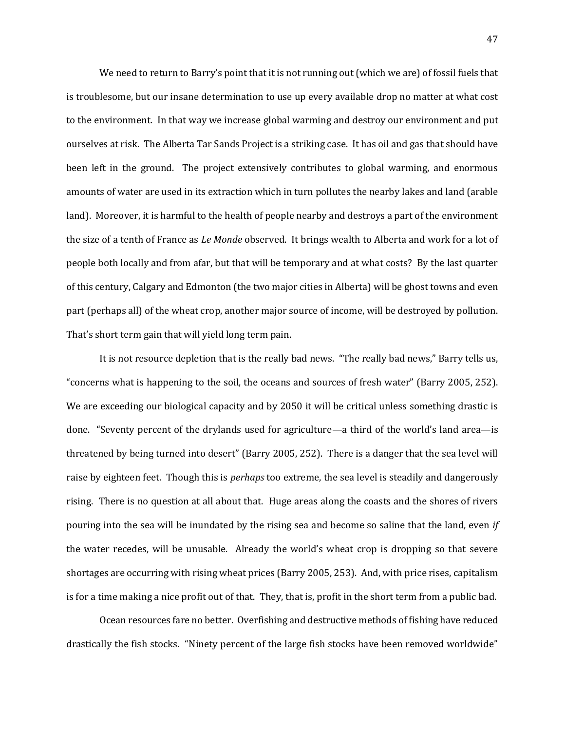We need to return to Barry's point that it is not running out (which we are) of fossil fuels that is troublesome, but our insane determination to use up every available drop no matter at what cost to the environment. In that way we increase global warming and destroy our environment and put ourselves at risk. The Alberta Tar Sands Project is a striking case. It has oil and gas that should have been left in the ground. The project extensively contributes to global warming, and enormous amounts of water are used in its extraction which in turn pollutes the nearby lakes and land (arable land). Moreover, it is harmful to the health of people nearby and destroys a part of the environment the size of a tenth of France as *Le Monde* observed. It brings wealth to Alberta and work for a lot of people both locally and from afar, but that will be temporary and at what costs? By the last quarter of this century, Calgary and Edmonton (the two major cities in Alberta) will be ghost towns and even part (perhaps all) of the wheat crop, another major source of income, will be destroyed by pollution. That's short term gain that will yield long term pain.

It is not resource depletion that is the really bad news. "The really bad news," Barry tells us, "concerns what is happening to the soil, the oceans and sources of fresh water" (Barry 2005, 252). We are exceeding our biological capacity and by 2050 it will be critical unless something drastic is done. "Seventy percent of the drylands used for agriculture—a third of the world's land area—is threatened by being turned into desert" (Barry 2005, 252). There is a danger that the sea level will raise by eighteen feet. Though this is *perhaps* too extreme, the sea level is steadily and dangerously rising. There is no question at all about that. Huge areas along the coasts and the shores of rivers pouring into the sea will be inundated by the rising sea and become so saline that the land, even *if* the water recedes, will be unusable. Already the world's wheat crop is dropping so that severe shortages are occurring with rising wheat prices (Barry 2005, 253). And, with price rises, capitalism is for a time making a nice profit out of that. They, that is, profit in the short term from a public bad.

Ocean resources fare no better. Overfishing and destructive methods of fishing have reduced drastically the fish stocks. "Ninety percent of the large fish stocks have been removed worldwide"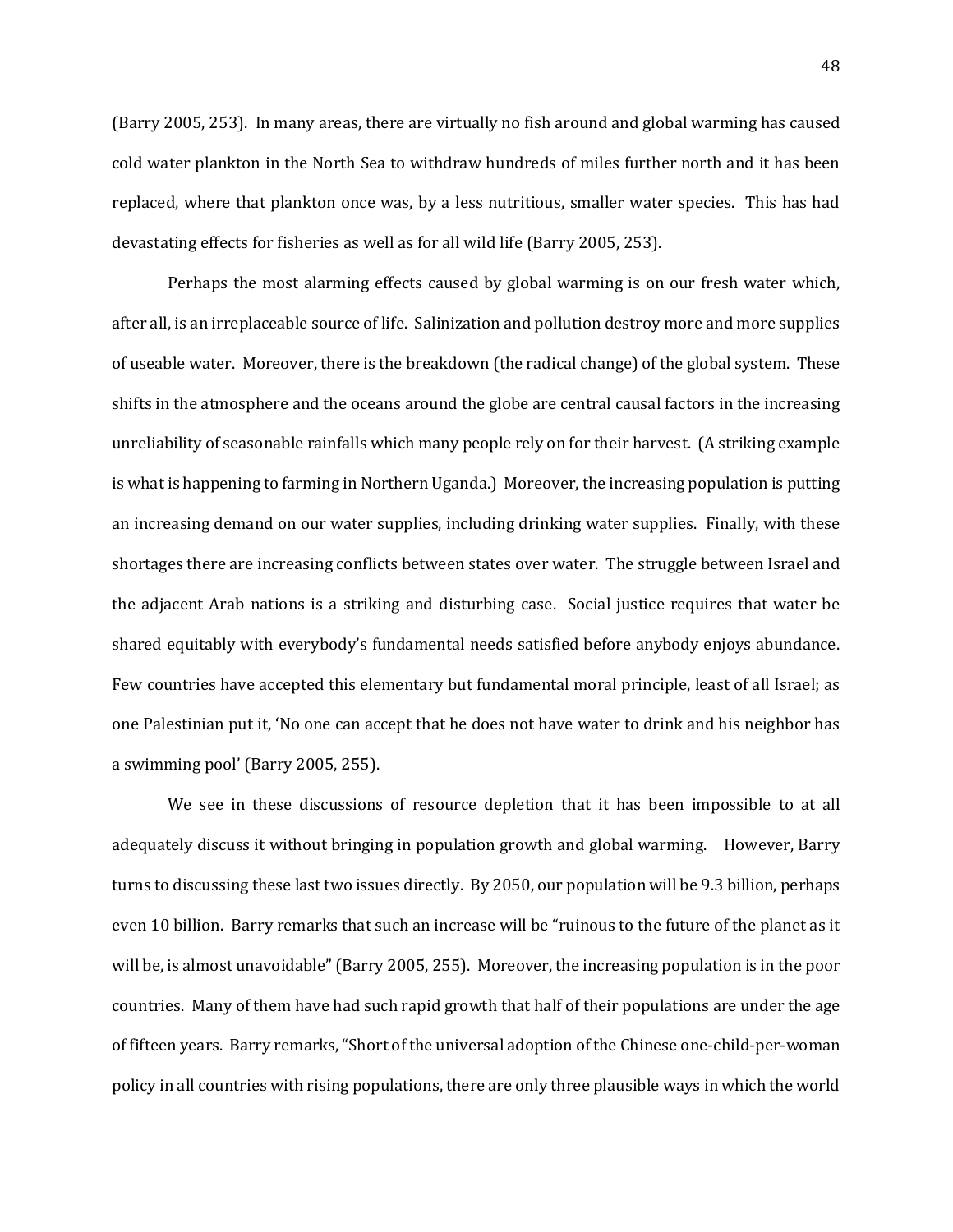(Barry 2005, 253). In many areas, there are virtually no fish around and global warming has caused cold water plankton in the North Sea to withdraw hundreds of miles further north and it has been replaced, where that plankton once was, by a less nutritious, smaller water species. This has had devastating effects for fisheries as well as for all wild life (Barry 2005, 253).

Perhaps the most alarming effects caused by global warming is on our fresh water which, after all, is an irreplaceable source of life. Salinization and pollution destroy more and more supplies of useable water. Moreover, there is the breakdown (the radical change) of the global system. These shifts in the atmosphere and the oceans around the globe are central causal factors in the increasing unreliability of seasonable rainfalls which many people rely on for their harvest. (A striking example is what is happening to farming in Northern Uganda.) Moreover, the increasing population is putting an increasing demand on our water supplies, including drinking water supplies. Finally, with these shortages there are increasing conflicts between states over water. The struggle between Israel and the adjacent Arab nations is a striking and disturbing case. Social justice requires that water be shared equitably with everybody's fundamental needs satisfied before anybody enjoys abundance. Few countries have accepted this elementary but fundamental moral principle, least of all Israel; as one Palestinian put it, 'No one can accept that he does not have water to drink and his neighbor has a swimming pool' (Barry 2005, 255).

We see in these discussions of resource depletion that it has been impossible to at all adequately discuss it without bringing in population growth and global warming. However, Barry turns to discussing these last two issues directly. By 2050, our population will be 9.3 billion, perhaps even 10 billion. Barry remarks that such an increase will be "ruinous to the future of the planet as it will be, is almost unavoidable" (Barry 2005, 255). Moreover, the increasing population is in the poor countries. Many of them have had such rapid growth that half of their populations are under the age of fifteen years. Barry remarks, "Short of the universal adoption of the Chinese one-child-per-woman policy in all countries with rising populations, there are only three plausible ways in which the world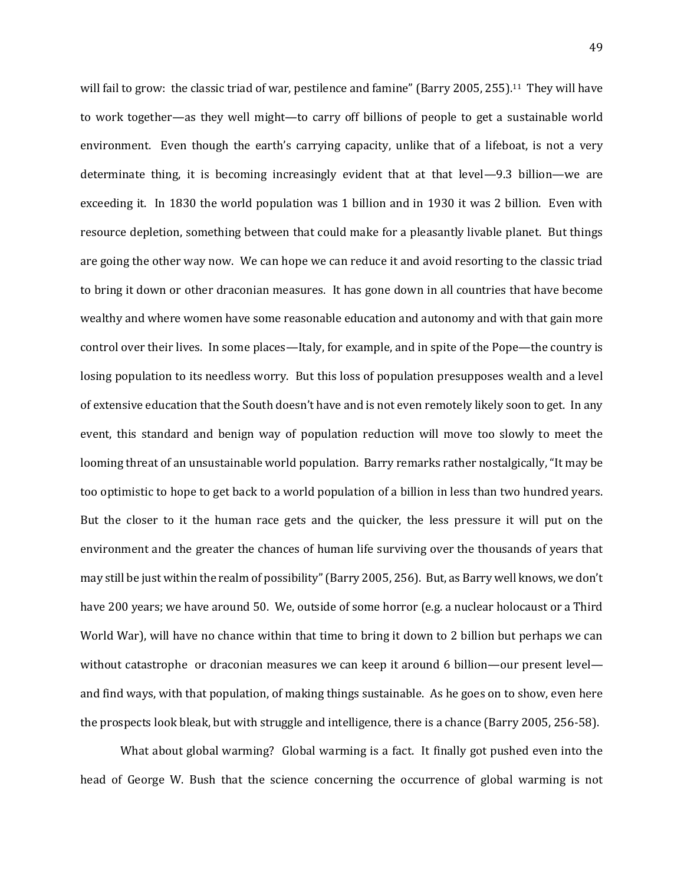will fail to grow: the classic triad of war, pestilence and famine" (Barry 2005, 255).[11] They will have to work together—as they well might—to carry off billions of people to get a sustainable world environment. Even though the earth's carrying capacity, unlike that of a lifeboat, is not a very determinate thing, it is becoming increasingly evident that at that level—9.3 billion—we are exceeding it. In 1830 the world population was 1 billion and in 1930 it was 2 billion. Even with resource depletion, something between that could make for a pleasantly livable planet. But things are going the other way now. We can hope we can reduce it and avoid resorting to the classic triad to bring it down or other draconian measures. It has gone down in all countries that have become wealthy and where women have some reasonable education and autonomy and with that gain more control over their lives. In some places—Italy, for example, and in spite of the Pope—the country is losing population to its needless worry. But this loss of population presupposes wealth and a level of extensive education that the South doesn't have and is not even remotely likely soon to get. In any event, this standard and benign way of population reduction will move too slowly to meet the looming threat of an unsustainable world population. Barry remarks rather nostalgically, "It may be too optimistic to hope to get back to a world population of a billion in less than two hundred years. But the closer to it the human race gets and the quicker, the less pressure it will put on the environment and the greater the chances of human life surviving over the thousands of years that may still be just within the realm of possibility" (Barry 2005, 256). But, as Barry well knows, we don't have 200 years; we have around 50. We, outside of some horror (e.g. a nuclear holocaust or a Third World War), will have no chance within that time to bring it down to 2 billion but perhaps we can without catastrophe or draconian measures we can keep it around 6 billion—our present level—and find ways, with that population, of making things sustainable. As he goes on to show, even here the prospects look bleak, but with struggle and intelligence, there is a chance (Barry 2005, 256-58).

What about global warming? Global warming is a fact. It finally got pushed even into the head of George W. Bush that the science concerning the occurrence of global warming is not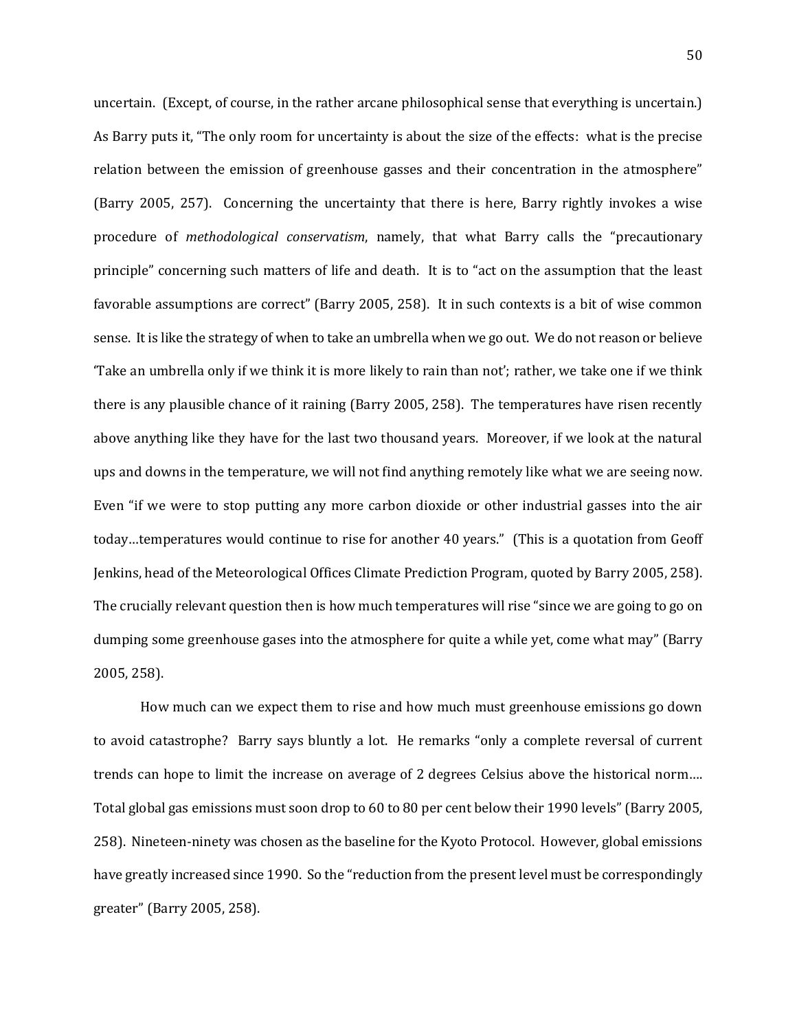uncertain. (Except, of course, in the rather arcane philosophical sense that everything is uncertain.) As Barry puts it, "The only room for uncertainty is about the size of the effects: what is the precise relation between the emission of greenhouse gasses and their concentration in the atmosphere" (Barry 2005, 257). Concerning the uncertainty that there is here, Barry rightly invokes a wise procedure of *methodological conservatism*, namely, that what Barry calls the "precautionary principle" concerning such matters of life and death. It is to "act on the assumption that the least favorable assumptions are correct" (Barry 2005, 258). It in such contexts is a bit of wise common sense. It is like the strategy of when to take an umbrella when we go out. We do not reason or believe 'Take an umbrella only if we think it is more likely to rain than not'; rather, we take one if we think there is any plausible chance of it raining (Barry 2005, 258). The temperatures have risen recently above anything like they have for the last two thousand years. Moreover, if we look at the natural ups and downs in the temperature, we will not find anything remotely like what we are seeing now. Even "if we were to stop putting any more carbon dioxide or other industrial gasses into the air today…temperatures would continue to rise for another 40 years." (This is a quotation from Geoff Jenkins, head of the Meteorological Offices Climate Prediction Program, quoted by Barry 2005, 258). The crucially relevant question then is how much temperatures will rise "since we are going to go on dumping some greenhouse gases into the atmosphere for quite a while yet, come what may" (Barry 2005, 258).

How much can we expect them to rise and how much must greenhouse emissions go down to avoid catastrophe? Barry says bluntly a lot. He remarks "only a complete reversal of current trends can hope to limit the increase on average of 2 degrees Celsius above the historical norm…. Total global gas emissions must soon drop to 60 to 80 per cent below their 1990 levels" (Barry 2005, 258). Nineteen-ninety was chosen as the baseline for the Kyoto Protocol. However, global emissions have greatly increased since 1990. So the "reduction from the present level must be correspondingly greater" (Barry 2005, 258).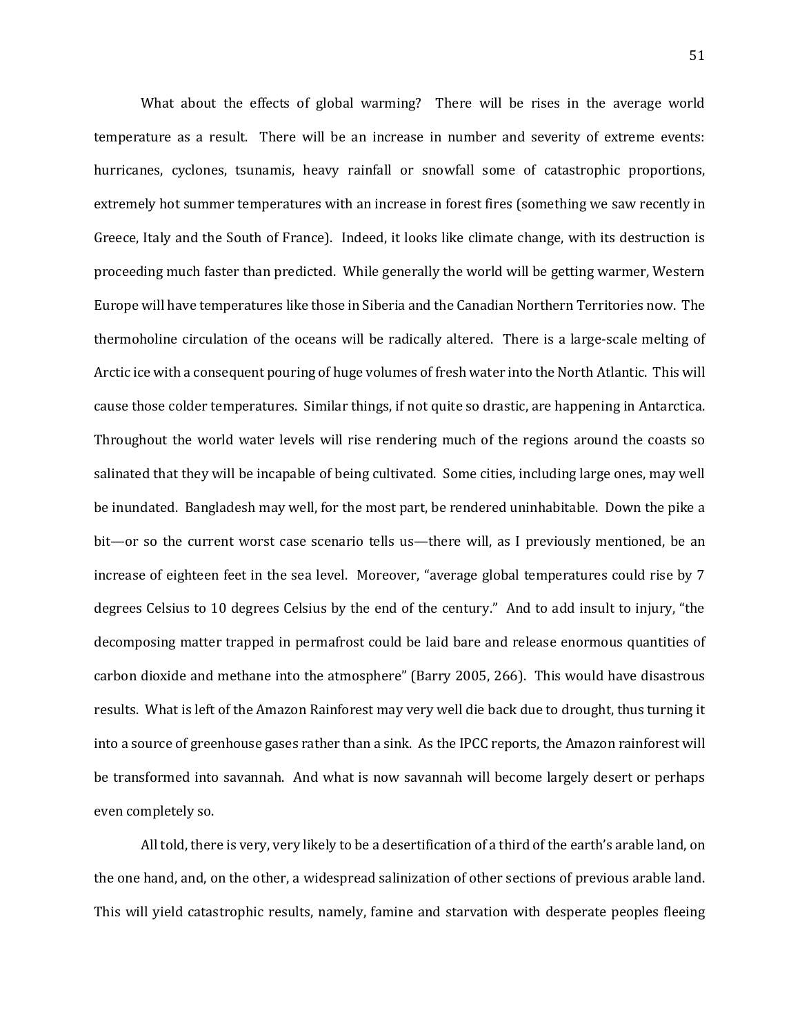What about the effects of global warming? There will be rises in the average world temperature as a result. There will be an increase in number and severity of extreme events: hurricanes, cyclones, tsunamis, heavy rainfall or snowfall some of catastrophic proportions, extremely hot summer temperatures with an increase in forest fires (something we saw recently in Greece, Italy and the South of France). Indeed, it looks like climate change, with its destruction is proceeding much faster than predicted. While generally the world will be getting warmer, Western Europe will have temperatures like those in Siberia and the Canadian Northern Territories now. The thermoholine circulation of the oceans will be radically altered. There is a large-scale melting of Arctic ice with a consequent pouring of huge volumes of fresh water into the North Atlantic. This will cause those colder temperatures. Similar things, if not quite so drastic, are happening in Antarctica. Throughout the world water levels will rise rendering much of the regions around the coasts so salinated that they will be incapable of being cultivated. Some cities, including large ones, may well be inundated. Bangladesh may well, for the most part, be rendered uninhabitable. Down the pike a bit—or so the current worst case scenario tells us—there will, as I previously mentioned, be an increase of eighteen feet in the sea level. Moreover, "average global temperatures could rise by 7 degrees Celsius to 10 degrees Celsius by the end of the century." And to add insult to injury, "the decomposing matter trapped in permafrost could be laid bare and release enormous quantities of carbon dioxide and methane into the atmosphere" (Barry 2005, 266). This would have disastrous results. What is left of the Amazon Rainforest may very well die back due to drought, thus turning it into a source of greenhouse gases rather than a sink. As the IPCC reports, the Amazon rainforest will be transformed into savannah. And what is now savannah will become largely desert or perhaps even completely so.

All told, there is very, very likely to be a desertification of a third of the earth's arable land, on the one hand, and, on the other, a widespread salinization of other sections of previous arable land. This will yield catastrophic results, namely, famine and starvation with desperate peoples fleeing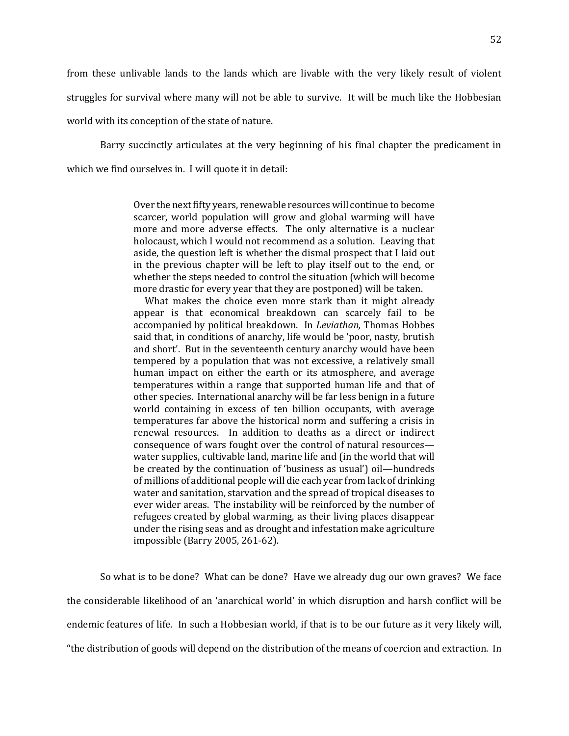from these unlivable lands to the lands which are livable with the very likely result of violent struggles for survival where many will not be able to survive. It will be much like the Hobbesian world with its conception of the state of nature.

Barry succinctly articulates at the very beginning of his final chapter the predicament in which we find ourselves in. I will quote it in detail:

> Over the next fifty years, renewable resources will continue to become scarcer, world population will grow and global warming will have more and more adverse effects. The only alternative is a nuclear holocaust, which I would not recommend as a solution. Leaving that aside, the question left is whether the dismal prospect that I laid out in the previous chapter will be left to play itself out to the end, or whether the steps needed to control the situation (which will become more drastic for every year that they are postponed) will be taken.
>
> What makes the choice even more stark than it might already appear is that economical breakdown can scarcely fail to be accompanied by political breakdown. In *Leviathan,* Thomas Hobbes said that, in conditions of anarchy, life would be 'poor, nasty, brutish and short'. But in the seventeenth century anarchy would have been tempered by a population that was not excessive, a relatively small human impact on either the earth or its atmosphere, and average temperatures within a range that supported human life and that of other species. International anarchy will be far less benign in a future world containing in excess of ten billion occupants, with average temperatures far above the historical norm and suffering a crisis in renewal resources. In addition to deaths as a direct or indirect consequence of wars fought over the control of natural resources—water supplies, cultivable land, marine life and (in the world that will be created by the continuation of 'business as usual') oil—hundreds of millions of additional people will die each year from lack of drinking water and sanitation, starvation and the spread of tropical diseases to ever wider areas. The instability will be reinforced by the number of refugees created by global warming, as their living places disappear under the rising seas and as drought and infestation make agriculture impossible (Barry 2005, 261-62).

So what is to be done? What can be done? Have we already dug our own graves? We face the considerable likelihood of an 'anarchical world' in which disruption and harsh conflict will be endemic features of life. In such a Hobbesian world, if that is to be our future as it very likely will, "the distribution of goods will depend on the distribution of the means of coercion and extraction. In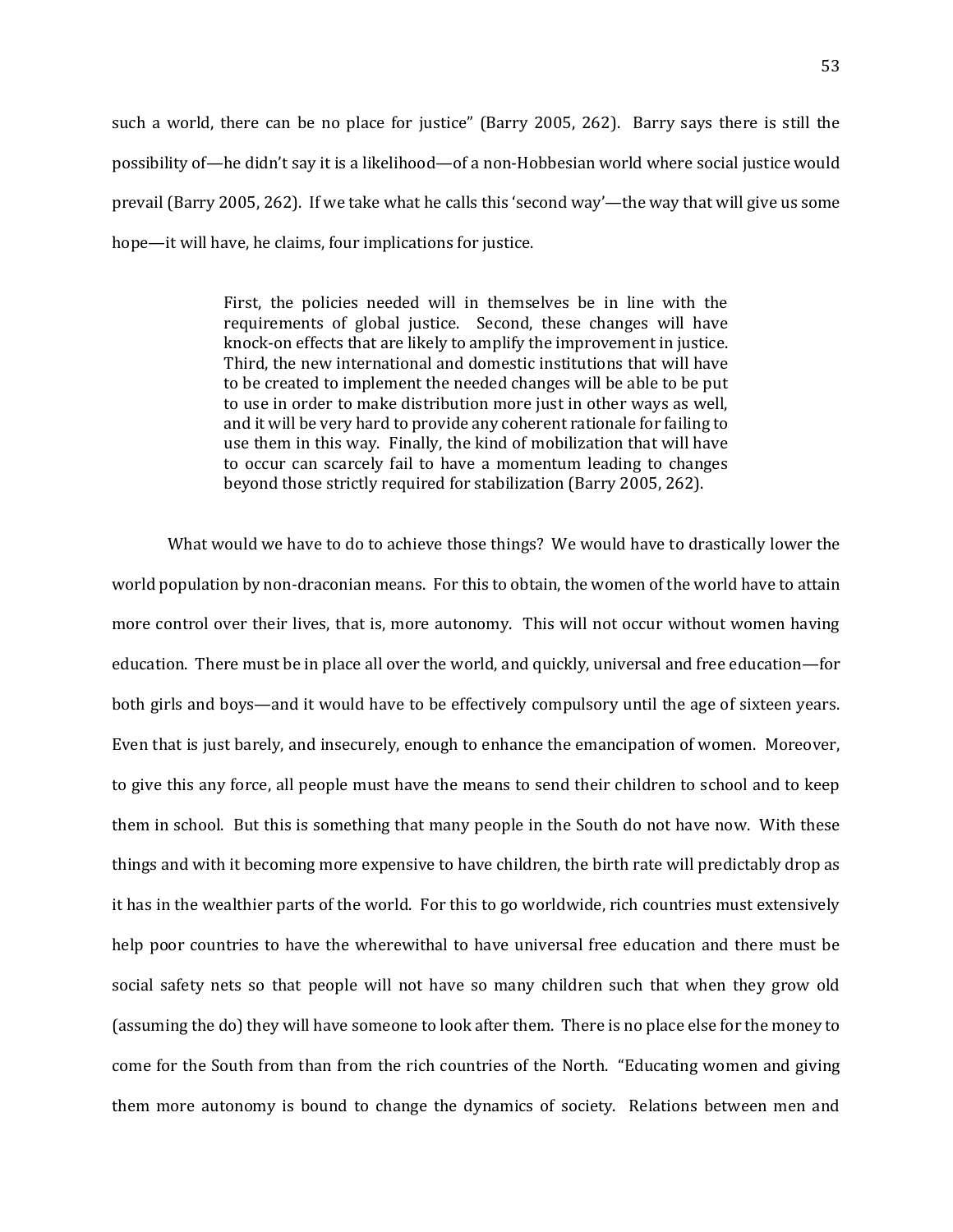such a world, there can be no place for justice" (Barry 2005, 262). Barry says there is still the possibility of—he didn't say it is a likelihood—of a non-Hobbesian world where social justice would prevail (Barry 2005, 262). If we take what he calls this 'second way'—the way that will give us some hope—it will have, he claims, four implications for justice.

> First, the policies needed will in themselves be in line with the requirements of global justice. Second, these changes will have knock-on effects that are likely to amplify the improvement in justice. Third, the new international and domestic institutions that will have to be created to implement the needed changes will be able to be put to use in order to make distribution more just in other ways as well, and it will be very hard to provide any coherent rationale for failing to use them in this way. Finally, the kind of mobilization that will have to occur can scarcely fail to have a momentum leading to changes beyond those strictly required for stabilization (Barry 2005, 262).

What would we have to do to achieve those things? We would have to drastically lower the world population by non-draconian means. For this to obtain, the women of the world have to attain more control over their lives, that is, more autonomy. This will not occur without women having education. There must be in place all over the world, and quickly, universal and free education—for both girls and boys—and it would have to be effectively compulsory until the age of sixteen years. Even that is just barely, and insecurely, enough to enhance the emancipation of women. Moreover, to give this any force, all people must have the means to send their children to school and to keep them in school. But this is something that many people in the South do not have now. With these things and with it becoming more expensive to have children, the birth rate will predictably drop as it has in the wealthier parts of the world. For this to go worldwide, rich countries must extensively help poor countries to have the wherewithal to have universal free education and there must be social safety nets so that people will not have so many children such that when they grow old (assuming the do) they will have someone to look after them. There is no place else for the money to come for the South from than from the rich countries of the North. "Educating women and giving them more autonomy is bound to change the dynamics of society. Relations between men and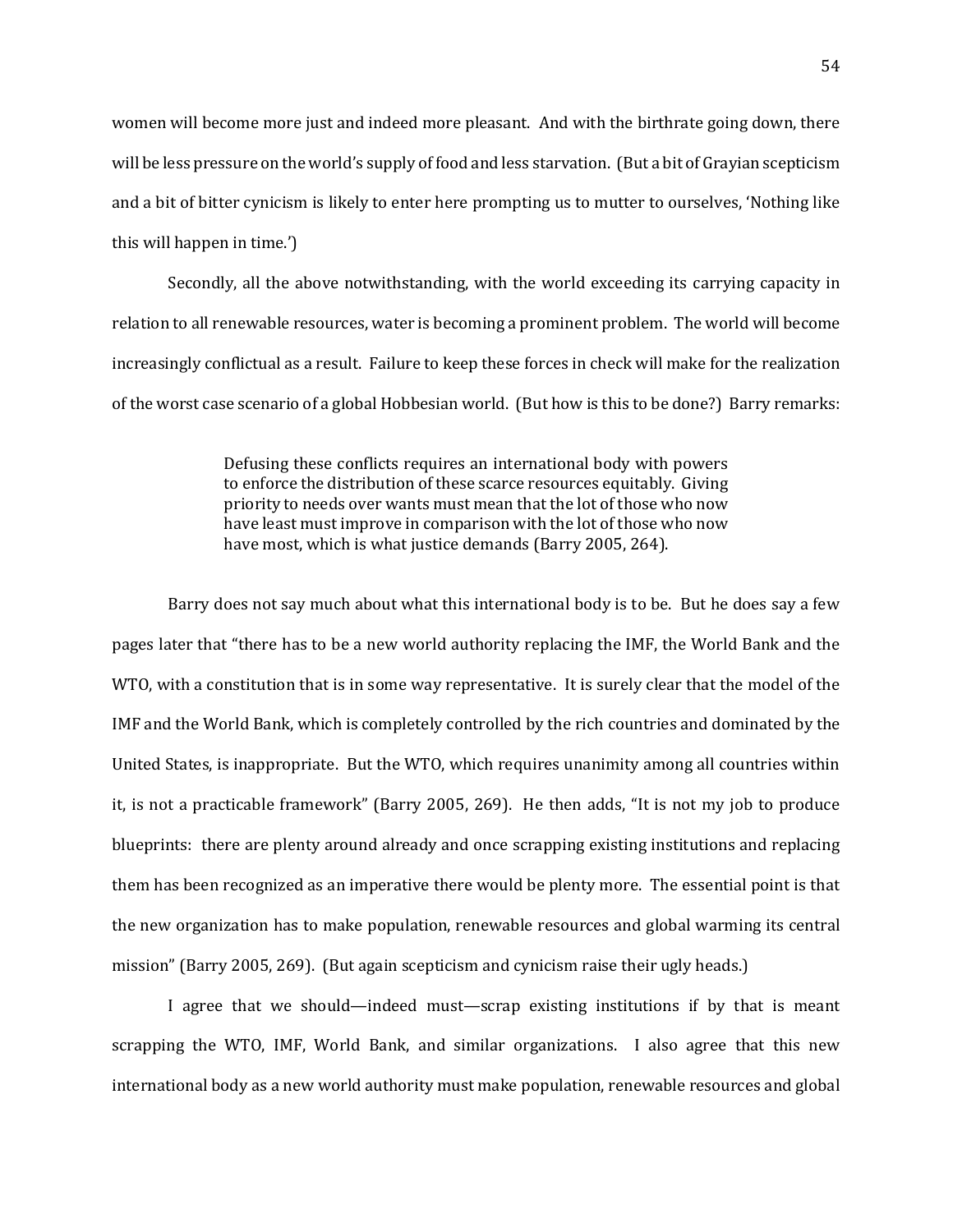women will become more just and indeed more pleasant. And with the birthrate going down, there will be less pressure on the world's supply of food and less starvation. (But a bit of Grayian scepticism and a bit of bitter cynicism is likely to enter here prompting us to mutter to ourselves, 'Nothing like this will happen in time.')

Secondly, all the above notwithstanding, with the world exceeding its carrying capacity in relation to all renewable resources, water is becoming a prominent problem. The world will become increasingly conflictual as a result. Failure to keep these forces in check will make for the realization of the worst case scenario of a global Hobbesian world. (But how is this to be done?) Barry remarks:

> Defusing these conflicts requires an international body with powers to enforce the distribution of these scarce resources equitably. Giving priority to needs over wants must mean that the lot of those who now have least must improve in comparison with the lot of those who now have most, which is what justice demands (Barry 2005, 264).

Barry does not say much about what this international body is to be. But he does say a few pages later that "there has to be a new world authority replacing the IMF, the World Bank and the WTO, with a constitution that is in some way representative. It is surely clear that the model of the IMF and the World Bank, which is completely controlled by the rich countries and dominated by the United States, is inappropriate. But the WTO, which requires unanimity among all countries within it, is not a practicable framework" (Barry 2005, 269). He then adds, "It is not my job to produce blueprints: there are plenty around already and once scrapping existing institutions and replacing them has been recognized as an imperative there would be plenty more. The essential point is that the new organization has to make population, renewable resources and global warming its central mission" (Barry 2005, 269). (But again scepticism and cynicism raise their ugly heads.)

I agree that we should—indeed must—scrap existing institutions if by that is meant scrapping the WTO, IMF, World Bank, and similar organizations. I also agree that this new international body as a new world authority must make population, renewable resources and global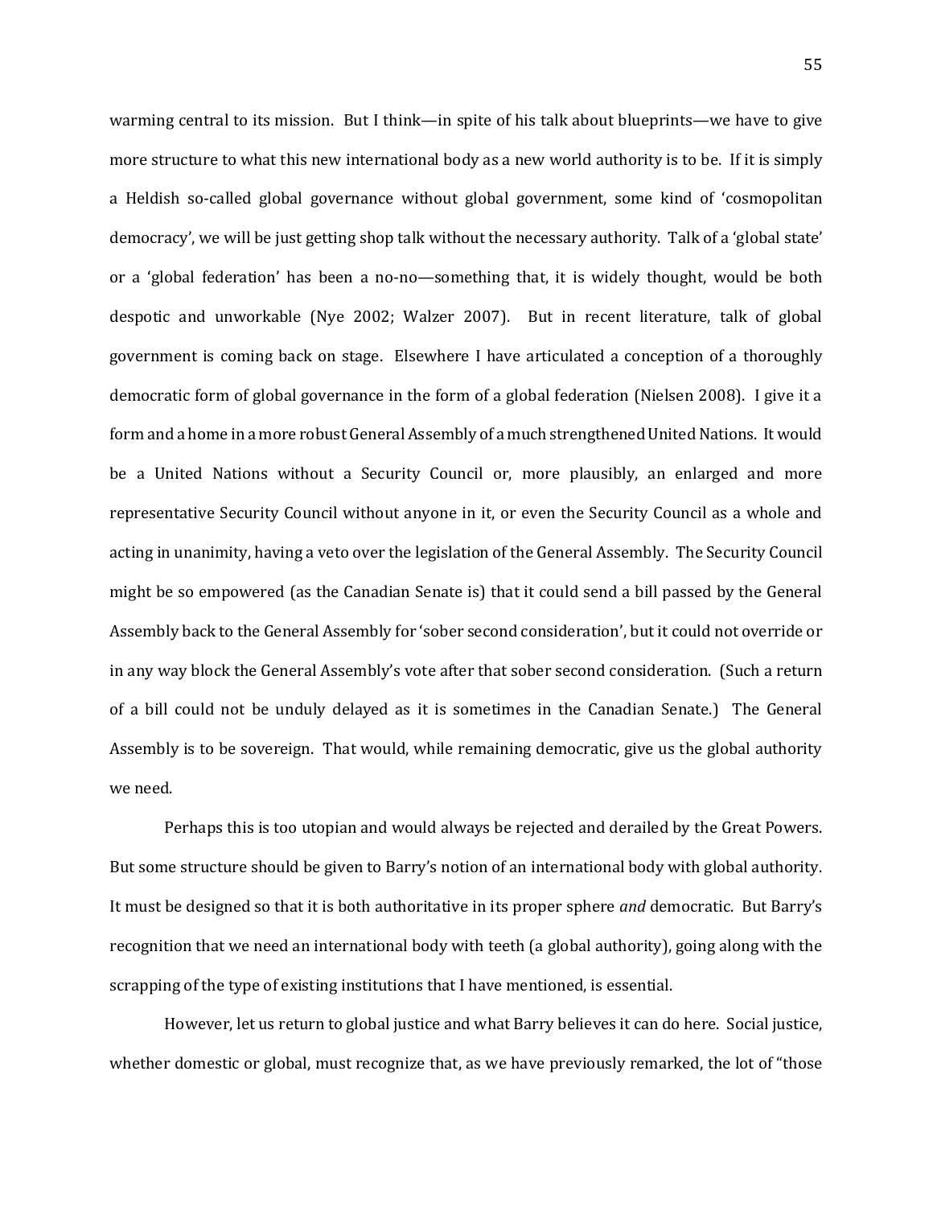warming central to its mission. But I think—in spite of his talk about blueprints—we have to give more structure to what this new international body as a new world authority is to be. If it is simply a Heldish so-called global governance without global government, some kind of 'cosmopolitan democracy', we will be just getting shop talk without the necessary authority. Talk of a 'global state' or a 'global federation' has been a no-no—something that, it is widely thought, would be both despotic and unworkable (Nye 2002; Walzer 2007). But in recent literature, talk of global government is coming back on stage. Elsewhere I have articulated a conception of a thoroughly democratic form of global governance in the form of a global federation (Nielsen 2008). I give it a form and a home in a more robust General Assembly of a much strengthened United Nations. It would be a United Nations without a Security Council or, more plausibly, an enlarged and more representative Security Council without anyone in it, or even the Security Council as a whole and acting in unanimity, having a veto over the legislation of the General Assembly. The Security Council might be so empowered (as the Canadian Senate is) that it could send a bill passed by the General Assembly back to the General Assembly for 'sober second consideration', but it could not override or in any way block the General Assembly's vote after that sober second consideration. (Such a return of a bill could not be unduly delayed as it is sometimes in the Canadian Senate.) The General Assembly is to be sovereign. That would, while remaining democratic, give us the global authority we need.

Perhaps this is too utopian and would always be rejected and derailed by the Great Powers. But some structure should be given to Barry's notion of an international body with global authority. It must be designed so that it is both authoritative in its proper sphere *and* democratic. But Barry's recognition that we need an international body with teeth (a global authority), going along with the scrapping of the type of existing institutions that I have mentioned, is essential.

However, let us return to global justice and what Barry believes it can do here. Social justice, whether domestic or global, must recognize that, as we have previously remarked, the lot of "those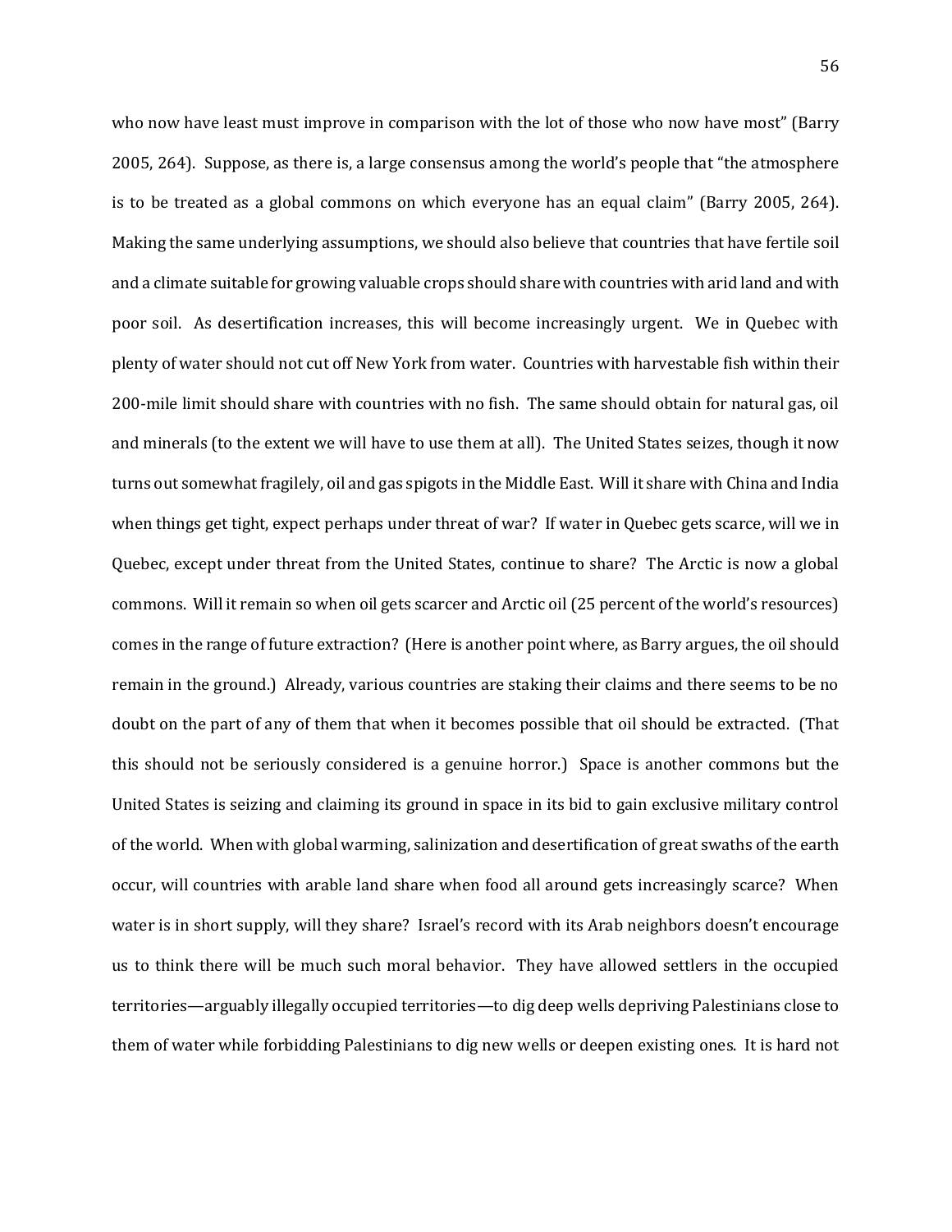who now have least must improve in comparison with the lot of those who now have most" (Barry 2005, 264). Suppose, as there is, a large consensus among the world's people that "the atmosphere is to be treated as a global commons on which everyone has an equal claim" (Barry 2005, 264). Making the same underlying assumptions, we should also believe that countries that have fertile soil and a climate suitable for growing valuable crops should share with countries with arid land and with poor soil. As desertification increases, this will become increasingly urgent. We in Quebec with plenty of water should not cut off New York from water. Countries with harvestable fish within their 200-mile limit should share with countries with no fish. The same should obtain for natural gas, oil and minerals (to the extent we will have to use them at all). The United States seizes, though it now turns out somewhat fragilely, oil and gas spigots in the Middle East. Will it share with China and India when things get tight, expect perhaps under threat of war? If water in Quebec gets scarce, will we in Quebec, except under threat from the United States, continue to share? The Arctic is now a global commons. Will it remain so when oil gets scarcer and Arctic oil (25 percent of the world's resources) comes in the range of future extraction? (Here is another point where, as Barry argues, the oil should remain in the ground.) Already, various countries are staking their claims and there seems to be no doubt on the part of any of them that when it becomes possible that oil should be extracted. (That this should not be seriously considered is a genuine horror.) Space is another commons but the United States is seizing and claiming its ground in space in its bid to gain exclusive military control of the world. When with global warming, salinization and desertification of great swaths of the earth occur, will countries with arable land share when food all around gets increasingly scarce? When water is in short supply, will they share? Israel's record with its Arab neighbors doesn't encourage us to think there will be much such moral behavior. They have allowed settlers in the occupied territories—arguably illegally occupied territories—to dig deep wells depriving Palestinians close to them of water while forbidding Palestinians to dig new wells or deepen existing ones. It is hard not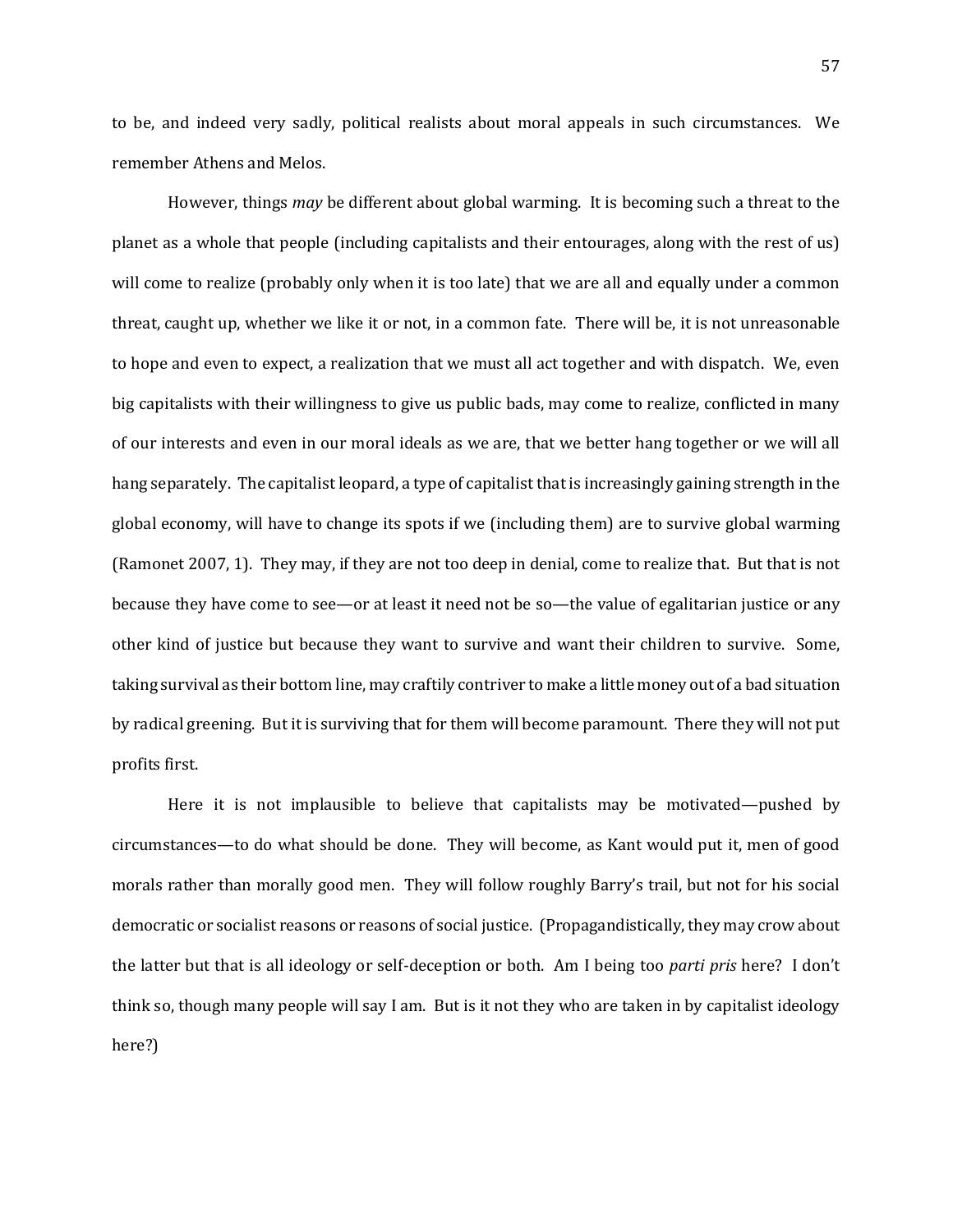to be, and indeed very sadly, political realists about moral appeals in such circumstances. We remember Athens and Melos.

However, things *may* be different about global warming. It is becoming such a threat to the planet as a whole that people (including capitalists and their entourages, along with the rest of us) will come to realize (probably only when it is too late) that we are all and equally under a common threat, caught up, whether we like it or not, in a common fate. There will be, it is not unreasonable to hope and even to expect, a realization that we must all act together and with dispatch. We, even big capitalists with their willingness to give us public bads, may come to realize, conflicted in many of our interests and even in our moral ideals as we are, that we better hang together or we will all hang separately. The capitalist leopard, a type of capitalist that is increasingly gaining strength in the global economy, will have to change its spots if we (including them) are to survive global warming (Ramonet 2007, 1). They may, if they are not too deep in denial, come to realize that. But that is not because they have come to see—or at least it need not be so—the value of egalitarian justice or any other kind of justice but because they want to survive and want their children to survive. Some, taking survival as their bottom line, may craftily contriver to make a little money out of a bad situation by radical greening. But it is surviving that for them will become paramount. There they will not put profits first.

Here it is not implausible to believe that capitalists may be motivated—pushed by circumstances—to do what should be done. They will become, as Kant would put it, men of good morals rather than morally good men. They will follow roughly Barry's trail, but not for his social democratic or socialist reasons or reasons of social justice. (Propagandistically, they may crow about the latter but that is all ideology or self-deception or both. Am I being too *parti pris* here? I don't think so, though many people will say I am. But is it not they who are taken in by capitalist ideology here?)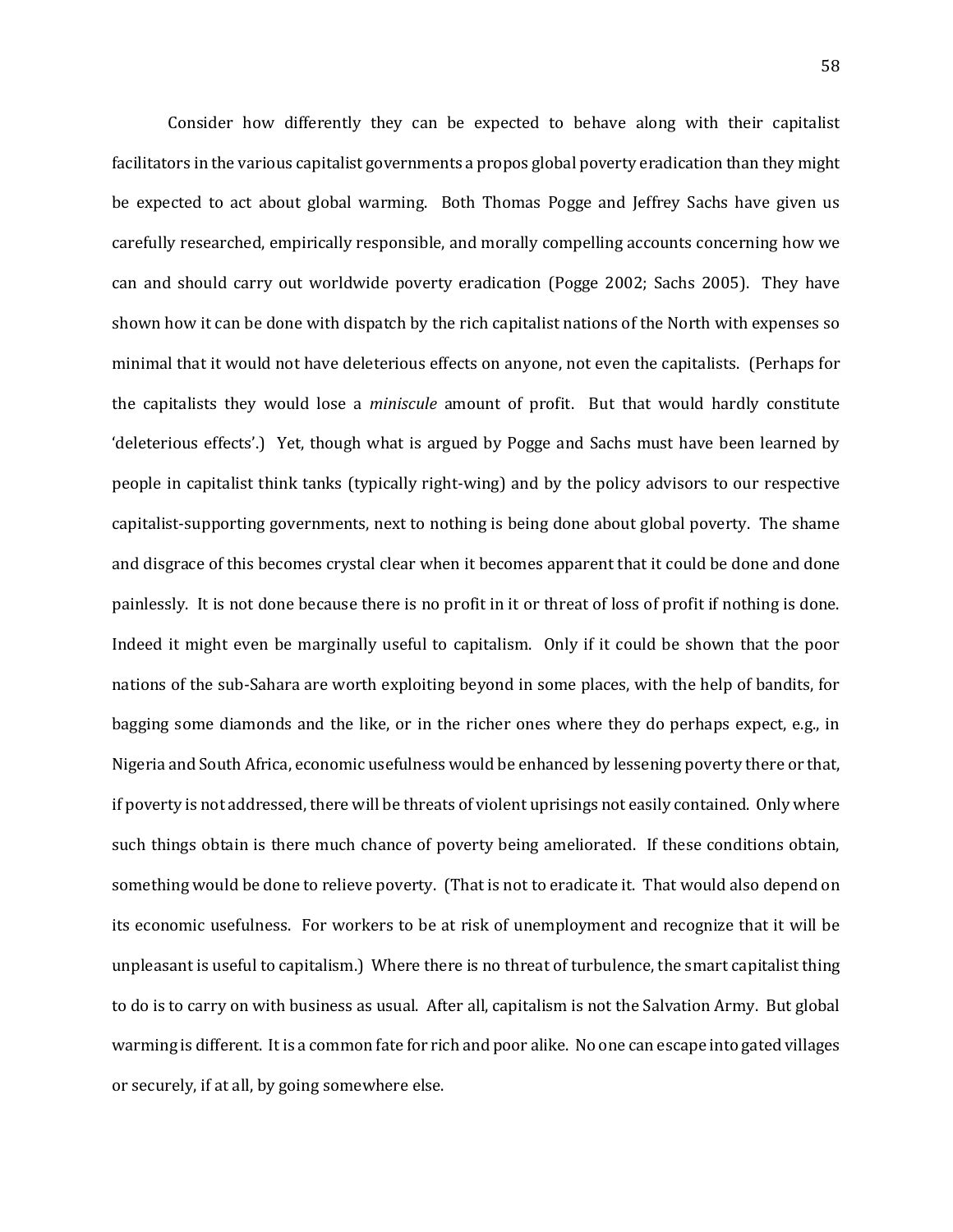Consider how differently they can be expected to behave along with their capitalist facilitators in the various capitalist governments a propos global poverty eradication than they might be expected to act about global warming. Both Thomas Pogge and Jeffrey Sachs have given us carefully researched, empirically responsible, and morally compelling accounts concerning how we can and should carry out worldwide poverty eradication (Pogge 2002; Sachs 2005). They have shown how it can be done with dispatch by the rich capitalist nations of the North with expenses so minimal that it would not have deleterious effects on anyone, not even the capitalists. (Perhaps for the capitalists they would lose a *miniscule* amount of profit. But that would hardly constitute 'deleterious effects'.) Yet, though what is argued by Pogge and Sachs must have been learned by people in capitalist think tanks (typically right-wing) and by the policy advisors to our respective capitalist-supporting governments, next to nothing is being done about global poverty. The shame and disgrace of this becomes crystal clear when it becomes apparent that it could be done and done painlessly. It is not done because there is no profit in it or threat of loss of profit if nothing is done. Indeed it might even be marginally useful to capitalism. Only if it could be shown that the poor nations of the sub-Sahara are worth exploiting beyond in some places, with the help of bandits, for bagging some diamonds and the like, or in the richer ones where they do perhaps expect, e.g., in Nigeria and South Africa, economic usefulness would be enhanced by lessening poverty there or that, if poverty is not addressed, there will be threats of violent uprisings not easily contained. Only where such things obtain is there much chance of poverty being ameliorated. If these conditions obtain, something would be done to relieve poverty. (That is not to eradicate it. That would also depend on its economic usefulness. For workers to be at risk of unemployment and recognize that it will be unpleasant is useful to capitalism.) Where there is no threat of turbulence, the smart capitalist thing to do is to carry on with business as usual. After all, capitalism is not the Salvation Army. But global warming is different. It is a common fate for rich and poor alike. No one can escape into gated villages or securely, if at all, by going somewhere else.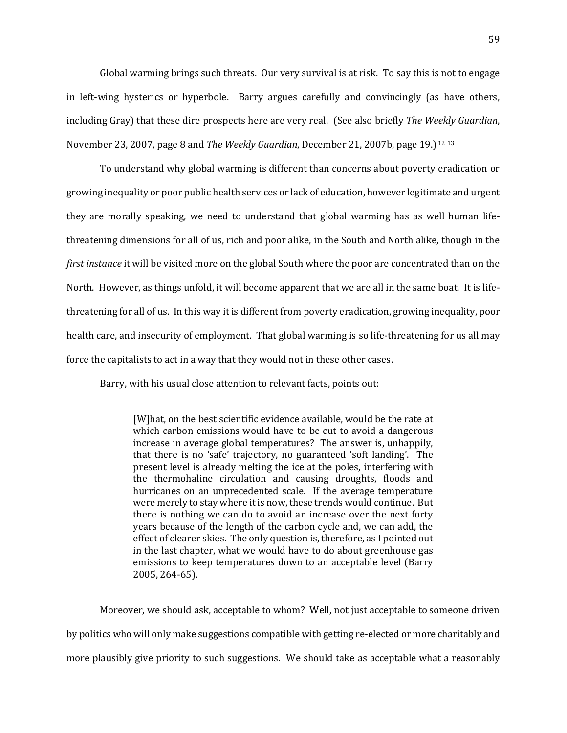Global warming brings such threats. Our very survival is at risk. To say this is not to engage in left-wing hysterics or hyperbole. Barry argues carefully and convincingly (as have others, including Gray) that these dire prospects here are very real. (See also briefly *The Weekly Guardian*, November 23, 2007, page 8 and *The Weekly Guardian*, December 21, 2007b, page 19.) [12] [13]

To understand why global warming is different than concerns about poverty eradication or growing inequality or poor public health services or lack of education, however legitimate and urgent they are morally speaking, we need to understand that global warming has as well human life-threatening dimensions for all of us, rich and poor alike, in the South and North alike, though in the *first instance* it will be visited more on the global South where the poor are concentrated than on the North. However, as things unfold, it will become apparent that we are all in the same boat. It is life-threatening for all of us. In this way it is different from poverty eradication, growing inequality, poor health care, and insecurity of employment. That global warming is so life-threatening for us all may force the capitalists to act in a way that they would not in these other cases.

Barry, with his usual close attention to relevant facts, points out:

> [W]hat, on the best scientific evidence available, would be the rate at which carbon emissions would have to be cut to avoid a dangerous increase in average global temperatures? The answer is, unhappily, that there is no 'safe' trajectory, no guaranteed 'soft landing'. The present level is already melting the ice at the poles, interfering with the thermohaline circulation and causing droughts, floods and hurricanes on an unprecedented scale. If the average temperature were merely to stay where it is now, these trends would continue. But there is nothing we can do to avoid an increase over the next forty years because of the length of the carbon cycle and, we can add, the effect of clearer skies. The only question is, therefore, as I pointed out in the last chapter, what we would have to do about greenhouse gas emissions to keep temperatures down to an acceptable level (Barry 2005, 264-65).

Moreover, we should ask, acceptable to whom? Well, not just acceptable to someone driven by politics who will only make suggestions compatible with getting re-elected or more charitably and more plausibly give priority to such suggestions. We should take as acceptable what a reasonably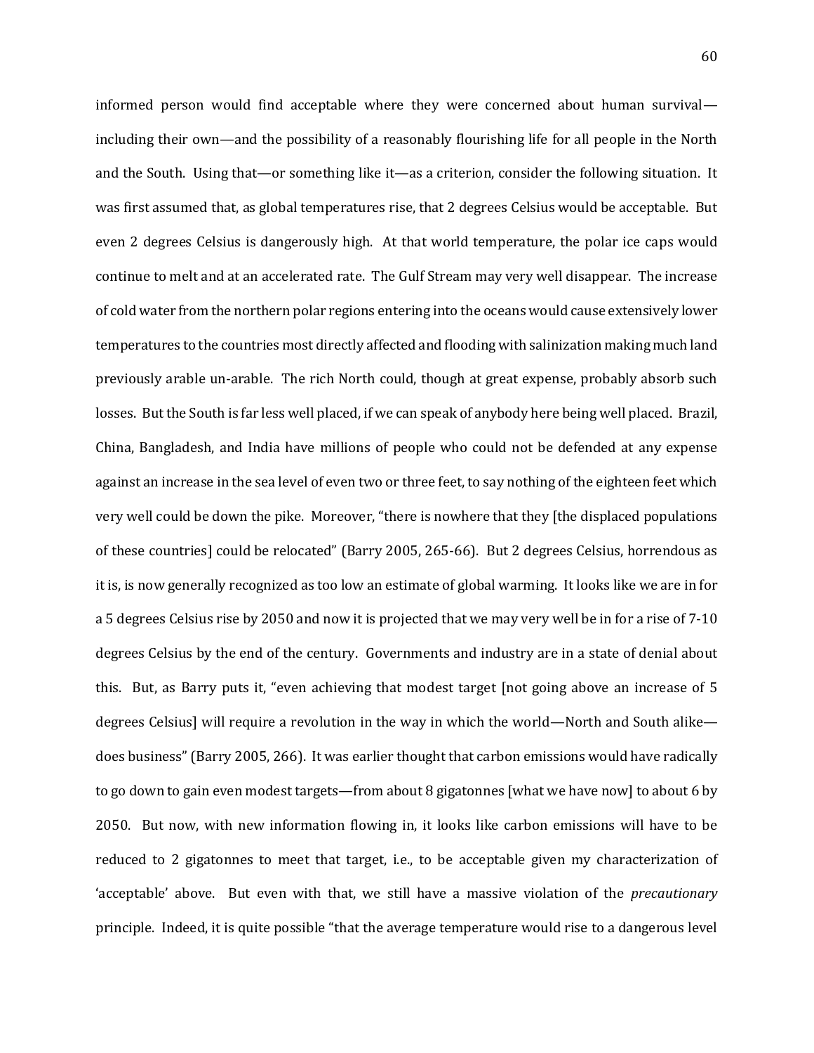informed person would find acceptable where they were concerned about human survival—including their own—and the possibility of a reasonably flourishing life for all people in the North and the South. Using that—or something like it—as a criterion, consider the following situation. It was first assumed that, as global temperatures rise, that 2 degrees Celsius would be acceptable. But even 2 degrees Celsius is dangerously high. At that world temperature, the polar ice caps would continue to melt and at an accelerated rate. The Gulf Stream may very well disappear. The increase of cold water from the northern polar regions entering into the oceans would cause extensively lower temperatures to the countries most directly affected and flooding with salinization making much land previously arable un-arable. The rich North could, though at great expense, probably absorb such losses. But the South is far less well placed, if we can speak of anybody here being well placed. Brazil, China, Bangladesh, and India have millions of people who could not be defended at any expense against an increase in the sea level of even two or three feet, to say nothing of the eighteen feet which very well could be down the pike. Moreover, "there is nowhere that they [the displaced populations of these countries] could be relocated" (Barry 2005, 265-66). But 2 degrees Celsius, horrendous as it is, is now generally recognized as too low an estimate of global warming. It looks like we are in for a 5 degrees Celsius rise by 2050 and now it is projected that we may very well be in for a rise of 7-10 degrees Celsius by the end of the century. Governments and industry are in a state of denial about this. But, as Barry puts it, "even achieving that modest target [not going above an increase of 5 degrees Celsius] will require a revolution in the way in which the world—North and South alike—does business" (Barry 2005, 266). It was earlier thought that carbon emissions would have radically to go down to gain even modest targets—from about 8 gigatonnes [what we have now] to about 6 by 2050. But now, with new information flowing in, it looks like carbon emissions will have to be reduced to 2 gigatonnes to meet that target, i.e., to be acceptable given my characterization of 'acceptable' above. But even with that, we still have a massive violation of the *precautionary* principle. Indeed, it is quite possible "that the average temperature would rise to a dangerous level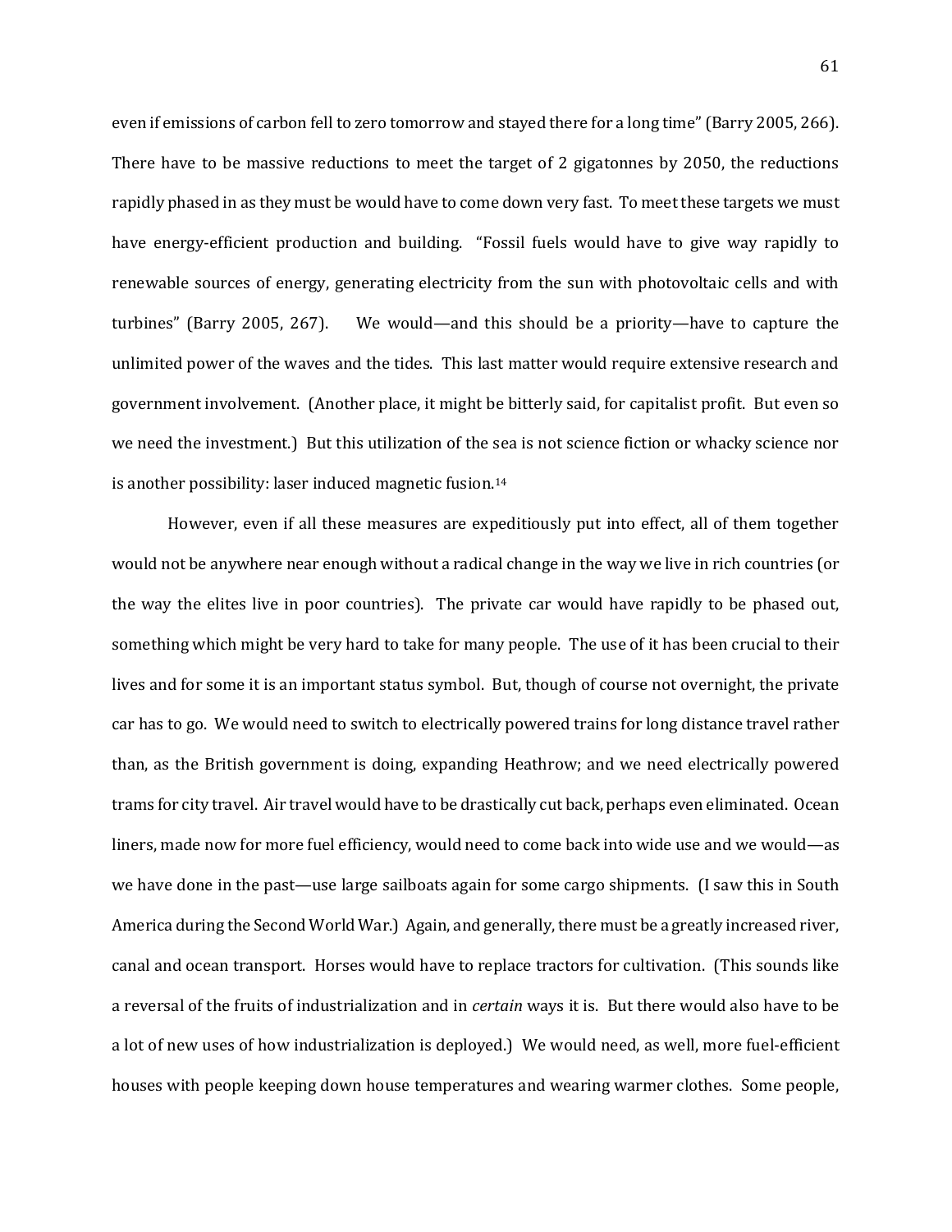even if emissions of carbon fell to zero tomorrow and stayed there for a long time" (Barry 2005, 266). There have to be massive reductions to meet the target of 2 gigatonnes by 2050, the reductions rapidly phased in as they must be would have to come down very fast. To meet these targets we must have energy-efficient production and building. "Fossil fuels would have to give way rapidly to renewable sources of energy, generating electricity from the sun with photovoltaic cells and with turbines" (Barry 2005, 267). We would—and this should be a priority—have to capture the unlimited power of the waves and the tides. This last matter would require extensive research and government involvement. (Another place, it might be bitterly said, for capitalist profit. But even so we need the investment.) But this utilization of the sea is not science fiction or whacky science nor is another possibility: laser induced magnetic fusion.[14]

However, even if all these measures are expeditiously put into effect, all of them together would not be anywhere near enough without a radical change in the way we live in rich countries (or the way the elites live in poor countries). The private car would have rapidly to be phased out, something which might be very hard to take for many people. The use of it has been crucial to their lives and for some it is an important status symbol. But, though of course not overnight, the private car has to go. We would need to switch to electrically powered trains for long distance travel rather than, as the British government is doing, expanding Heathrow; and we need electrically powered trams for city travel. Air travel would have to be drastically cut back, perhaps even eliminated. Ocean liners, made now for more fuel efficiency, would need to come back into wide use and we would—as we have done in the past—use large sailboats again for some cargo shipments. (I saw this in South America during the Second World War.) Again, and generally, there must be a greatly increased river, canal and ocean transport. Horses would have to replace tractors for cultivation. (This sounds like a reversal of the fruits of industrialization and in *certain* ways it is. But there would also have to be a lot of new uses of how industrialization is deployed.) We would need, as well, more fuel-efficient houses with people keeping down house temperatures and wearing warmer clothes. Some people,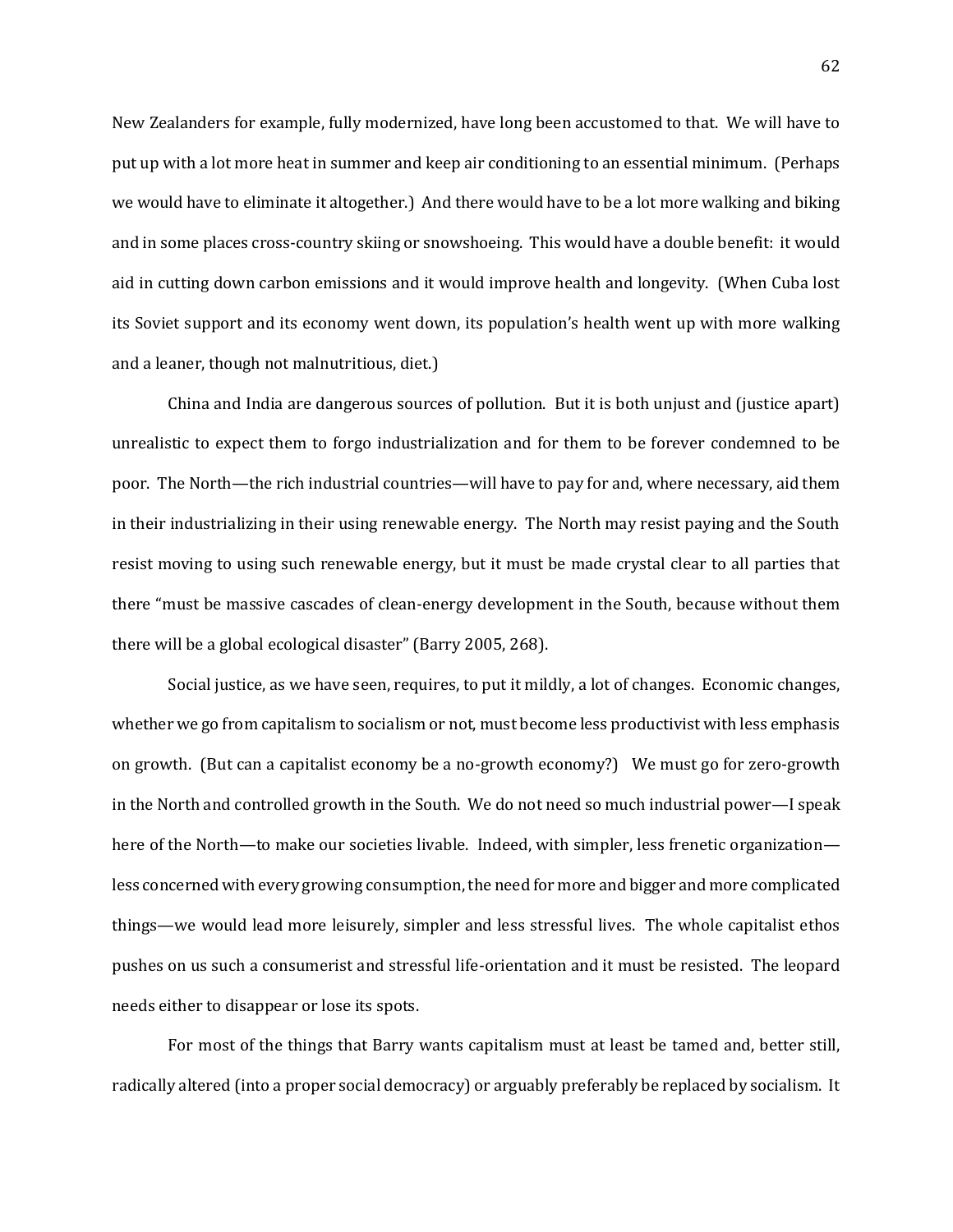New Zealanders for example, fully modernized, have long been accustomed to that. We will have to put up with a lot more heat in summer and keep air conditioning to an essential minimum. (Perhaps we would have to eliminate it altogether.) And there would have to be a lot more walking and biking and in some places cross-country skiing or snowshoeing. This would have a double benefit: it would aid in cutting down carbon emissions and it would improve health and longevity. (When Cuba lost its Soviet support and its economy went down, its population's health went up with more walking and a leaner, though not malnutritious, diet.)

China and India are dangerous sources of pollution. But it is both unjust and (justice apart) unrealistic to expect them to forgo industrialization and for them to be forever condemned to be poor. The North—the rich industrial countries—will have to pay for and, where necessary, aid them in their industrializing in their using renewable energy. The North may resist paying and the South resist moving to using such renewable energy, but it must be made crystal clear to all parties that there "must be massive cascades of clean-energy development in the South, because without them there will be a global ecological disaster" (Barry 2005, 268).

Social justice, as we have seen, requires, to put it mildly, a lot of changes. Economic changes, whether we go from capitalism to socialism or not, must become less productivist with less emphasis on growth. (But can a capitalist economy be a no-growth economy?) We must go for zero-growth in the North and controlled growth in the South. We do not need so much industrial power—I speak here of the North—to make our societies livable. Indeed, with simpler, less frenetic organization—less concerned with every growing consumption, the need for more and bigger and more complicated things—we would lead more leisurely, simpler and less stressful lives. The whole capitalist ethos pushes on us such a consumerist and stressful life-orientation and it must be resisted. The leopard needs either to disappear or lose its spots.

For most of the things that Barry wants capitalism must at least be tamed and, better still, radically altered (into a proper social democracy) or arguably preferably be replaced by socialism. It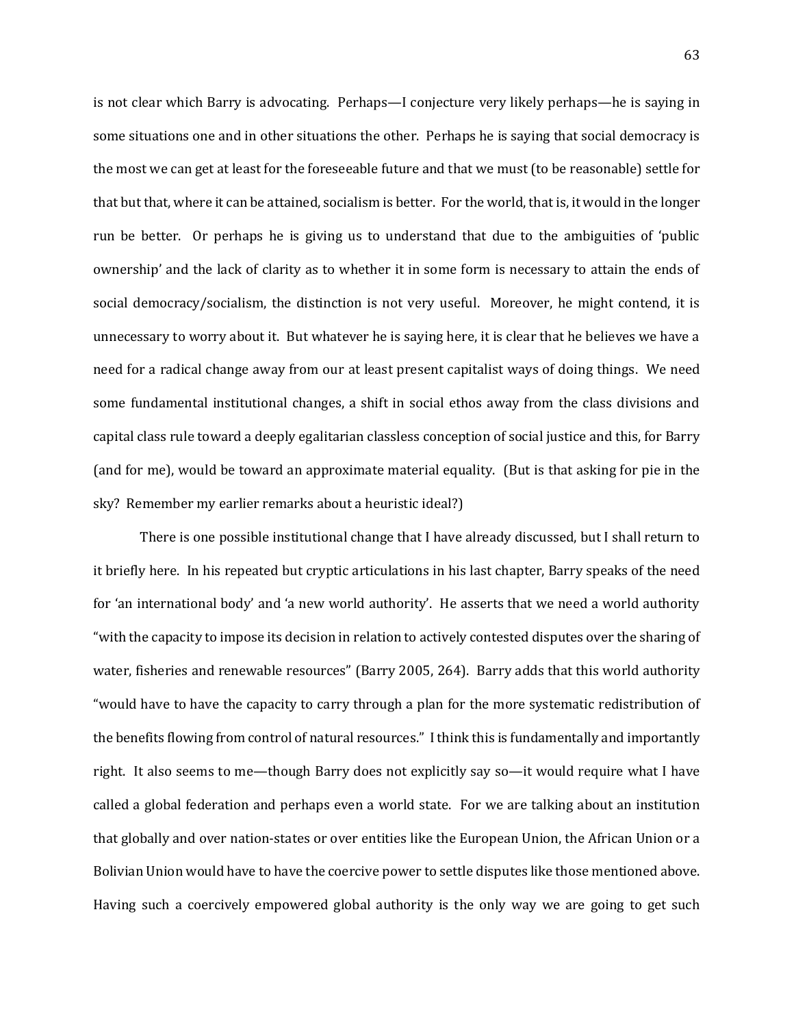is not clear which Barry is advocating. Perhaps—I conjecture very likely perhaps—he is saying in some situations one and in other situations the other. Perhaps he is saying that social democracy is the most we can get at least for the foreseeable future and that we must (to be reasonable) settle for that but that, where it can be attained, socialism is better. For the world, that is, it would in the longer run be better. Or perhaps he is giving us to understand that due to the ambiguities of 'public ownership' and the lack of clarity as to whether it in some form is necessary to attain the ends of social democracy/socialism, the distinction is not very useful. Moreover, he might contend, it is unnecessary to worry about it. But whatever he is saying here, it is clear that he believes we have a need for a radical change away from our at least present capitalist ways of doing things. We need some fundamental institutional changes, a shift in social ethos away from the class divisions and capital class rule toward a deeply egalitarian classless conception of social justice and this, for Barry (and for me), would be toward an approximate material equality. (But is that asking for pie in the sky? Remember my earlier remarks about a heuristic ideal?)

There is one possible institutional change that I have already discussed, but I shall return to it briefly here. In his repeated but cryptic articulations in his last chapter, Barry speaks of the need for 'an international body' and 'a new world authority'. He asserts that we need a world authority "with the capacity to impose its decision in relation to actively contested disputes over the sharing of water, fisheries and renewable resources" (Barry 2005, 264). Barry adds that this world authority "would have to have the capacity to carry through a plan for the more systematic redistribution of the benefits flowing from control of natural resources." I think this is fundamentally and importantly right. It also seems to me—though Barry does not explicitly say so—it would require what I have called a global federation and perhaps even a world state. For we are talking about an institution that globally and over nation-states or over entities like the European Union, the African Union or a Bolivian Union would have to have the coercive power to settle disputes like those mentioned above. Having such a coercively empowered global authority is the only way we are going to get such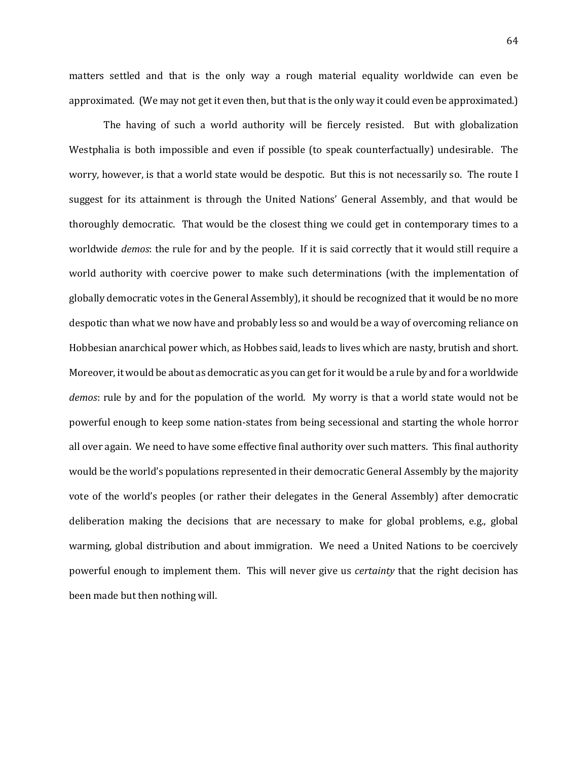matters settled and that is the only way a rough material equality worldwide can even be approximated. (We may not get it even then, but that is the only way it could even be approximated.)

The having of such a world authority will be fiercely resisted. But with globalization Westphalia is both impossible and even if possible (to speak counterfactually) undesirable. The worry, however, is that a world state would be despotic. But this is not necessarily so. The route I suggest for its attainment is through the United Nations' General Assembly, and that would be thoroughly democratic. That would be the closest thing we could get in contemporary times to a worldwide *demos*: the rule for and by the people. If it is said correctly that it would still require a world authority with coercive power to make such determinations (with the implementation of globally democratic votes in the General Assembly), it should be recognized that it would be no more despotic than what we now have and probably less so and would be a way of overcoming reliance on Hobbesian anarchical power which, as Hobbes said, leads to lives which are nasty, brutish and short. Moreover, it would be about as democratic as you can get for it would be a rule by and for a worldwide *demos*: rule by and for the population of the world. My worry is that a world state would not be powerful enough to keep some nation-states from being secessional and starting the whole horror all over again. We need to have some effective final authority over such matters. This final authority would be the world's populations represented in their democratic General Assembly by the majority vote of the world's peoples (or rather their delegates in the General Assembly) after democratic deliberation making the decisions that are necessary to make for global problems, e.g., global warming, global distribution and about immigration. We need a United Nations to be coercively powerful enough to implement them. This will never give us *certainty* that the right decision has been made but then nothing will.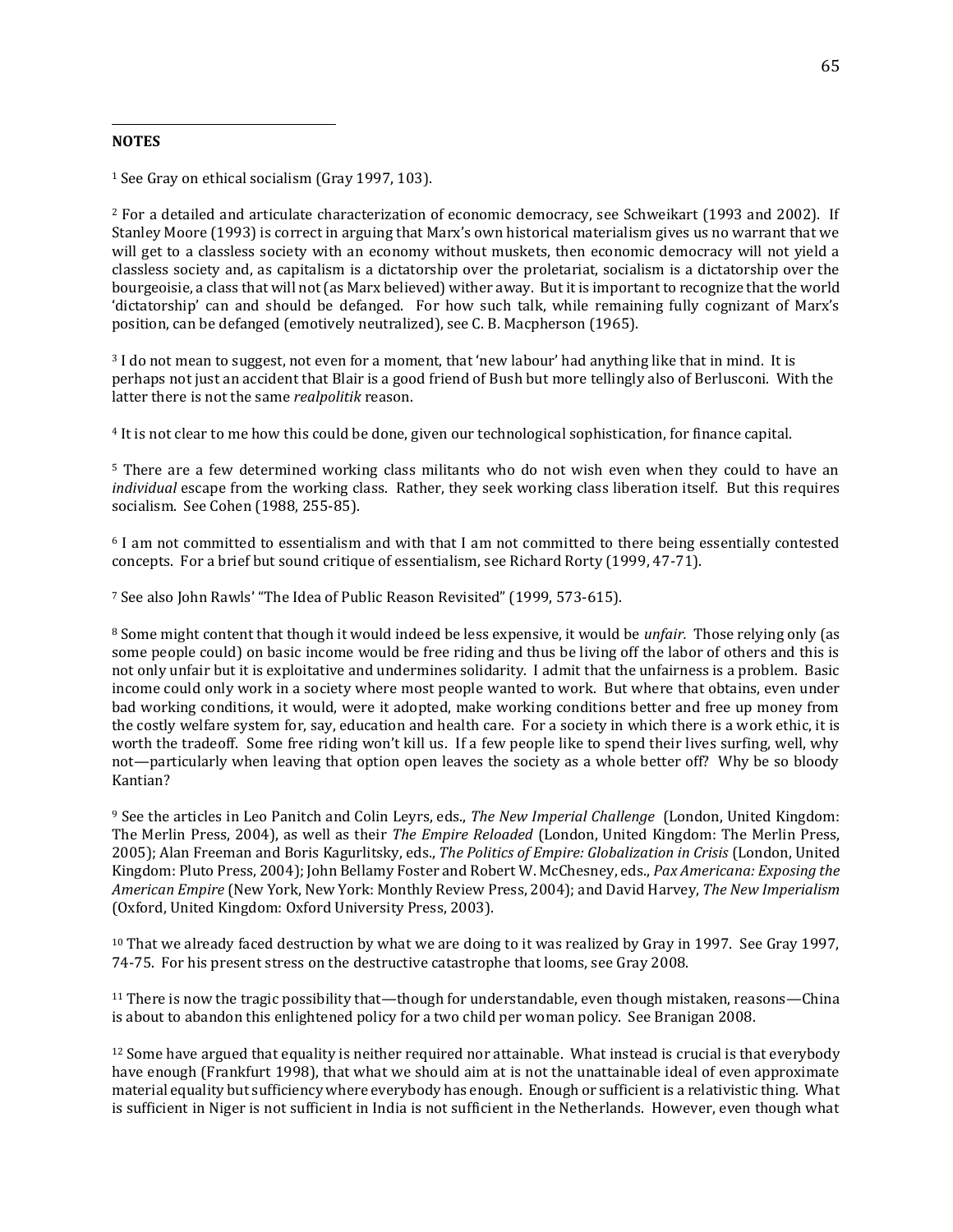**NOTES**

[1] See Gray on ethical socialism (Gray 1997, 103).

[2] For a detailed and articulate characterization of economic democracy, see Schweikart (1993 and 2002). If Stanley Moore (1993) is correct in arguing that Marx's own historical materialism gives us no warrant that we will get to a classless society with an economy without muskets, then economic democracy will not yield a classless society and, as capitalism is a dictatorship over the proletariat, socialism is a dictatorship over the bourgeoisie, a class that will not (as Marx believed) wither away. But it is important to recognize that the world 'dictatorship' can and should be defanged. For how such talk, while remaining fully cognizant of Marx's position, can be defanged (emotively neutralized), see C. B. Macpherson (1965).

[3] I do not mean to suggest, not even for a moment, that 'new labour' had anything like that in mind. It is perhaps not just an accident that Blair is a good friend of Bush but more tellingly also of Berlusconi. With the latter there is not the same *realpolitik* reason.

[4] It is not clear to me how this could be done, given our technological sophistication, for finance capital.

[5] There are a few determined working class militants who do not wish even when they could to have an *individual* escape from the working class. Rather, they seek working class liberation itself. But this requires socialism. See Cohen (1988, 255-85).

[6] I am not committed to essentialism and with that I am not committed to there being essentially contested concepts. For a brief but sound critique of essentialism, see Richard Rorty (1999, 47-71).

[7] See also John Rawls' "The Idea of Public Reason Revisited" (1999, 573-615).

[8] Some might content that though it would indeed be less expensive, it would be *unfair.* Those relying only (as some people could) on basic income would be free riding and thus be living off the labor of others and this is not only unfair but it is exploitative and undermines solidarity. I admit that the unfairness is a problem. Basic income could only work in a society where most people wanted to work. But where that obtains, even under bad working conditions, it would, were it adopted, make working conditions better and free up money from the costly welfare system for, say, education and health care. For a society in which there is a work ethic, it is worth the tradeoff. Some free riding won't kill us. If a few people like to spend their lives surfing, well, why not—particularly when leaving that option open leaves the society as a whole better off? Why be so bloody Kantian?

[9] See the articles in Leo Panitch and Colin Leyrs, eds., *The New Imperial Challenge* (London, United Kingdom: The Merlin Press, 2004), as well as their *The Empire Reloaded* (London, United Kingdom: The Merlin Press, 2005); Alan Freeman and Boris Kagurlitsky, eds., *The Politics of Empire: Globalization in Crisis* (London, United Kingdom: Pluto Press, 2004); John Bellamy Foster and Robert W. McChesney, eds., *Pax Americana: Exposing the American Empire* (New York, New York: Monthly Review Press, 2004); and David Harvey, *The New Imperialism* (Oxford, United Kingdom: Oxford University Press, 2003).

[10] That we already faced destruction by what we are doing to it was realized by Gray in 1997. See Gray 1997, 74-75. For his present stress on the destructive catastrophe that looms, see Gray 2008.

[11] There is now the tragic possibility that—though for understandable, even though mistaken, reasons—China is about to abandon this enlightened policy for a two child per woman policy. See Branigan 2008.

[12] Some have argued that equality is neither required nor attainable. What instead is crucial is that everybody have enough (Frankfurt 1998), that what we should aim at is not the unattainable ideal of even approximate material equality but sufficiency where everybody has enough. Enough or sufficient is a relativistic thing. What is sufficient in Niger is not sufficient in India is not sufficient in the Netherlands. However, even though what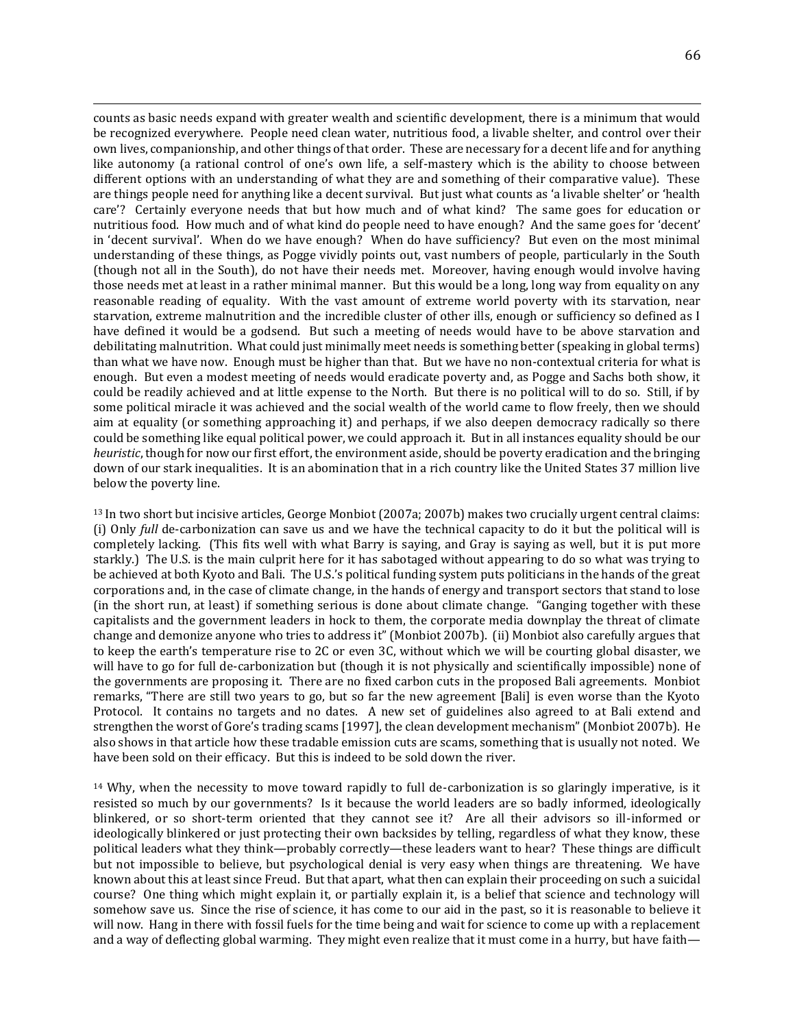counts as basic needs expand with greater wealth and scientific development, there is a minimum that would be recognized everywhere. People need clean water, nutritious food, a livable shelter, and control over their own lives, companionship, and other things of that order. These are necessary for a decent life and for anything like autonomy (a rational control of one's own life, a self-mastery which is the ability to choose between different options with an understanding of what they are and something of their comparative value). These are things people need for anything like a decent survival. But just what counts as 'a livable shelter' or 'health care'? Certainly everyone needs that but how much and of what kind? The same goes for education or nutritious food. How much and of what kind do people need to have enough? And the same goes for 'decent' in 'decent survival'. When do we have enough? When do have sufficiency? But even on the most minimal understanding of these things, as Pogge vividly points out, vast numbers of people, particularly in the South (though not all in the South), do not have their needs met. Moreover, having enough would involve having those needs met at least in a rather minimal manner. But this would be a long, long way from equality on any reasonable reading of equality. With the vast amount of extreme world poverty with its starvation, near starvation, extreme malnutrition and the incredible cluster of other ills, enough or sufficiency so defined as I have defined it would be a godsend. But such a meeting of needs would have to be above starvation and debilitating malnutrition. What could just minimally meet needs is something better (speaking in global terms) than what we have now. Enough must be higher than that. But we have no non-contextual criteria for what is enough. But even a modest meeting of needs would eradicate poverty and, as Pogge and Sachs both show, it could be readily achieved and at little expense to the North. But there is no political will to do so. Still, if by some political miracle it was achieved and the social wealth of the world came to flow freely, then we should aim at equality (or something approaching it) and perhaps, if we also deepen democracy radically so there could be something like equal political power, we could approach it. But in all instances equality should be our *heuristic*, though for now our first effort, the environment aside, should be poverty eradication and the bringing down of our stark inequalities. It is an abomination that in a rich country like the United States 37 million live below the poverty line.

[13] In two short but incisive articles, George Monbiot (2007a; 2007b) makes two crucially urgent central claims: (i) Only *full* de-carbonization can save us and we have the technical capacity to do it but the political will is completely lacking. (This fits well with what Barry is saying, and Gray is saying as well, but it is put more starkly.) The U.S. is the main culprit here for it has sabotaged without appearing to do so what was trying to be achieved at both Kyoto and Bali. The U.S.'s political funding system puts politicians in the hands of the great corporations and, in the case of climate change, in the hands of energy and transport sectors that stand to lose (in the short run, at least) if something serious is done about climate change. "Ganging together with these capitalists and the government leaders in hock to them, the corporate media downplay the threat of climate change and demonize anyone who tries to address it" (Monbiot 2007b). (ii) Monbiot also carefully argues that to keep the earth's temperature rise to 2C or even 3C, without which we will be courting global disaster, we will have to go for full de-carbonization but (though it is not physically and scientifically impossible) none of the governments are proposing it. There are no fixed carbon cuts in the proposed Bali agreements. Monbiot remarks, "There are still two years to go, but so far the new agreement [Bali] is even worse than the Kyoto Protocol. It contains no targets and no dates. A new set of guidelines also agreed to at Bali extend and strengthen the worst of Gore's trading scams [1997], the clean development mechanism" (Monbiot 2007b). He also shows in that article how these tradable emission cuts are scams, something that is usually not noted. We have been sold on their efficacy. But this is indeed to be sold down the river.

[14] Why, when the necessity to move toward rapidly to full de-carbonization is so glaringly imperative, is it resisted so much by our governments? Is it because the world leaders are so badly informed, ideologically blinkered, or so short-term oriented that they cannot see it? Are all their advisors so ill-informed or ideologically blinkered or just protecting their own backsides by telling, regardless of what they know, these political leaders what they think—probably correctly—these leaders want to hear? These things are difficult but not impossible to believe, but psychological denial is very easy when things are threatening. We have known about this at least since Freud. But that apart, what then can explain their proceeding on such a suicidal course? One thing which might explain it, or partially explain it, is a belief that science and technology will somehow save us. Since the rise of fossil science, it has come to our aid in the past, so it is reasonable to believe it will now. Hang in there with fossil fuels for the time being and wait for science to come up with a replacement and a way of deflecting global warming. They might even realize that it must come in a hurry, but have faith—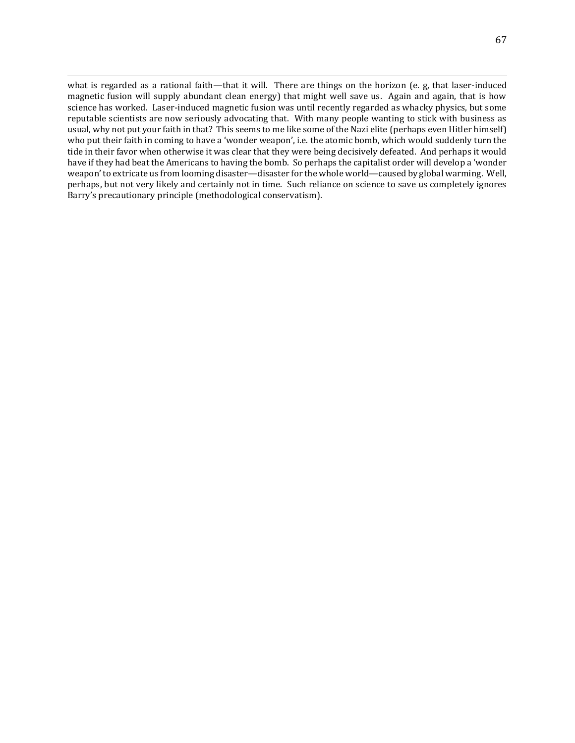what is regarded as a rational faith—that it will. There are things on the horizon (e. g, that laser-induced magnetic fusion will supply abundant clean energy) that might well save us. Again and again, that is how science has worked. Laser-induced magnetic fusion was until recently regarded as whacky physics, but some reputable scientists are now seriously advocating that. With many people wanting to stick with business as usual, why not put your faith in that? This seems to me like some of the Nazi elite (perhaps even Hitler himself) who put their faith in coming to have a 'wonder weapon', i.e. the atomic bomb, which would suddenly turn the tide in their favor when otherwise it was clear that they were being decisively defeated. And perhaps it would have if they had beat the Americans to having the bomb. So perhaps the capitalist order will develop a 'wonder weapon' to extricate us from looming disaster—disaster for the whole world—caused by global warming. Well, perhaps, but not very likely and certainly not in time. Such reliance on science to save us completely ignores Barry's precautionary principle (methodological conservatism).